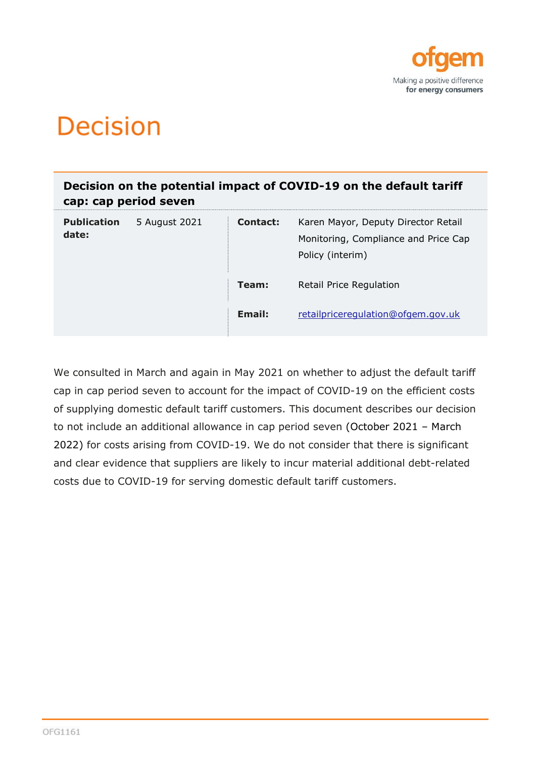# Decision

## Decision on the potential impact of COVID-19 on the default tariff cap: cap period seven

| | | | |
|---|---|---|---|
| **Publication date:** | 5 August 2021 | **Contact:** | Karen Mayor, Deputy Director Retail Monitoring, Compliance and Price Cap Policy (interim) |
| | | **Team:** | Retail Price Regulation |
| | | **Email:** | retailpriceregulation@ofgem.gov.uk |

We consulted in March and again in May 2021 on whether to adjust the default tariff cap in cap period seven to account for the impact of COVID-19 on the efficient costs of supplying domestic default tariff customers. This document describes our decision to not include an additional allowance in cap period seven (October 2021 – March 2022) for costs arising from COVID-19. We do not consider that there is significant and clear evidence that suppliers are likely to incur material additional debt-related costs due to COVID-19 for serving domestic default tariff customers.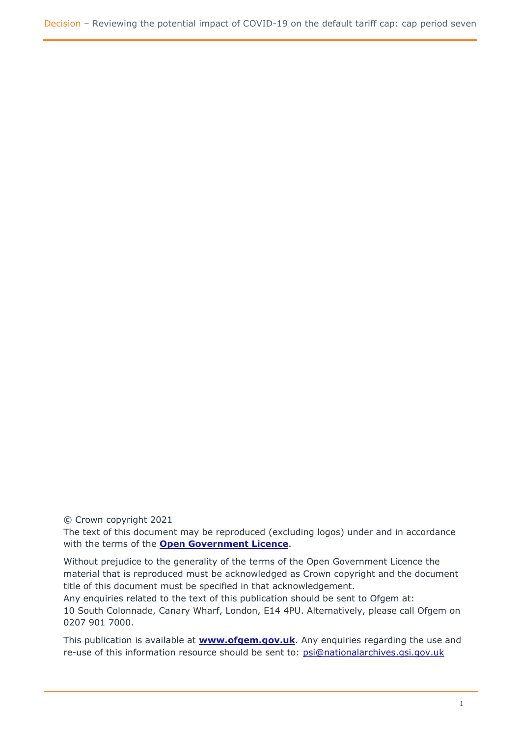© Crown copyright 2021

The text of this document may be reproduced (excluding logos) under and in accordance with the terms of the **Open Government Licence**.

Without prejudice to the generality of the terms of the Open Government Licence the material that is reproduced must be acknowledged as Crown copyright and the document title of this document must be specified in that acknowledgement.

Any enquiries related to the text of this publication should be sent to Ofgem at: 10 South Colonnade, Canary Wharf, London, E14 4PU. Alternatively, please call Ofgem on 0207 901 7000.

This publication is available at **www.ofgem.gov.uk**. Any enquiries regarding the use and re-use of this information resource should be sent to: psi@nationalarchives.gsi.gov.uk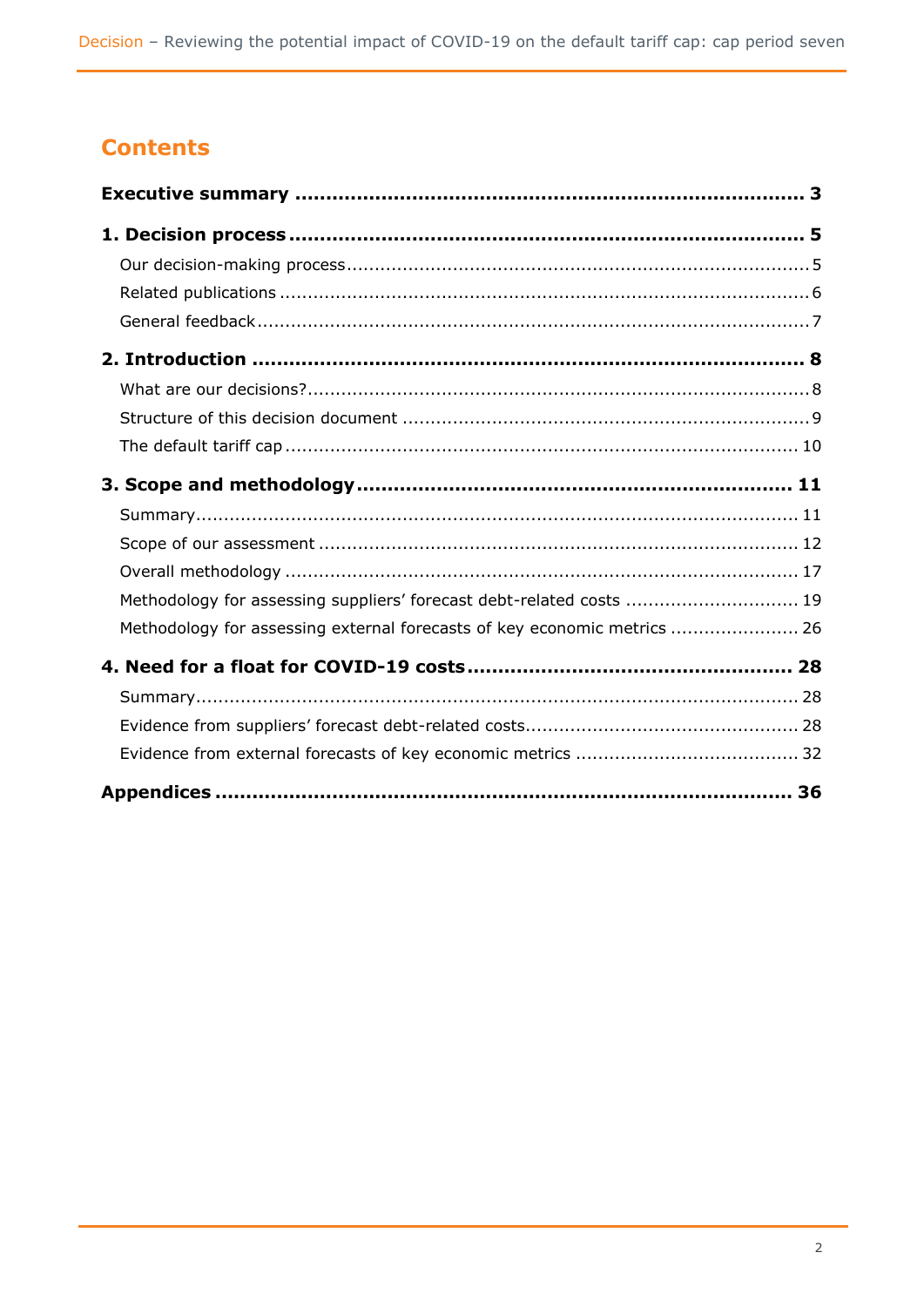# Contents

**Executive summary** ..... 3

**1. Decision process** ..... 5

- Our decision-making process ..... 5
- Related publications ..... 6
- General feedback ..... 7

**2. Introduction** ..... 8

- What are our decisions? ..... 8
- Structure of this decision document ..... 9
- The default tariff cap ..... 10

**3. Scope and methodology** ..... 11

- Summary ..... 11
- Scope of our assessment ..... 12
- Overall methodology ..... 17
- Methodology for assessing suppliers' forecast debt-related costs ..... 19
- Methodology for assessing external forecasts of key economic metrics ..... 26

**4. Need for a float for COVID-19 costs** ..... 28

- Summary ..... 28
- Evidence from suppliers' forecast debt-related costs ..... 28
- Evidence from external forecasts of key economic metrics ..... 32

**Appendices** ..... 36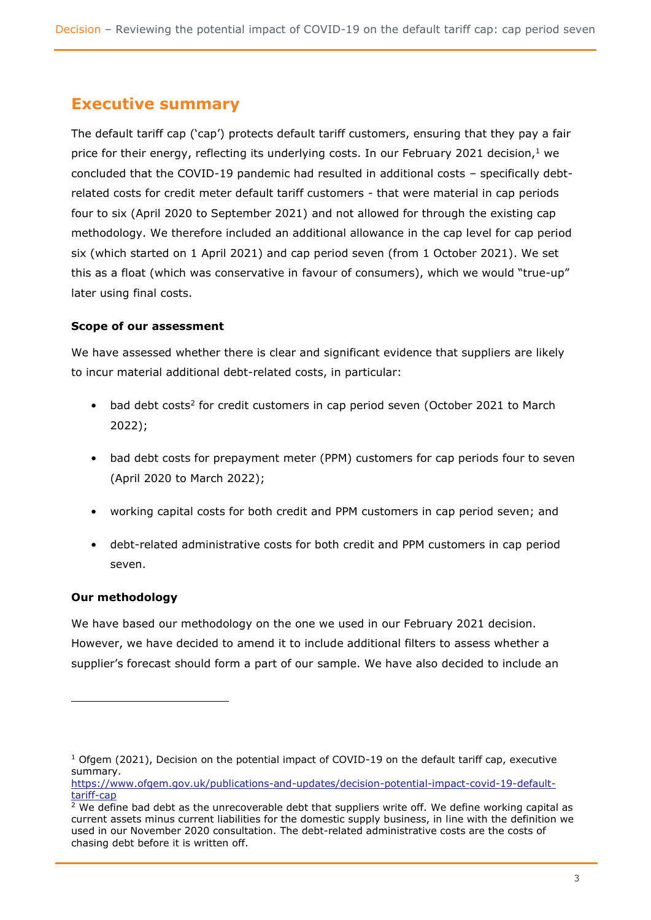## Executive summary

The default tariff cap ('cap') protects default tariff customers, ensuring that they pay a fair price for their energy, reflecting its underlying costs. In our February 2021 decision,[1] we concluded that the COVID-19 pandemic had resulted in additional costs – specifically debt-related costs for credit meter default tariff customers - that were material in cap periods four to six (April 2020 to September 2021) and not allowed for through the existing cap methodology. We therefore included an additional allowance in the cap level for cap period six (which started on 1 April 2021) and cap period seven (from 1 October 2021). We set this as a float (which was conservative in favour of consumers), which we would "true-up" later using final costs.

### Scope of our assessment

We have assessed whether there is clear and significant evidence that suppliers are likely to incur material additional debt-related costs, in particular:

- bad debt costs[2] for credit customers in cap period seven (October 2021 to March 2022);
- bad debt costs for prepayment meter (PPM) customers for cap periods four to seven (April 2020 to March 2022);
- working capital costs for both credit and PPM customers in cap period seven; and
- debt-related administrative costs for both credit and PPM customers in cap period seven.

### Our methodology

We have based our methodology on the one we used in our February 2021 decision. However, we have decided to amend it to include additional filters to assess whether a supplier's forecast should form a part of our sample. We have also decided to include an

---

[1] Ofgem (2021), Decision on the potential impact of COVID-19 on the default tariff cap, executive summary. https://www.ofgem.gov.uk/publications-and-updates/decision-potential-impact-covid-19-default-tariff-cap

[2] We define bad debt as the unrecoverable debt that suppliers write off. We define working capital as current assets minus current liabilities for the domestic supply business, in line with the definition we used in our November 2020 consultation. The debt-related administrative costs are the costs of chasing debt before it is written off.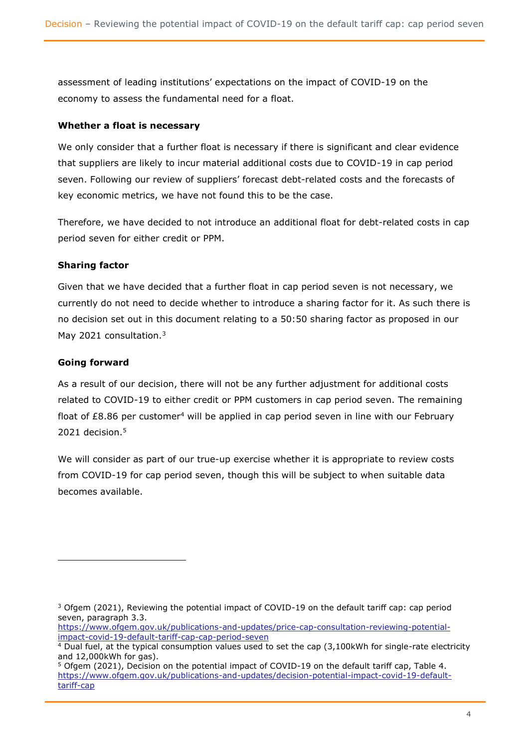assessment of leading institutions' expectations on the impact of COVID-19 on the economy to assess the fundamental need for a float.

### Whether a float is necessary

We only consider that a further float is necessary if there is significant and clear evidence that suppliers are likely to incur material additional costs due to COVID-19 in cap period seven. Following our review of suppliers' forecast debt-related costs and the forecasts of key economic metrics, we have not found this to be the case.

Therefore, we have decided to not introduce an additional float for debt-related costs in cap period seven for either credit or PPM.

### Sharing factor

Given that we have decided that a further float in cap period seven is not necessary, we currently do not need to decide whether to introduce a sharing factor for it. As such there is no decision set out in this document relating to a 50:50 sharing factor as proposed in our May 2021 consultation.[3]

### Going forward

As a result of our decision, there will not be any further adjustment for additional costs related to COVID-19 to either credit or PPM customers in cap period seven. The remaining float of £8.86 per customer[4] will be applied in cap period seven in line with our February 2021 decision.[5]

We will consider as part of our true-up exercise whether it is appropriate to review costs from COVID-19 for cap period seven, though this will be subject to when suitable data becomes available.

---

[3] Ofgem (2021), Reviewing the potential impact of COVID-19 on the default tariff cap: cap period seven, paragraph 3.3. https://www.ofgem.gov.uk/publications-and-updates/price-cap-consultation-reviewing-potential-impact-covid-19-default-tariff-cap-cap-period-seven

[4] Dual fuel, at the typical consumption values used to set the cap (3,100kWh for single-rate electricity and 12,000kWh for gas).

[5] Ofgem (2021), Decision on the potential impact of COVID-19 on the default tariff cap, Table 4. https://www.ofgem.gov.uk/publications-and-updates/decision-potential-impact-covid-19-default-tariff-cap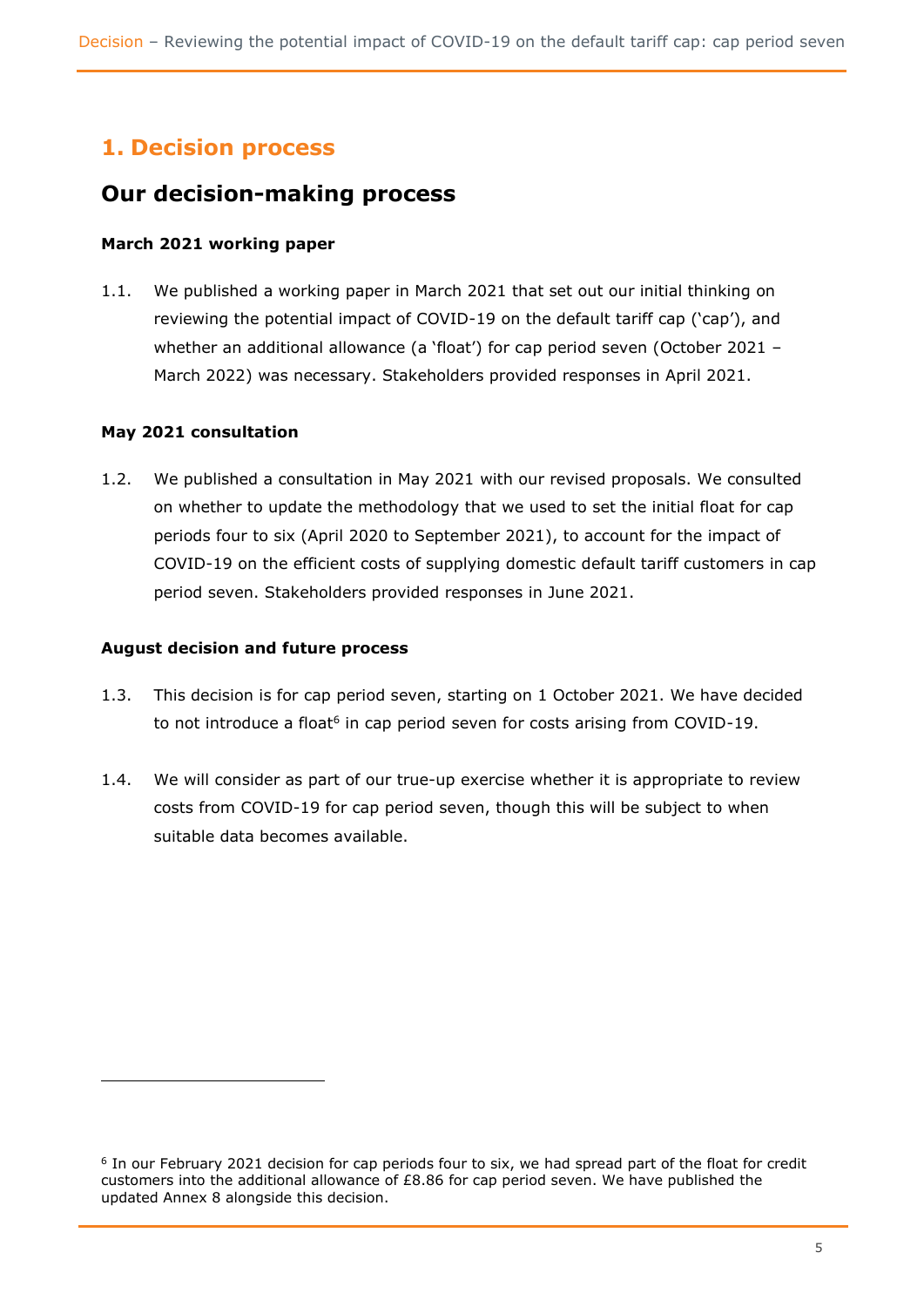# 1. Decision process

## Our decision-making process

### March 2021 working paper

1.1. We published a working paper in March 2021 that set out our initial thinking on reviewing the potential impact of COVID-19 on the default tariff cap ('cap'), and whether an additional allowance (a 'float') for cap period seven (October 2021 – March 2022) was necessary. Stakeholders provided responses in April 2021.

### May 2021 consultation

1.2. We published a consultation in May 2021 with our revised proposals. We consulted on whether to update the methodology that we used to set the initial float for cap periods four to six (April 2020 to September 2021), to account for the impact of COVID-19 on the efficient costs of supplying domestic default tariff customers in cap period seven. Stakeholders provided responses in June 2021.

### August decision and future process

1.3. This decision is for cap period seven, starting on 1 October 2021. We have decided to not introduce a float[6] in cap period seven for costs arising from COVID-19.

1.4. We will consider as part of our true-up exercise whether it is appropriate to review costs from COVID-19 for cap period seven, though this will be subject to when suitable data becomes available.

---

[6] In our February 2021 decision for cap periods four to six, we had spread part of the float for credit customers into the additional allowance of £8.86 for cap period seven. We have published the updated Annex 8 alongside this decision.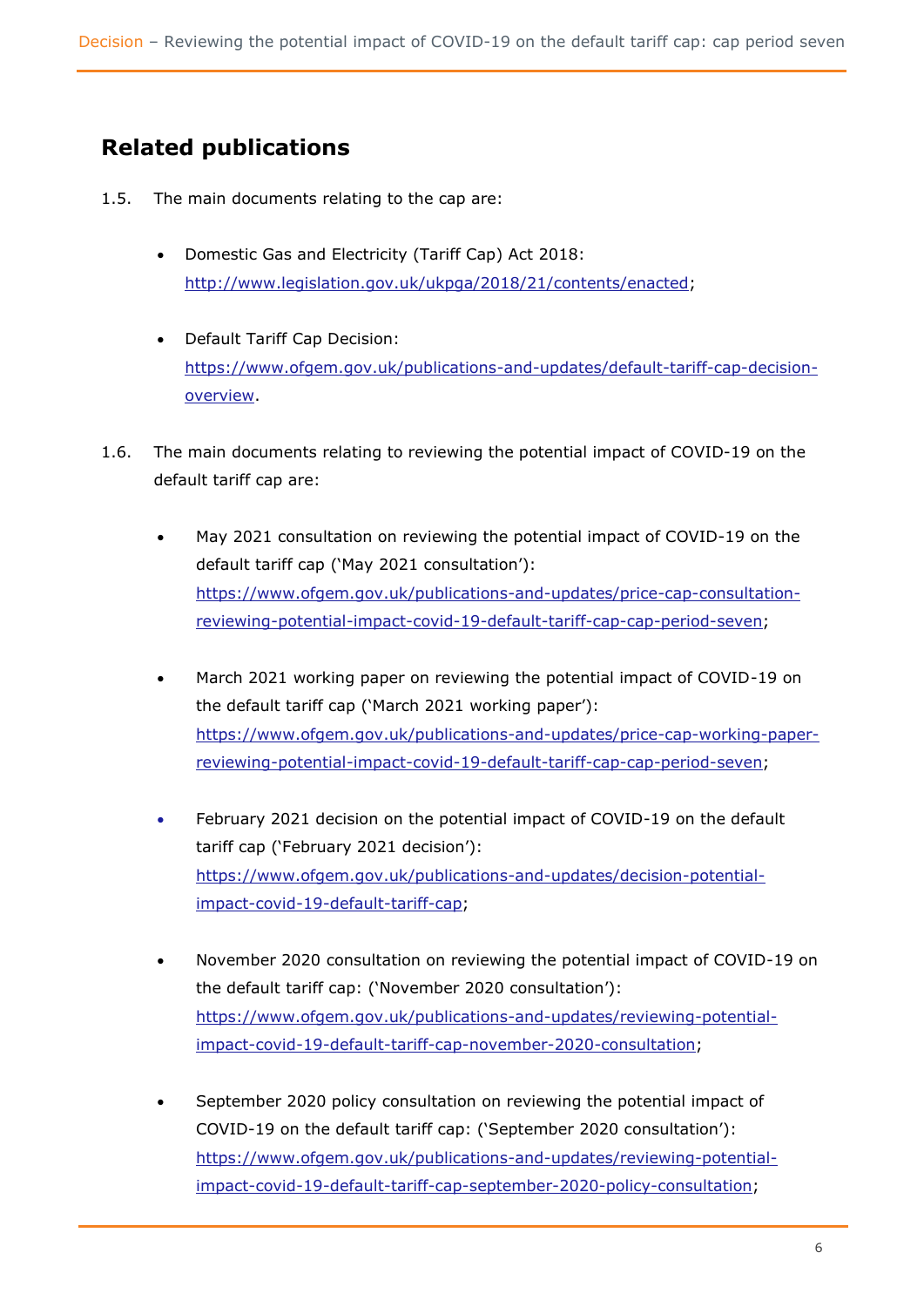## Related publications

1.5. The main documents relating to the cap are:

- Domestic Gas and Electricity (Tariff Cap) Act 2018: http://www.legislation.gov.uk/ukpga/2018/21/contents/enacted;
- Default Tariff Cap Decision: https://www.ofgem.gov.uk/publications-and-updates/default-tariff-cap-decision-overview.

1.6. The main documents relating to reviewing the potential impact of COVID-19 on the default tariff cap are:

- May 2021 consultation on reviewing the potential impact of COVID-19 on the default tariff cap ('May 2021 consultation'): https://www.ofgem.gov.uk/publications-and-updates/price-cap-consultation-reviewing-potential-impact-covid-19-default-tariff-cap-cap-period-seven;
- March 2021 working paper on reviewing the potential impact of COVID-19 on the default tariff cap ('March 2021 working paper'): https://www.ofgem.gov.uk/publications-and-updates/price-cap-working-paper-reviewing-potential-impact-covid-19-default-tariff-cap-cap-period-seven;
- February 2021 decision on the potential impact of COVID-19 on the default tariff cap ('February 2021 decision'): https://www.ofgem.gov.uk/publications-and-updates/decision-potential-impact-covid-19-default-tariff-cap;
- November 2020 consultation on reviewing the potential impact of COVID-19 on the default tariff cap: ('November 2020 consultation'): https://www.ofgem.gov.uk/publications-and-updates/reviewing-potential-impact-covid-19-default-tariff-cap-november-2020-consultation;
- September 2020 policy consultation on reviewing the potential impact of COVID-19 on the default tariff cap: ('September 2020 consultation'): https://www.ofgem.gov.uk/publications-and-updates/reviewing-potential-impact-covid-19-default-tariff-cap-september-2020-policy-consultation;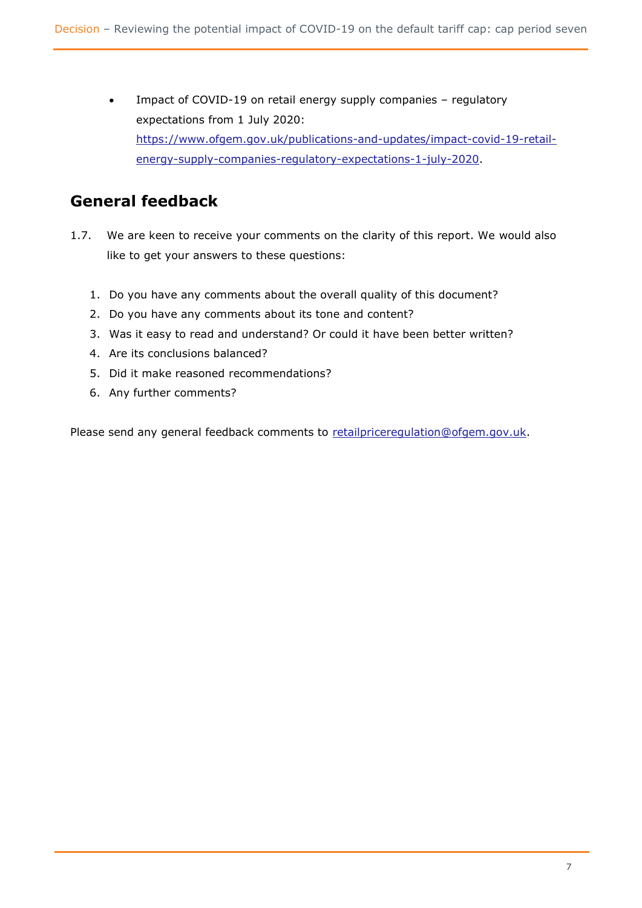- Impact of COVID-19 on retail energy supply companies – regulatory expectations from 1 July 2020: https://www.ofgem.gov.uk/publications-and-updates/impact-covid-19-retail-energy-supply-companies-regulatory-expectations-1-july-2020.

## General feedback

1.7. We are keen to receive your comments on the clarity of this report. We would also like to get your answers to these questions:

1. Do you have any comments about the overall quality of this document?
2. Do you have any comments about its tone and content?
3. Was it easy to read and understand? Or could it have been better written?
4. Are its conclusions balanced?
5. Did it make reasoned recommendations?
6. Any further comments?

Please send any general feedback comments to retailpriceregulation@ofgem.gov.uk.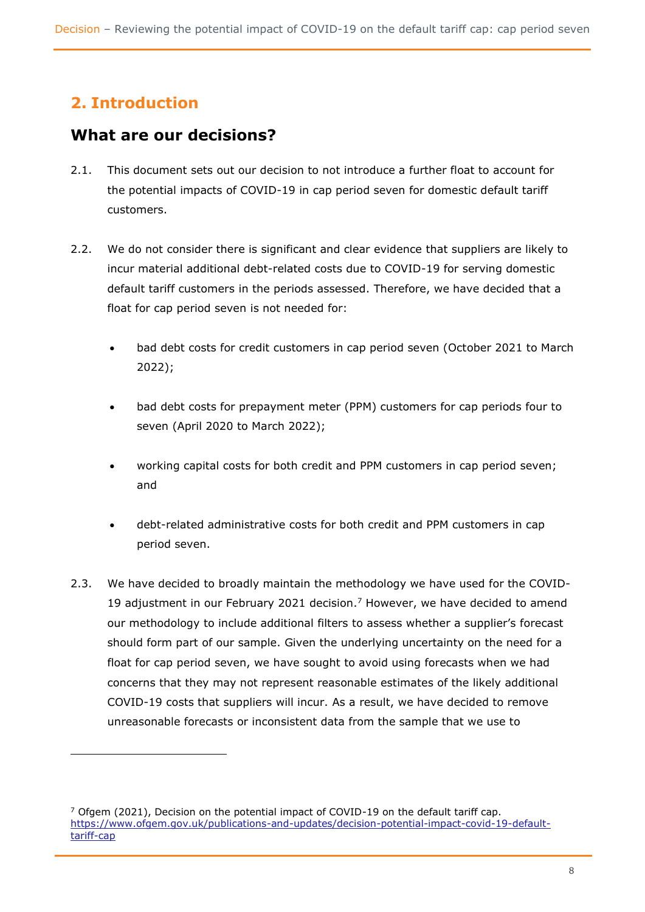## 2. Introduction

### What are our decisions?

2.1. This document sets out our decision to not introduce a further float to account for the potential impacts of COVID-19 in cap period seven for domestic default tariff customers.

2.2. We do not consider there is significant and clear evidence that suppliers are likely to incur material additional debt-related costs due to COVID-19 for serving domestic default tariff customers in the periods assessed. Therefore, we have decided that a float for cap period seven is not needed for:

- bad debt costs for credit customers in cap period seven (October 2021 to March 2022);
- bad debt costs for prepayment meter (PPM) customers for cap periods four to seven (April 2020 to March 2022);
- working capital costs for both credit and PPM customers in cap period seven; and
- debt-related administrative costs for both credit and PPM customers in cap period seven.

2.3. We have decided to broadly maintain the methodology we have used for the COVID-19 adjustment in our February 2021 decision.[7] However, we have decided to amend our methodology to include additional filters to assess whether a supplier's forecast should form part of our sample. Given the underlying uncertainty on the need for a float for cap period seven, we have sought to avoid using forecasts when we had concerns that they may not represent reasonable estimates of the likely additional COVID-19 costs that suppliers will incur. As a result, we have decided to remove unreasonable forecasts or inconsistent data from the sample that we use to

[7] Ofgem (2021), Decision on the potential impact of COVID-19 on the default tariff cap. https://www.ofgem.gov.uk/publications-and-updates/decision-potential-impact-covid-19-default-tariff-cap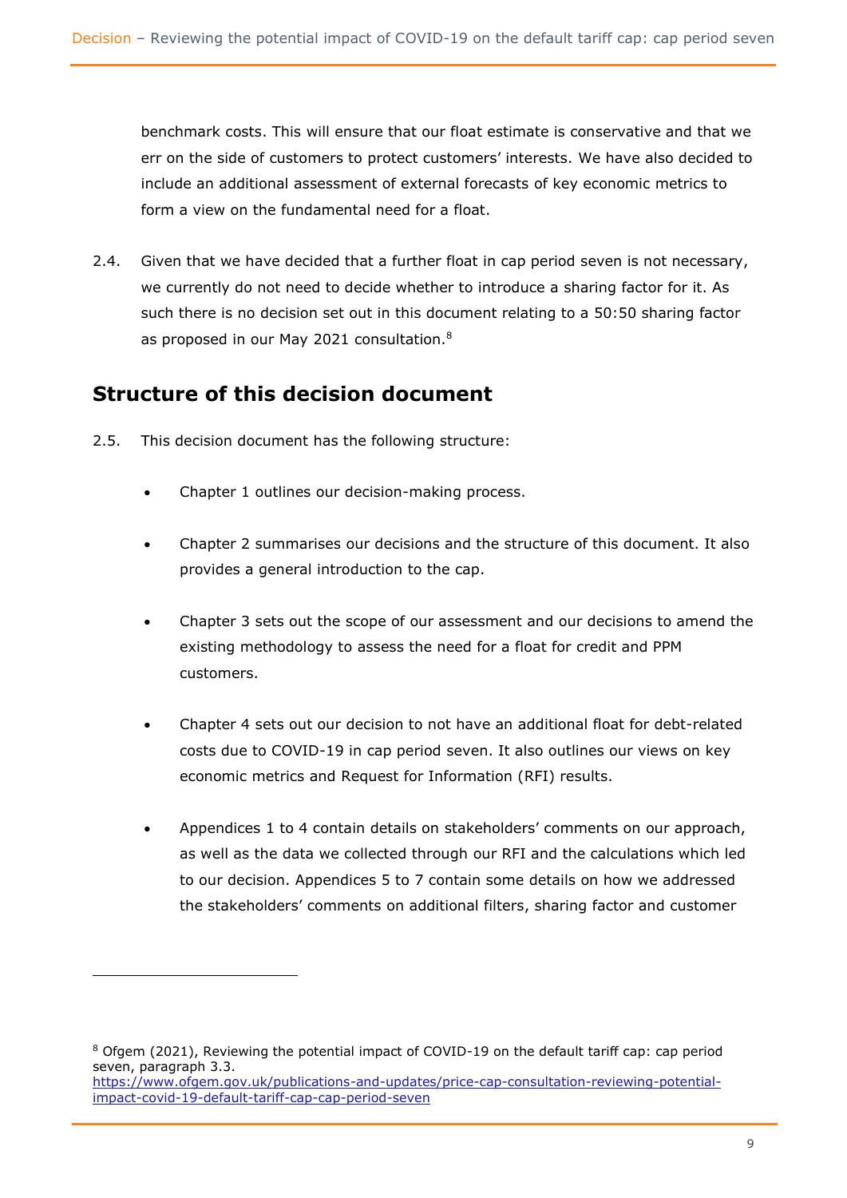benchmark costs. This will ensure that our float estimate is conservative and that we err on the side of customers to protect customers' interests. We have also decided to include an additional assessment of external forecasts of key economic metrics to form a view on the fundamental need for a float.

2.4. Given that we have decided that a further float in cap period seven is not necessary, we currently do not need to decide whether to introduce a sharing factor for it. As such there is no decision set out in this document relating to a 50:50 sharing factor as proposed in our May 2021 consultation.[8]

## Structure of this decision document

2.5. This decision document has the following structure:

- Chapter 1 outlines our decision-making process.
- Chapter 2 summarises our decisions and the structure of this document. It also provides a general introduction to the cap.
- Chapter 3 sets out the scope of our assessment and our decisions to amend the existing methodology to assess the need for a float for credit and PPM customers.
- Chapter 4 sets out our decision to not have an additional float for debt-related costs due to COVID-19 in cap period seven. It also outlines our views on key economic metrics and Request for Information (RFI) results.
- Appendices 1 to 4 contain details on stakeholders' comments on our approach, as well as the data we collected through our RFI and the calculations which led to our decision. Appendices 5 to 7 contain some details on how we addressed the stakeholders' comments on additional filters, sharing factor and customer

[8] Ofgem (2021), Reviewing the potential impact of COVID-19 on the default tariff cap: cap period seven, paragraph 3.3. https://www.ofgem.gov.uk/publications-and-updates/price-cap-consultation-reviewing-potential-impact-covid-19-default-tariff-cap-cap-period-seven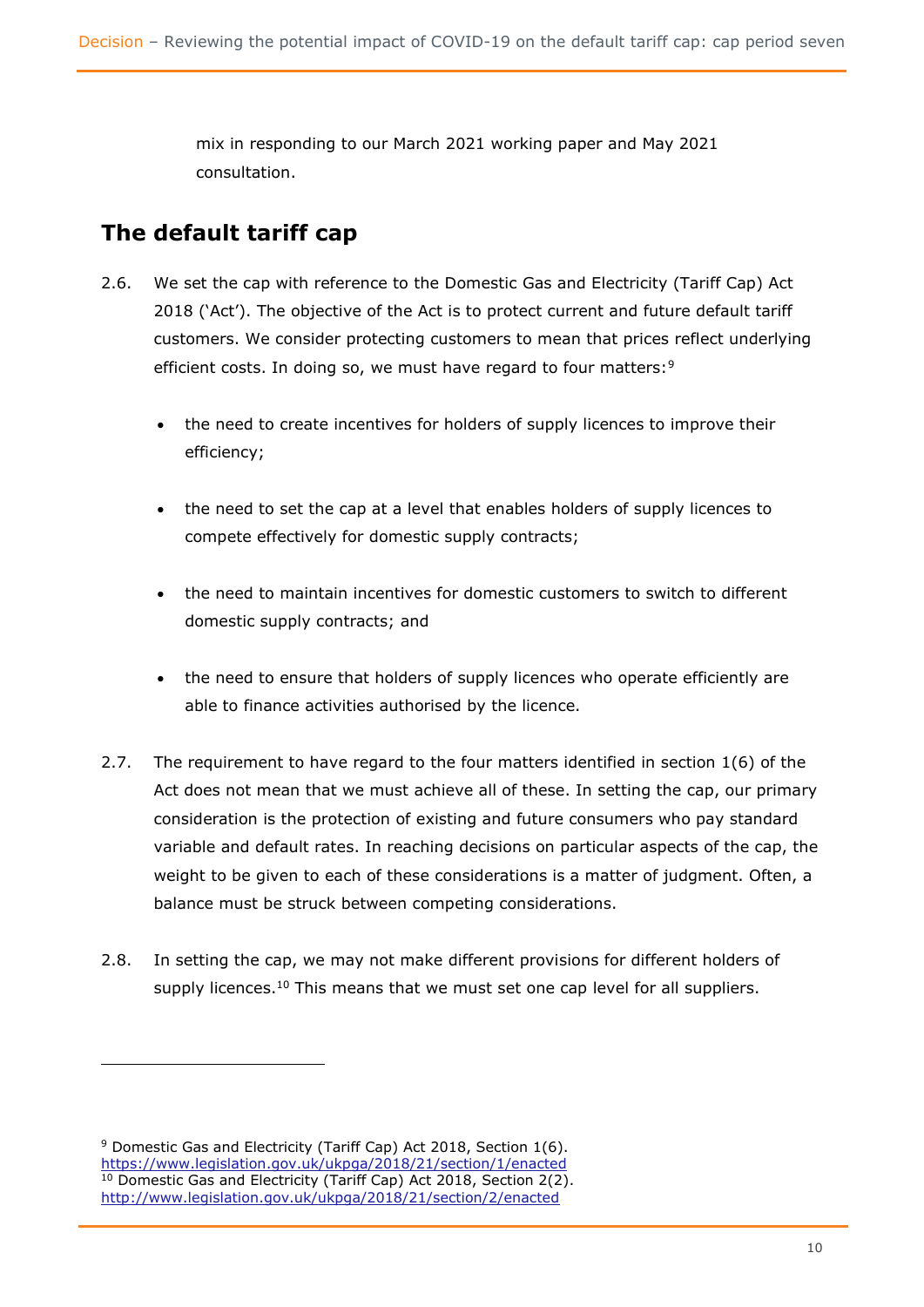mix in responding to our March 2021 working paper and May 2021 consultation.

## The default tariff cap

2.6. We set the cap with reference to the Domestic Gas and Electricity (Tariff Cap) Act 2018 ('Act'). The objective of the Act is to protect current and future default tariff customers. We consider protecting customers to mean that prices reflect underlying efficient costs. In doing so, we must have regard to four matters:[9]

- the need to create incentives for holders of supply licences to improve their efficiency;
- the need to set the cap at a level that enables holders of supply licences to compete effectively for domestic supply contracts;
- the need to maintain incentives for domestic customers to switch to different domestic supply contracts; and
- the need to ensure that holders of supply licences who operate efficiently are able to finance activities authorised by the licence.

2.7. The requirement to have regard to the four matters identified in section 1(6) of the Act does not mean that we must achieve all of these. In setting the cap, our primary consideration is the protection of existing and future consumers who pay standard variable and default rates. In reaching decisions on particular aspects of the cap, the weight to be given to each of these considerations is a matter of judgment. Often, a balance must be struck between competing considerations.

2.8. In setting the cap, we may not make different provisions for different holders of supply licences.[10] This means that we must set one cap level for all suppliers.

[9] Domestic Gas and Electricity (Tariff Cap) Act 2018, Section 1(6). https://www.legislation.gov.uk/ukpga/2018/21/section/1/enacted

[10] Domestic Gas and Electricity (Tariff Cap) Act 2018, Section 2(2). http://www.legislation.gov.uk/ukpga/2018/21/section/2/enacted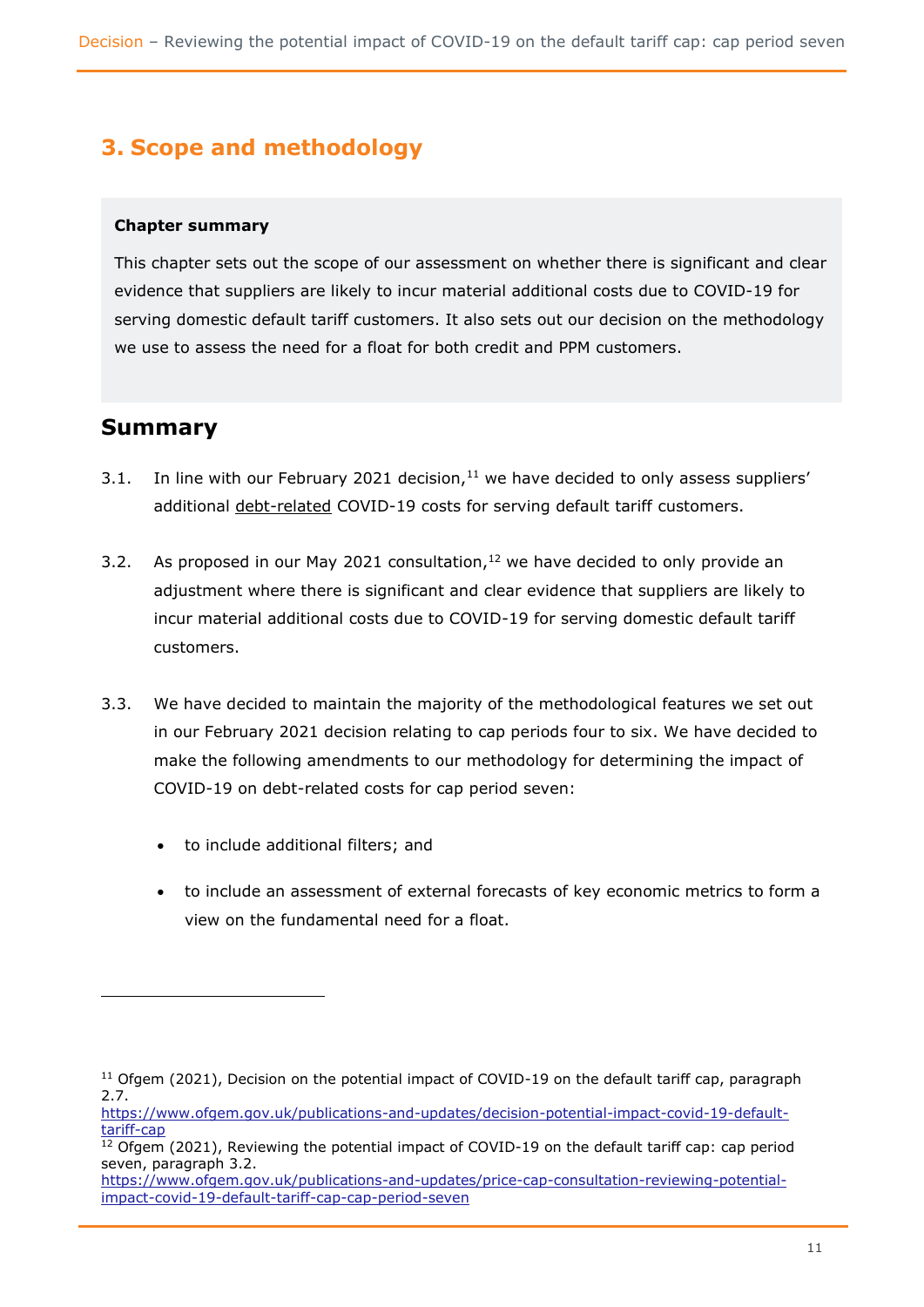## 3. Scope and methodology

**Chapter summary**

This chapter sets out the scope of our assessment on whether there is significant and clear evidence that suppliers are likely to incur material additional costs due to COVID-19 for serving domestic default tariff customers. It also sets out our decision on the methodology we use to assess the need for a float for both credit and PPM customers.

## Summary

3.1. In line with our February 2021 decision,[11] we have decided to only assess suppliers' additional debt-related COVID-19 costs for serving default tariff customers.

3.2. As proposed in our May 2021 consultation,[12] we have decided to only provide an adjustment where there is significant and clear evidence that suppliers are likely to incur material additional costs due to COVID-19 for serving domestic default tariff customers.

3.3. We have decided to maintain the majority of the methodological features we set out in our February 2021 decision relating to cap periods four to six. We have decided to make the following amendments to our methodology for determining the impact of COVID-19 on debt-related costs for cap period seven:

- to include additional filters; and
- to include an assessment of external forecasts of key economic metrics to form a view on the fundamental need for a float.

---

[11] Ofgem (2021), Decision on the potential impact of COVID-19 on the default tariff cap, paragraph 2.7. https://www.ofgem.gov.uk/publications-and-updates/decision-potential-impact-covid-19-default-tariff-cap

[12] Ofgem (2021), Reviewing the potential impact of COVID-19 on the default tariff cap: cap period seven, paragraph 3.2. https://www.ofgem.gov.uk/publications-and-updates/price-cap-consultation-reviewing-potential-impact-covid-19-default-tariff-cap-cap-period-seven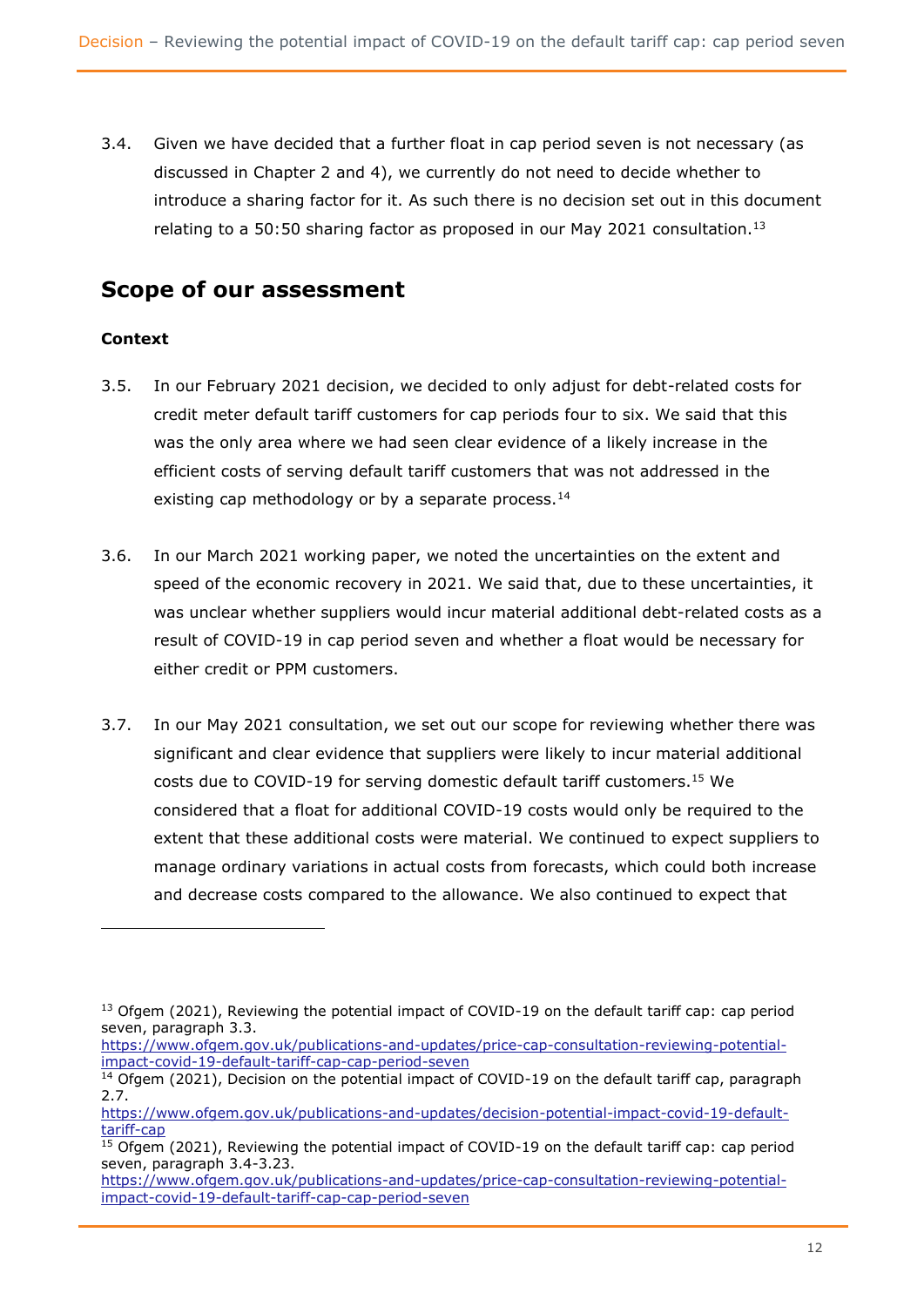3.4. Given we have decided that a further float in cap period seven is not necessary (as discussed in Chapter 2 and 4), we currently do not need to decide whether to introduce a sharing factor for it. As such there is no decision set out in this document relating to a 50:50 sharing factor as proposed in our May 2021 consultation.[13]

## Scope of our assessment

### Context

3.5. In our February 2021 decision, we decided to only adjust for debt-related costs for credit meter default tariff customers for cap periods four to six. We said that this was the only area where we had seen clear evidence of a likely increase in the efficient costs of serving default tariff customers that was not addressed in the existing cap methodology or by a separate process.[14]

3.6. In our March 2021 working paper, we noted the uncertainties on the extent and speed of the economic recovery in 2021. We said that, due to these uncertainties, it was unclear whether suppliers would incur material additional debt-related costs as a result of COVID-19 in cap period seven and whether a float would be necessary for either credit or PPM customers.

3.7. In our May 2021 consultation, we set out our scope for reviewing whether there was significant and clear evidence that suppliers were likely to incur material additional costs due to COVID-19 for serving domestic default tariff customers.[15] We considered that a float for additional COVID-19 costs would only be required to the extent that these additional costs were material. We continued to expect suppliers to manage ordinary variations in actual costs from forecasts, which could both increase and decrease costs compared to the allowance. We also continued to expect that

---

[13] Ofgem (2021), Reviewing the potential impact of COVID-19 on the default tariff cap: cap period seven, paragraph 3.3. https://www.ofgem.gov.uk/publications-and-updates/price-cap-consultation-reviewing-potential-impact-covid-19-default-tariff-cap-cap-period-seven

[14] Ofgem (2021), Decision on the potential impact of COVID-19 on the default tariff cap, paragraph 2.7. https://www.ofgem.gov.uk/publications-and-updates/decision-potential-impact-covid-19-default-tariff-cap

[15] Ofgem (2021), Reviewing the potential impact of COVID-19 on the default tariff cap: cap period seven, paragraph 3.4-3.23. https://www.ofgem.gov.uk/publications-and-updates/price-cap-consultation-reviewing-potential-impact-covid-19-default-tariff-cap-cap-period-seven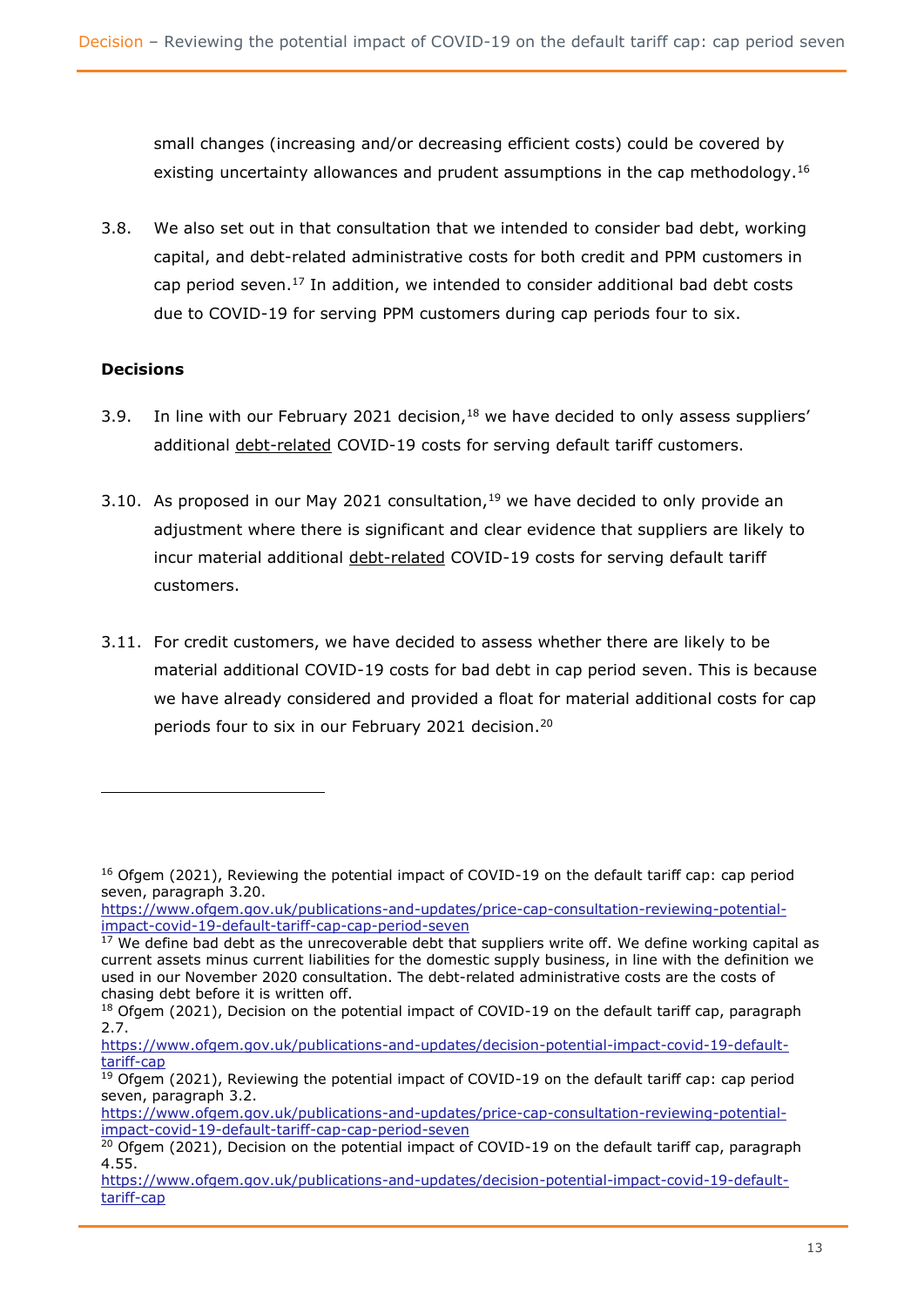small changes (increasing and/or decreasing efficient costs) could be covered by existing uncertainty allowances and prudent assumptions in the cap methodology.[16]

3.8. We also set out in that consultation that we intended to consider bad debt, working capital, and debt-related administrative costs for both credit and PPM customers in cap period seven.[17] In addition, we intended to consider additional bad debt costs due to COVID-19 for serving PPM customers during cap periods four to six.

**Decisions**

3.9. In line with our February 2021 decision,[18] we have decided to only assess suppliers' additional debt-related COVID-19 costs for serving default tariff customers.

3.10. As proposed in our May 2021 consultation,[19] we have decided to only provide an adjustment where there is significant and clear evidence that suppliers are likely to incur material additional debt-related COVID-19 costs for serving default tariff customers.

3.11. For credit customers, we have decided to assess whether there are likely to be material additional COVID-19 costs for bad debt in cap period seven. This is because we have already considered and provided a float for material additional costs for cap periods four to six in our February 2021 decision.[20]

---

[16] Ofgem (2021), Reviewing the potential impact of COVID-19 on the default tariff cap: cap period seven, paragraph 3.20. https://www.ofgem.gov.uk/publications-and-updates/price-cap-consultation-reviewing-potential-impact-covid-19-default-tariff-cap-cap-period-seven

[17] We define bad debt as the unrecoverable debt that suppliers write off. We define working capital as current assets minus current liabilities for the domestic supply business, in line with the definition we used in our November 2020 consultation. The debt-related administrative costs are the costs of chasing debt before it is written off.

[18] Ofgem (2021), Decision on the potential impact of COVID-19 on the default tariff cap, paragraph 2.7. https://www.ofgem.gov.uk/publications-and-updates/decision-potential-impact-covid-19-default-tariff-cap

[19] Ofgem (2021), Reviewing the potential impact of COVID-19 on the default tariff cap: cap period seven, paragraph 3.2. https://www.ofgem.gov.uk/publications-and-updates/price-cap-consultation-reviewing-potential-impact-covid-19-default-tariff-cap-cap-period-seven

[20] Ofgem (2021), Decision on the potential impact of COVID-19 on the default tariff cap, paragraph 4.55. https://www.ofgem.gov.uk/publications-and-updates/decision-potential-impact-covid-19-default-tariff-cap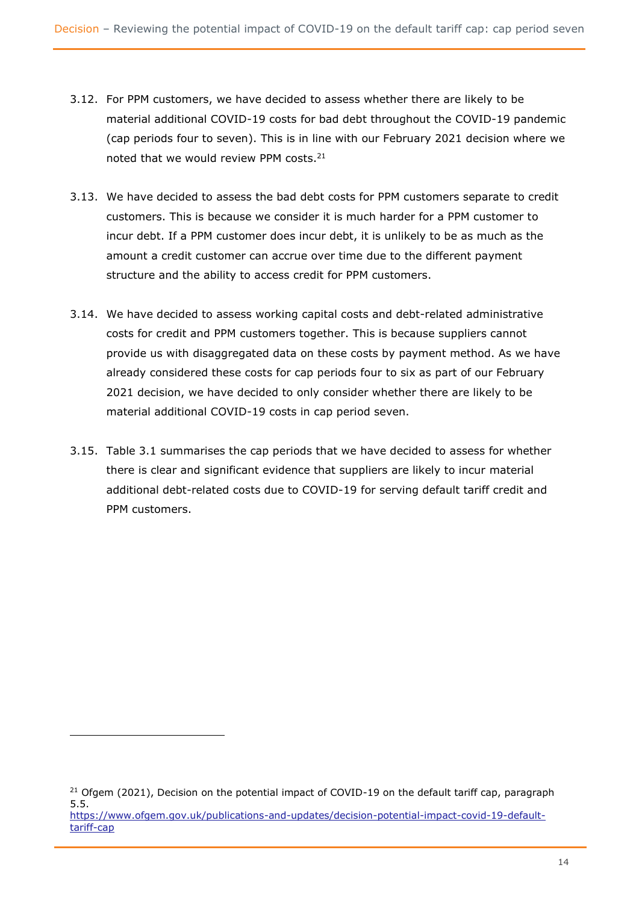3.12. For PPM customers, we have decided to assess whether there are likely to be material additional COVID-19 costs for bad debt throughout the COVID-19 pandemic (cap periods four to seven). This is in line with our February 2021 decision where we noted that we would review PPM costs.[21]

3.13. We have decided to assess the bad debt costs for PPM customers separate to credit customers. This is because we consider it is much harder for a PPM customer to incur debt. If a PPM customer does incur debt, it is unlikely to be as much as the amount a credit customer can accrue over time due to the different payment structure and the ability to access credit for PPM customers.

3.14. We have decided to assess working capital costs and debt-related administrative costs for credit and PPM customers together. This is because suppliers cannot provide us with disaggregated data on these costs by payment method. As we have already considered these costs for cap periods four to six as part of our February 2021 decision, we have decided to only consider whether there are likely to be material additional COVID-19 costs in cap period seven.

3.15. Table 3.1 summarises the cap periods that we have decided to assess for whether there is clear and significant evidence that suppliers are likely to incur material additional debt-related costs due to COVID-19 for serving default tariff credit and PPM customers.

[21] Ofgem (2021), Decision on the potential impact of COVID-19 on the default tariff cap, paragraph 5.5. [https://www.ofgem.gov.uk/publications-and-updates/decision-potential-impact-covid-19-default-tariff-cap](https://www.ofgem.gov.uk/publications-and-updates/decision-potential-impact-covid-19-default-tariff-cap)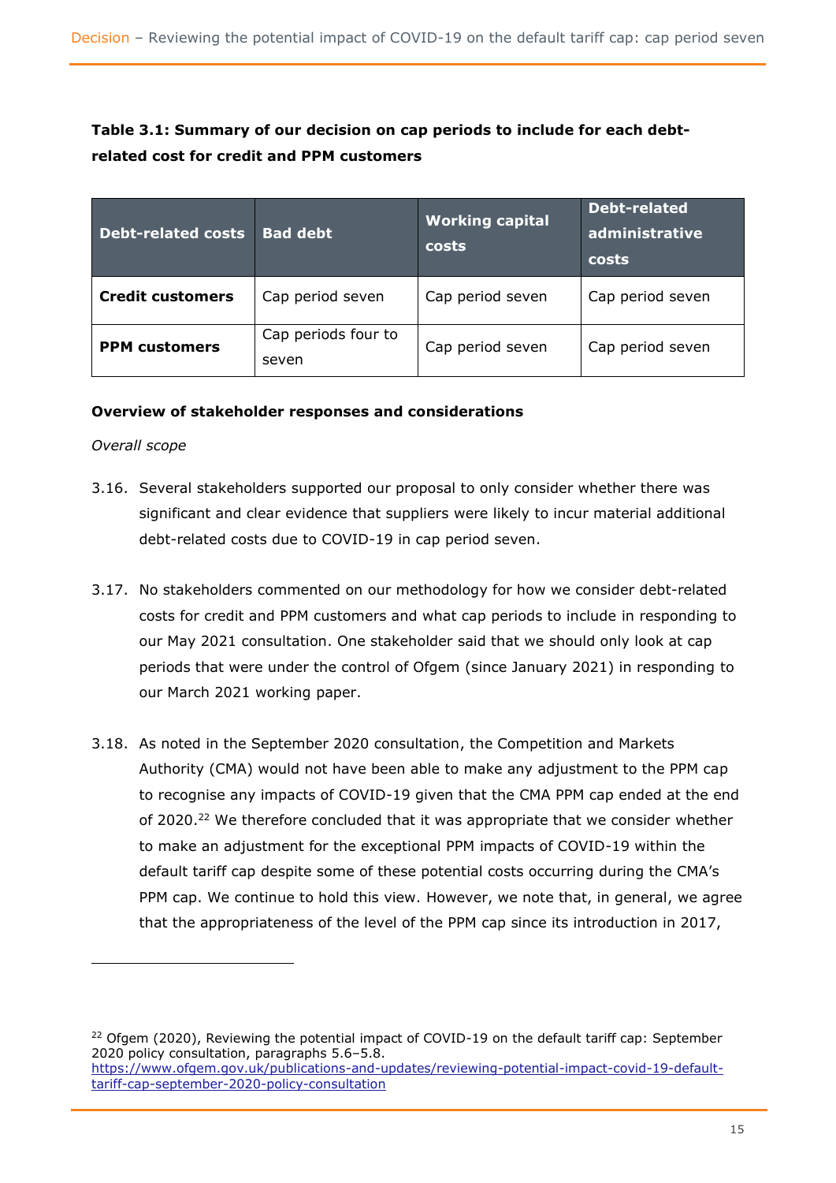**Table 3.1: Summary of our decision on cap periods to include for each debt-related cost for credit and PPM customers**

| Debt-related costs | Bad debt | Working capital costs | Debt-related administrative costs |
|---|---|---|---|
| **Credit customers** | Cap period seven | Cap period seven | Cap period seven |
| **PPM customers** | Cap periods four to seven | Cap period seven | Cap period seven |

**Overview of stakeholder responses and considerations**

*Overall scope*

3.16. Several stakeholders supported our proposal to only consider whether there was significant and clear evidence that suppliers were likely to incur material additional debt-related costs due to COVID-19 in cap period seven.

3.17. No stakeholders commented on our methodology for how we consider debt-related costs for credit and PPM customers and what cap periods to include in responding to our May 2021 consultation. One stakeholder said that we should only look at cap periods that were under the control of Ofgem (since January 2021) in responding to our March 2021 working paper.

3.18. As noted in the September 2020 consultation, the Competition and Markets Authority (CMA) would not have been able to make any adjustment to the PPM cap to recognise any impacts of COVID-19 given that the CMA PPM cap ended at the end of 2020.[22] We therefore concluded that it was appropriate that we consider whether to make an adjustment for the exceptional PPM impacts of COVID-19 within the default tariff cap despite some of these potential costs occurring during the CMA's PPM cap. We continue to hold this view. However, we note that, in general, we agree that the appropriateness of the level of the PPM cap since its introduction in 2017,

[22] Ofgem (2020), Reviewing the potential impact of COVID-19 on the default tariff cap: September 2020 policy consultation, paragraphs 5.6–5.8. https://www.ofgem.gov.uk/publications-and-updates/reviewing-potential-impact-covid-19-default-tariff-cap-september-2020-policy-consultation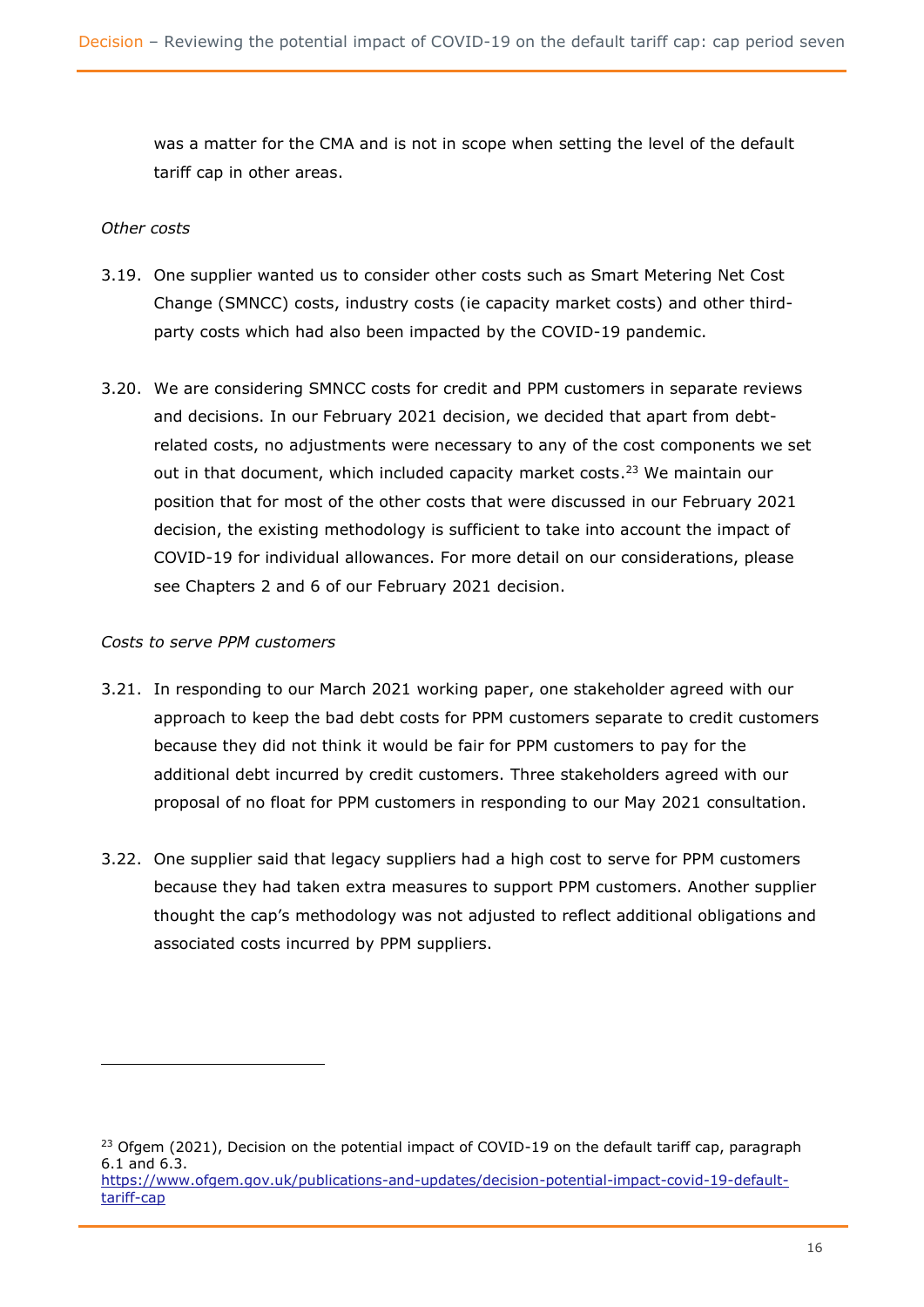was a matter for the CMA and is not in scope when setting the level of the default tariff cap in other areas.

*Other costs*

3.19. One supplier wanted us to consider other costs such as Smart Metering Net Cost Change (SMNCC) costs, industry costs (ie capacity market costs) and other third-party costs which had also been impacted by the COVID-19 pandemic.

3.20. We are considering SMNCC costs for credit and PPM customers in separate reviews and decisions. In our February 2021 decision, we decided that apart from debt-related costs, no adjustments were necessary to any of the cost components we set out in that document, which included capacity market costs.[23] We maintain our position that for most of the other costs that were discussed in our February 2021 decision, the existing methodology is sufficient to take into account the impact of COVID-19 for individual allowances. For more detail on our considerations, please see Chapters 2 and 6 of our February 2021 decision.

*Costs to serve PPM customers*

3.21. In responding to our March 2021 working paper, one stakeholder agreed with our approach to keep the bad debt costs for PPM customers separate to credit customers because they did not think it would be fair for PPM customers to pay for the additional debt incurred by credit customers. Three stakeholders agreed with our proposal of no float for PPM customers in responding to our May 2021 consultation.

3.22. One supplier said that legacy suppliers had a high cost to serve for PPM customers because they had taken extra measures to support PPM customers. Another supplier thought the cap's methodology was not adjusted to reflect additional obligations and associated costs incurred by PPM suppliers.

---

[23] Ofgem (2021), Decision on the potential impact of COVID-19 on the default tariff cap, paragraph 6.1 and 6.3.
https://www.ofgem.gov.uk/publications-and-updates/decision-potential-impact-covid-19-default-tariff-cap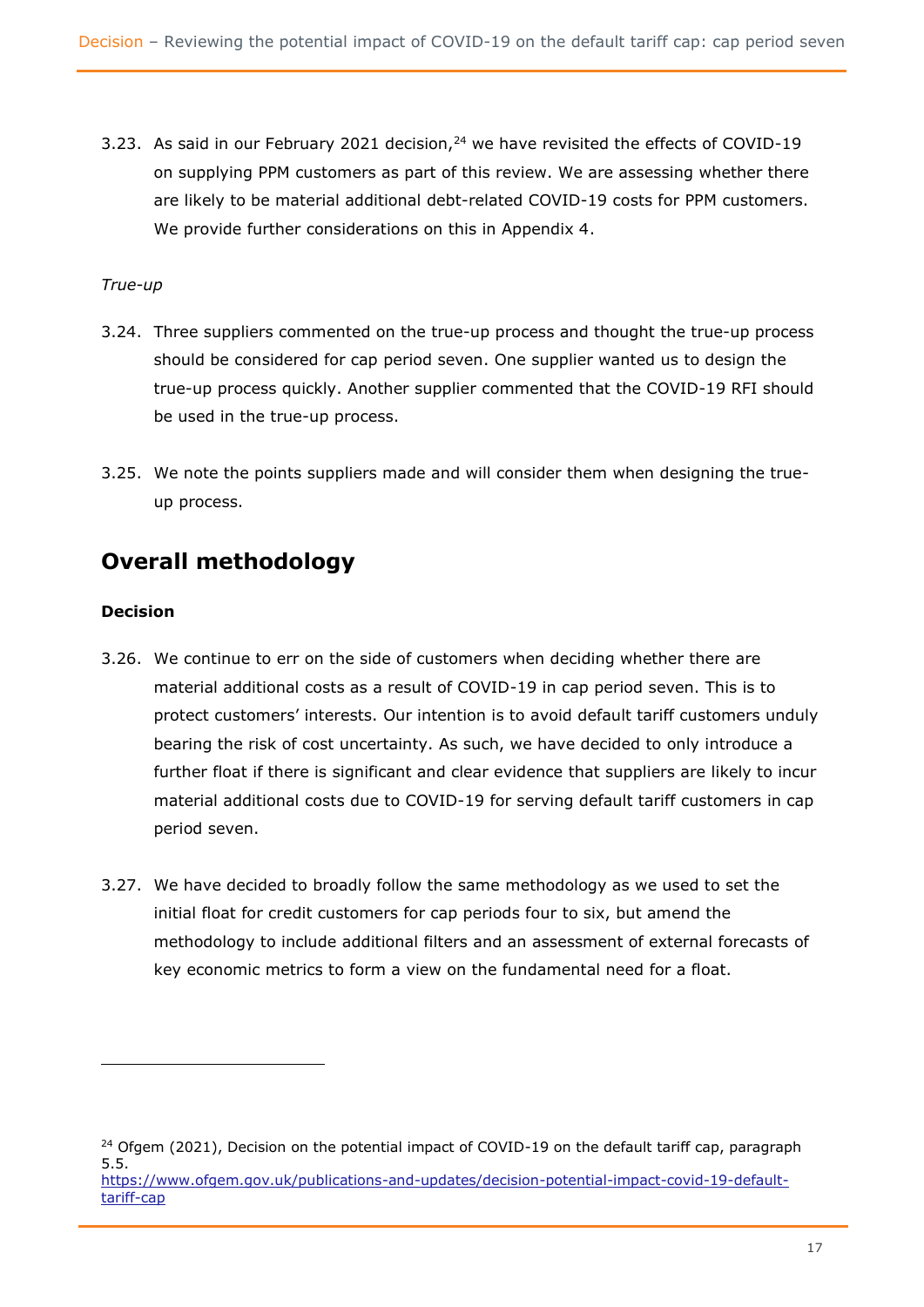3.23. As said in our February 2021 decision,[24] we have revisited the effects of COVID-19 on supplying PPM customers as part of this review. We are assessing whether there are likely to be material additional debt-related COVID-19 costs for PPM customers. We provide further considerations on this in Appendix 4.

*True-up*

3.24. Three suppliers commented on the true-up process and thought the true-up process should be considered for cap period seven. One supplier wanted us to design the true-up process quickly. Another supplier commented that the COVID-19 RFI should be used in the true-up process.

3.25. We note the points suppliers made and will consider them when designing the true-up process.

## Overall methodology

**Decision**

3.26. We continue to err on the side of customers when deciding whether there are material additional costs as a result of COVID-19 in cap period seven. This is to protect customers' interests. Our intention is to avoid default tariff customers unduly bearing the risk of cost uncertainty. As such, we have decided to only introduce a further float if there is significant and clear evidence that suppliers are likely to incur material additional costs due to COVID-19 for serving default tariff customers in cap period seven.

3.27. We have decided to broadly follow the same methodology as we used to set the initial float for credit customers for cap periods four to six, but amend the methodology to include additional filters and an assessment of external forecasts of key economic metrics to form a view on the fundamental need for a float.

[24] Ofgem (2021), Decision on the potential impact of COVID-19 on the default tariff cap, paragraph 5.5. https://www.ofgem.gov.uk/publications-and-updates/decision-potential-impact-covid-19-default-tariff-cap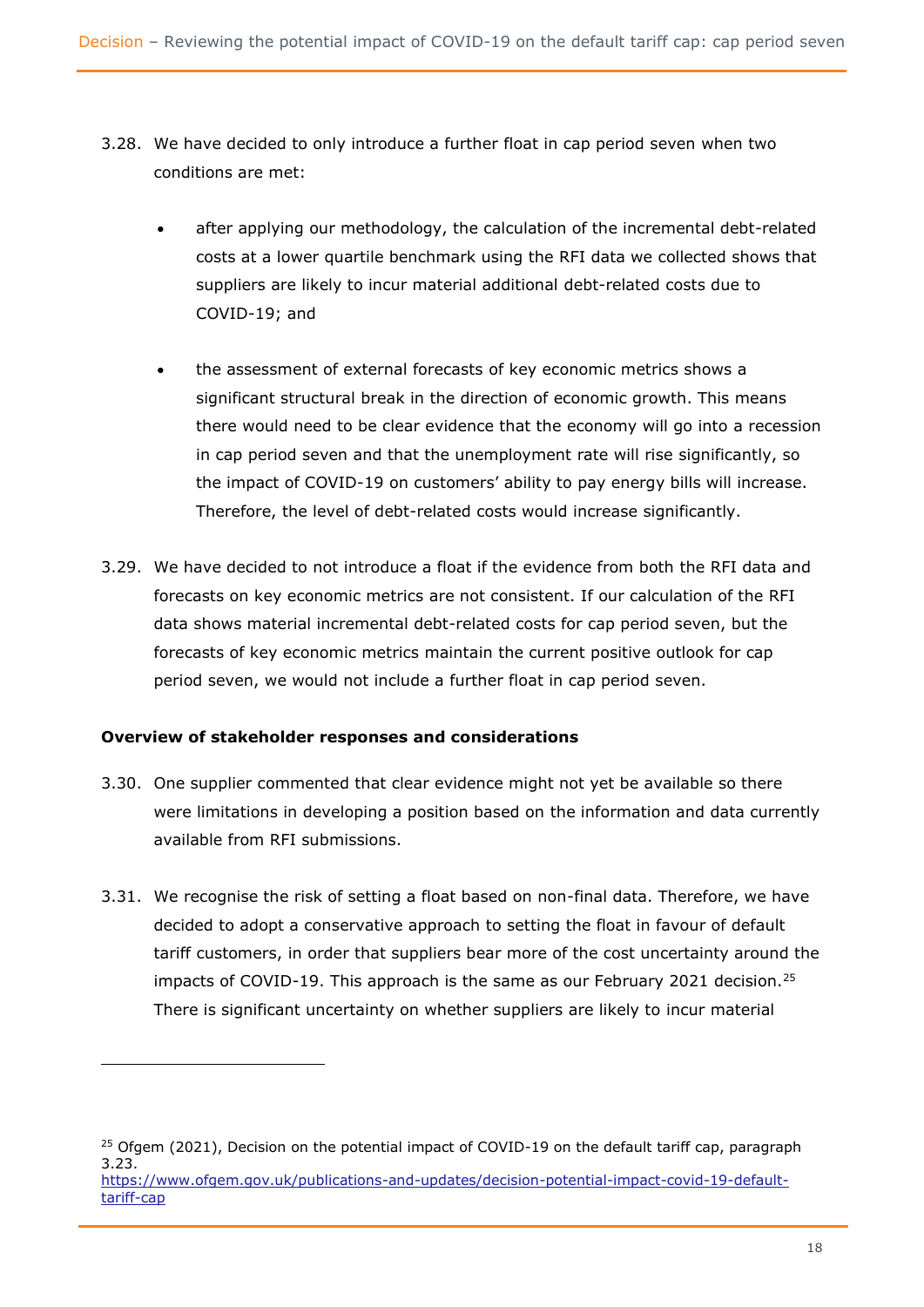3.28. We have decided to only introduce a further float in cap period seven when two conditions are met:

- after applying our methodology, the calculation of the incremental debt-related costs at a lower quartile benchmark using the RFI data we collected shows that suppliers are likely to incur material additional debt-related costs due to COVID-19; and
- the assessment of external forecasts of key economic metrics shows a significant structural break in the direction of economic growth. This means there would need to be clear evidence that the economy will go into a recession in cap period seven and that the unemployment rate will rise significantly, so the impact of COVID-19 on customers' ability to pay energy bills will increase. Therefore, the level of debt-related costs would increase significantly.

3.29. We have decided to not introduce a float if the evidence from both the RFI data and forecasts on key economic metrics are not consistent. If our calculation of the RFI data shows material incremental debt-related costs for cap period seven, but the forecasts of key economic metrics maintain the current positive outlook for cap period seven, we would not include a further float in cap period seven.

**Overview of stakeholder responses and considerations**

3.30. One supplier commented that clear evidence might not yet be available so there were limitations in developing a position based on the information and data currently available from RFI submissions.

3.31. We recognise the risk of setting a float based on non-final data. Therefore, we have decided to adopt a conservative approach to setting the float in favour of default tariff customers, in order that suppliers bear more of the cost uncertainty around the impacts of COVID-19. This approach is the same as our February 2021 decision.[25] There is significant uncertainty on whether suppliers are likely to incur material

[25] Ofgem (2021), Decision on the potential impact of COVID-19 on the default tariff cap, paragraph 3.23.
https://www.ofgem.gov.uk/publications-and-updates/decision-potential-impact-covid-19-default-tariff-cap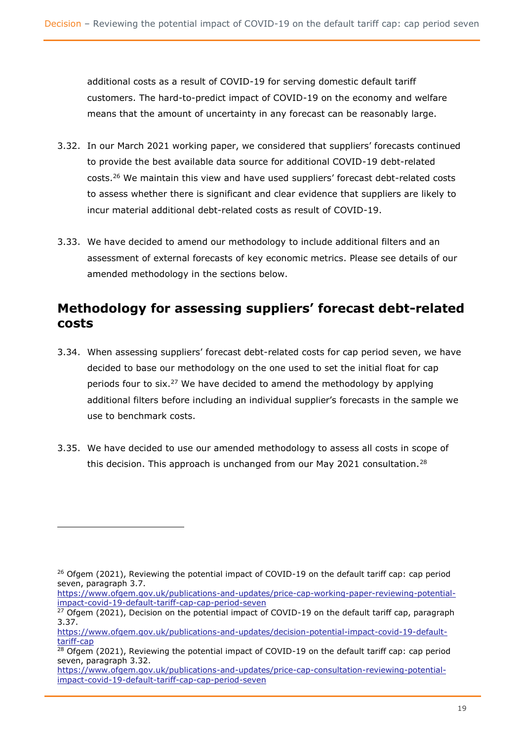additional costs as a result of COVID-19 for serving domestic default tariff customers. The hard-to-predict impact of COVID-19 on the economy and welfare means that the amount of uncertainty in any forecast can be reasonably large.

3.32. In our March 2021 working paper, we considered that suppliers' forecasts continued to provide the best available data source for additional COVID-19 debt-related costs.[26] We maintain this view and have used suppliers' forecast debt-related costs to assess whether there is significant and clear evidence that suppliers are likely to incur material additional debt-related costs as result of COVID-19.

3.33. We have decided to amend our methodology to include additional filters and an assessment of external forecasts of key economic metrics. Please see details of our amended methodology in the sections below.

## Methodology for assessing suppliers' forecast debt-related costs

3.34. When assessing suppliers' forecast debt-related costs for cap period seven, we have decided to base our methodology on the one used to set the initial float for cap periods four to six.[27] We have decided to amend the methodology by applying additional filters before including an individual supplier's forecasts in the sample we use to benchmark costs.

3.35. We have decided to use our amended methodology to assess all costs in scope of this decision. This approach is unchanged from our May 2021 consultation.[28]

---

[26] Ofgem (2021), Reviewing the potential impact of COVID-19 on the default tariff cap: cap period seven, paragraph 3.7.
https://www.ofgem.gov.uk/publications-and-updates/price-cap-working-paper-reviewing-potential-impact-covid-19-default-tariff-cap-cap-period-seven

[27] Ofgem (2021), Decision on the potential impact of COVID-19 on the default tariff cap, paragraph 3.37.
https://www.ofgem.gov.uk/publications-and-updates/decision-potential-impact-covid-19-default-tariff-cap

[28] Ofgem (2021), Reviewing the potential impact of COVID-19 on the default tariff cap: cap period seven, paragraph 3.32.
https://www.ofgem.gov.uk/publications-and-updates/price-cap-consultation-reviewing-potential-impact-covid-19-default-tariff-cap-cap-period-seven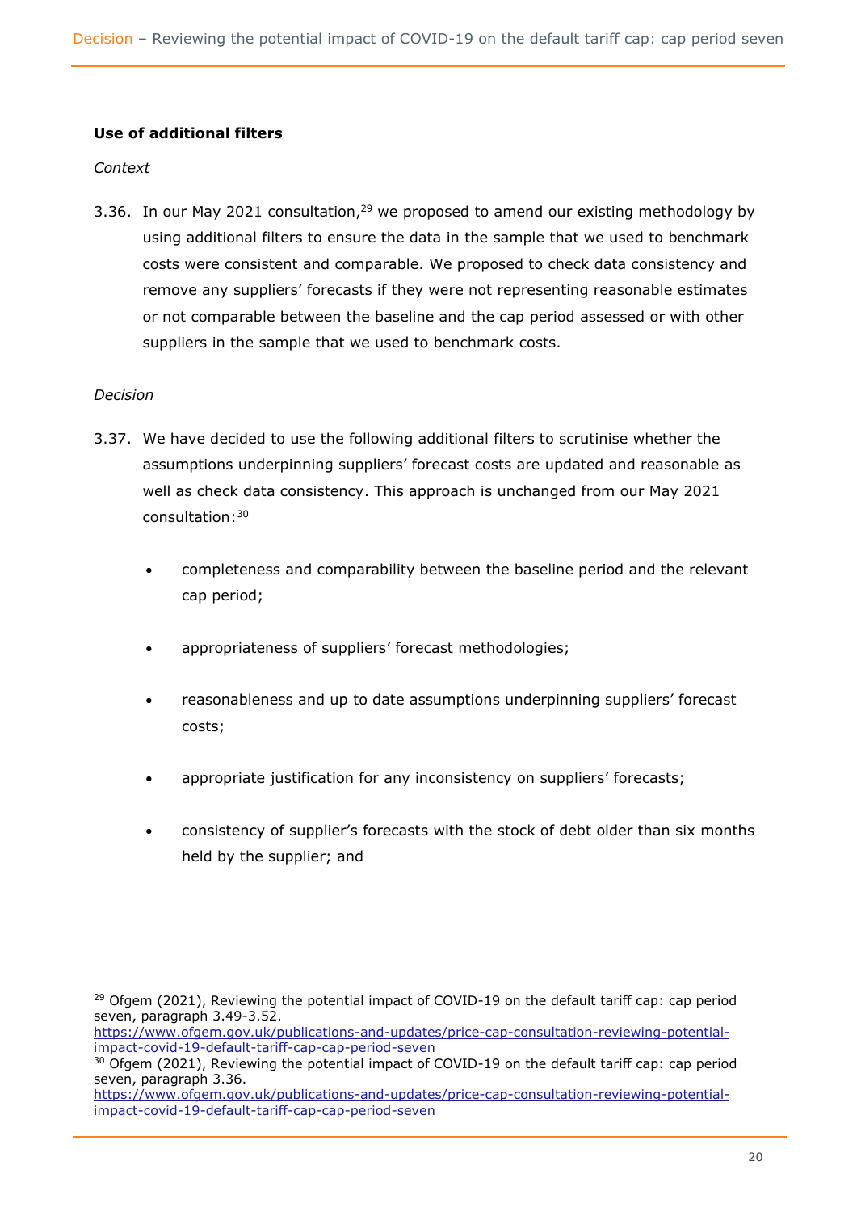### Use of additional filters

*Context*

3.36. In our May 2021 consultation,[29] we proposed to amend our existing methodology by using additional filters to ensure the data in the sample that we used to benchmark costs were consistent and comparable. We proposed to check data consistency and remove any suppliers' forecasts if they were not representing reasonable estimates or not comparable between the baseline and the cap period assessed or with other suppliers in the sample that we used to benchmark costs.

*Decision*

3.37. We have decided to use the following additional filters to scrutinise whether the assumptions underpinning suppliers' forecast costs are updated and reasonable as well as check data consistency. This approach is unchanged from our May 2021 consultation:[30]

- completeness and comparability between the baseline period and the relevant cap period;
- appropriateness of suppliers' forecast methodologies;
- reasonableness and up to date assumptions underpinning suppliers' forecast costs;
- appropriate justification for any inconsistency on suppliers' forecasts;
- consistency of supplier's forecasts with the stock of debt older than six months held by the supplier; and

---

[29] Ofgem (2021), Reviewing the potential impact of COVID-19 on the default tariff cap: cap period seven, paragraph 3.49-3.52. https://www.ofgem.gov.uk/publications-and-updates/price-cap-consultation-reviewing-potential-impact-covid-19-default-tariff-cap-cap-period-seven

[30] Ofgem (2021), Reviewing the potential impact of COVID-19 on the default tariff cap: cap period seven, paragraph 3.36. https://www.ofgem.gov.uk/publications-and-updates/price-cap-consultation-reviewing-potential-impact-covid-19-default-tariff-cap-cap-period-seven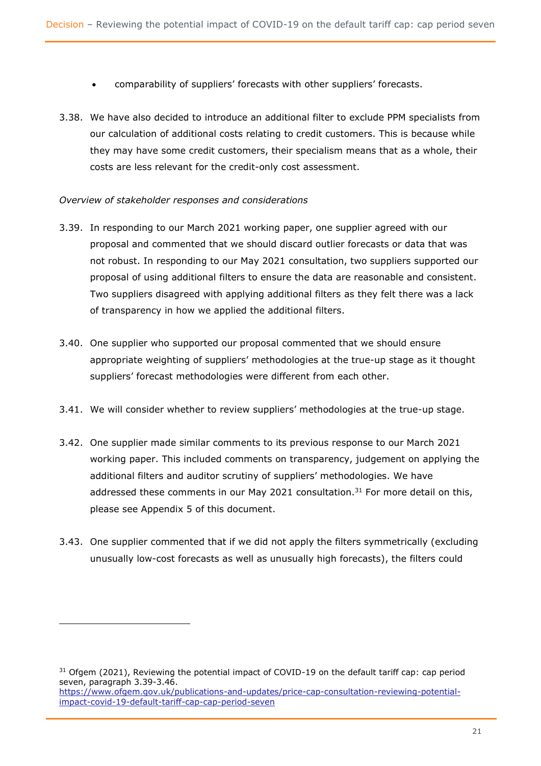- comparability of suppliers' forecasts with other suppliers' forecasts.

3.38. We have also decided to introduce an additional filter to exclude PPM specialists from our calculation of additional costs relating to credit customers. This is because while they may have some credit customers, their specialism means that as a whole, their costs are less relevant for the credit-only cost assessment.

*Overview of stakeholder responses and considerations*

3.39. In responding to our March 2021 working paper, one supplier agreed with our proposal and commented that we should discard outlier forecasts or data that was not robust. In responding to our May 2021 consultation, two suppliers supported our proposal of using additional filters to ensure the data are reasonable and consistent. Two suppliers disagreed with applying additional filters as they felt there was a lack of transparency in how we applied the additional filters.

3.40. One supplier who supported our proposal commented that we should ensure appropriate weighting of suppliers' methodologies at the true-up stage as it thought suppliers' forecast methodologies were different from each other.

3.41. We will consider whether to review suppliers' methodologies at the true-up stage.

3.42. One supplier made similar comments to its previous response to our March 2021 working paper. This included comments on transparency, judgement on applying the additional filters and auditor scrutiny of suppliers' methodologies. We have addressed these comments in our May 2021 consultation.[31] For more detail on this, please see Appendix 5 of this document.

3.43. One supplier commented that if we did not apply the filters symmetrically (excluding unusually low-cost forecasts as well as unusually high forecasts), the filters could

---

[31] Ofgem (2021), Reviewing the potential impact of COVID-19 on the default tariff cap: cap period seven, paragraph 3.39-3.46. https://www.ofgem.gov.uk/publications-and-updates/price-cap-consultation-reviewing-potential-impact-covid-19-default-tariff-cap-cap-period-seven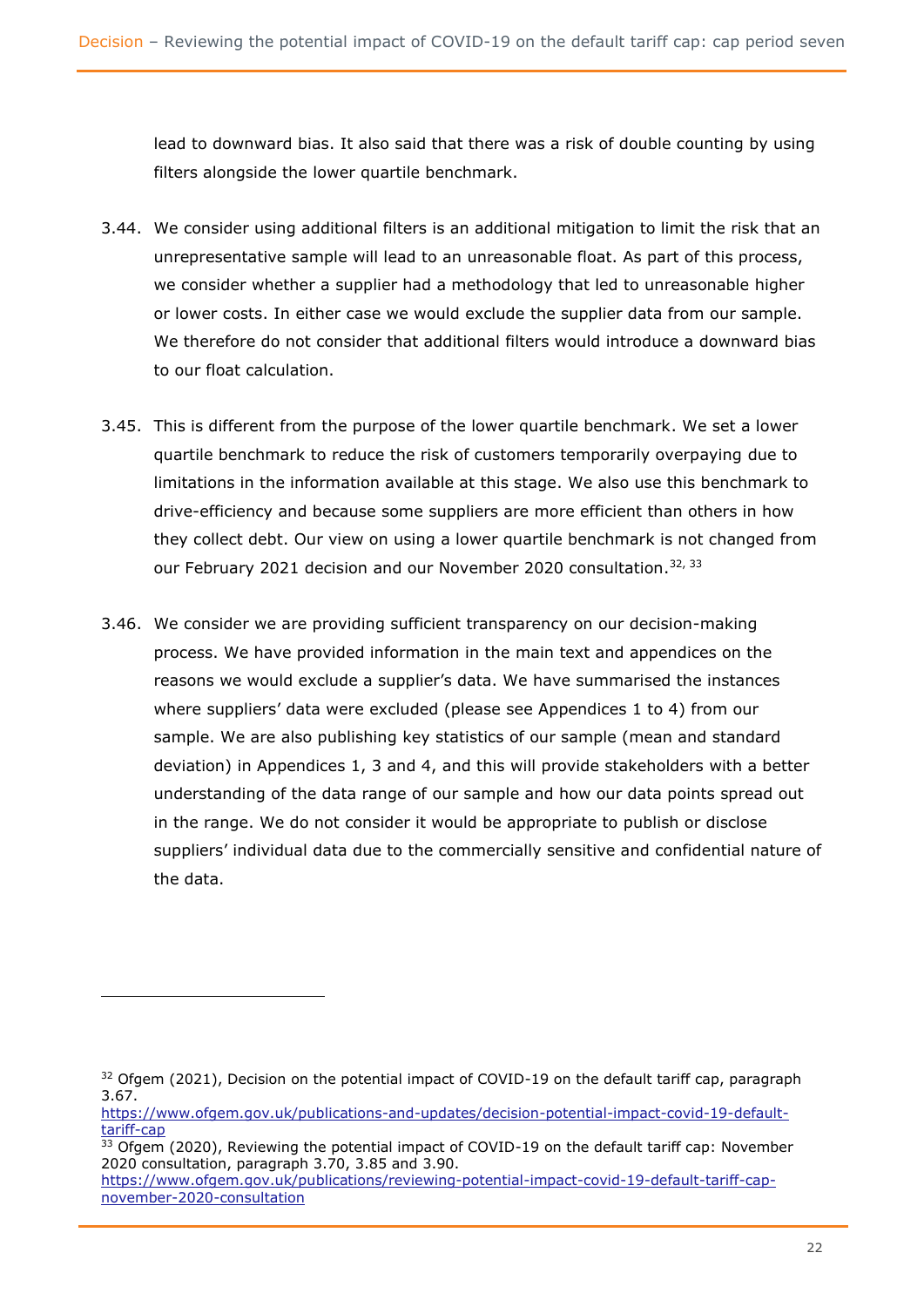lead to downward bias. It also said that there was a risk of double counting by using filters alongside the lower quartile benchmark.

3.44. We consider using additional filters is an additional mitigation to limit the risk that an unrepresentative sample will lead to an unreasonable float. As part of this process, we consider whether a supplier had a methodology that led to unreasonable higher or lower costs. In either case we would exclude the supplier data from our sample. We therefore do not consider that additional filters would introduce a downward bias to our float calculation.

3.45. This is different from the purpose of the lower quartile benchmark. We set a lower quartile benchmark to reduce the risk of customers temporarily overpaying due to limitations in the information available at this stage. We also use this benchmark to drive-efficiency and because some suppliers are more efficient than others in how they collect debt. Our view on using a lower quartile benchmark is not changed from our February 2021 decision and our November 2020 consultation.[32, 33]

3.46. We consider we are providing sufficient transparency on our decision-making process. We have provided information in the main text and appendices on the reasons we would exclude a supplier's data. We have summarised the instances where suppliers' data were excluded (please see Appendices 1 to 4) from our sample. We are also publishing key statistics of our sample (mean and standard deviation) in Appendices 1, 3 and 4, and this will provide stakeholders with a better understanding of the data range of our sample and how our data points spread out in the range. We do not consider it would be appropriate to publish or disclose suppliers' individual data due to the commercially sensitive and confidential nature of the data.

---

[32] Ofgem (2021), Decision on the potential impact of COVID-19 on the default tariff cap, paragraph 3.67.
https://www.ofgem.gov.uk/publications-and-updates/decision-potential-impact-covid-19-default-tariff-cap

[33] Ofgem (2020), Reviewing the potential impact of COVID-19 on the default tariff cap: November 2020 consultation, paragraph 3.70, 3.85 and 3.90.
https://www.ofgem.gov.uk/publications/reviewing-potential-impact-covid-19-default-tariff-cap-november-2020-consultation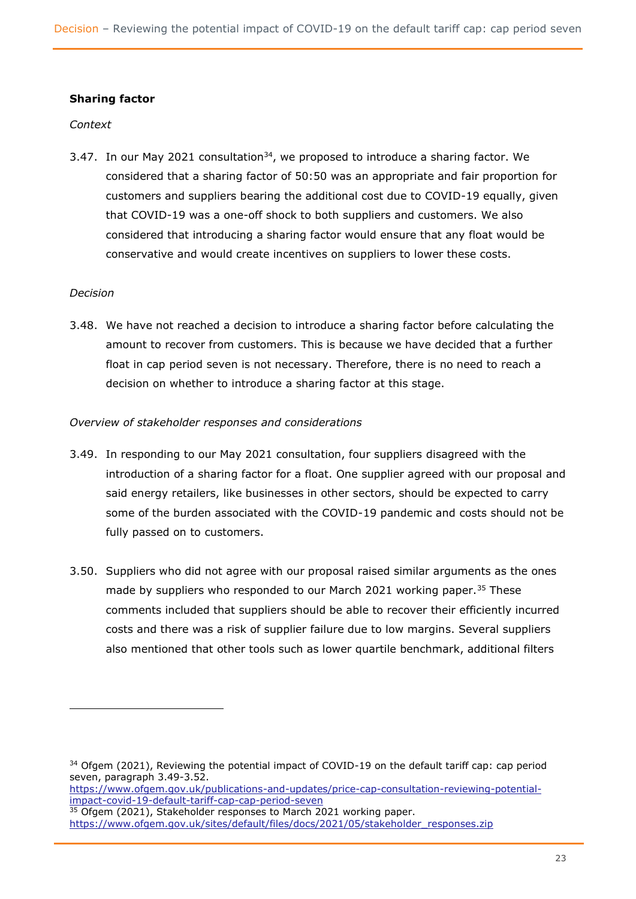### Sharing factor

*Context*

3.47. In our May 2021 consultation[34], we proposed to introduce a sharing factor. We considered that a sharing factor of 50:50 was an appropriate and fair proportion for customers and suppliers bearing the additional cost due to COVID-19 equally, given that COVID-19 was a one-off shock to both suppliers and customers. We also considered that introducing a sharing factor would ensure that any float would be conservative and would create incentives on suppliers to lower these costs.

*Decision*

3.48. We have not reached a decision to introduce a sharing factor before calculating the amount to recover from customers. This is because we have decided that a further float in cap period seven is not necessary. Therefore, there is no need to reach a decision on whether to introduce a sharing factor at this stage.

*Overview of stakeholder responses and considerations*

3.49. In responding to our May 2021 consultation, four suppliers disagreed with the introduction of a sharing factor for a float. One supplier agreed with our proposal and said energy retailers, like businesses in other sectors, should be expected to carry some of the burden associated with the COVID-19 pandemic and costs should not be fully passed on to customers.

3.50. Suppliers who did not agree with our proposal raised similar arguments as the ones made by suppliers who responded to our March 2021 working paper.[35] These comments included that suppliers should be able to recover their efficiently incurred costs and there was a risk of supplier failure due to low margins. Several suppliers also mentioned that other tools such as lower quartile benchmark, additional filters

---

[34] Ofgem (2021), Reviewing the potential impact of COVID-19 on the default tariff cap: cap period seven, paragraph 3.49-3.52.
https://www.ofgem.gov.uk/publications-and-updates/price-cap-consultation-reviewing-potential-impact-covid-19-default-tariff-cap-cap-period-seven

[35] Ofgem (2021), Stakeholder responses to March 2021 working paper.
https://www.ofgem.gov.uk/sites/default/files/docs/2021/05/stakeholder_responses.zip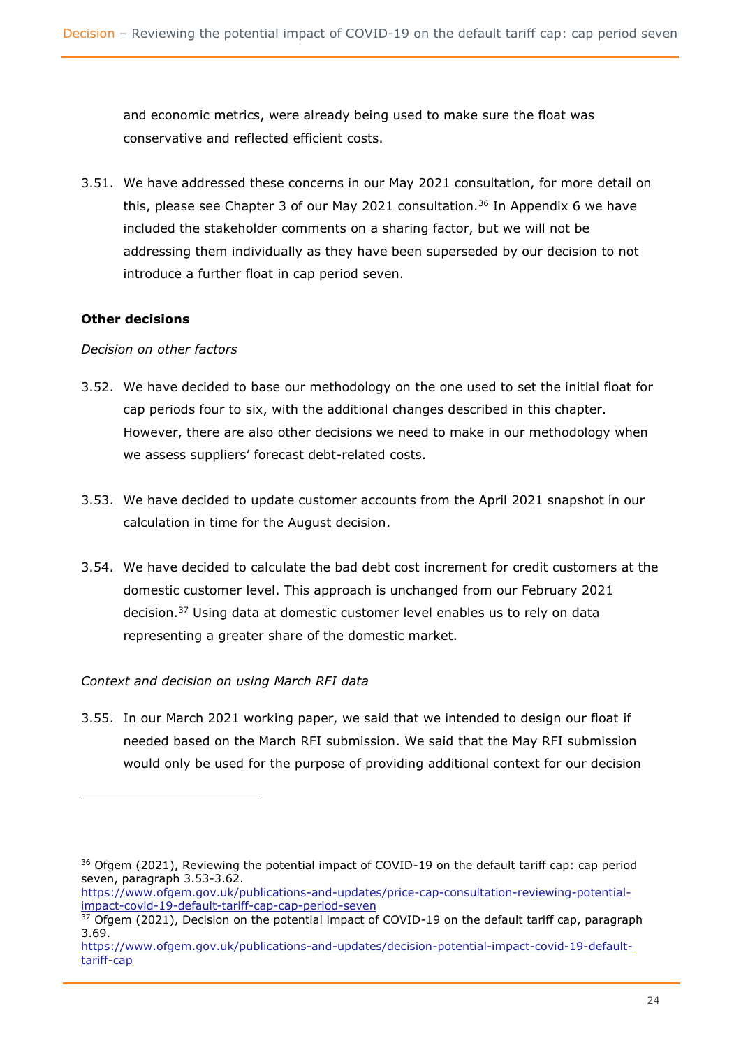and economic metrics, were already being used to make sure the float was conservative and reflected efficient costs.

3.51. We have addressed these concerns in our May 2021 consultation, for more detail on this, please see Chapter 3 of our May 2021 consultation.[36] In Appendix 6 we have included the stakeholder comments on a sharing factor, but we will not be addressing them individually as they have been superseded by our decision to not introduce a further float in cap period seven.

**Other decisions**

*Decision on other factors*

3.52. We have decided to base our methodology on the one used to set the initial float for cap periods four to six, with the additional changes described in this chapter. However, there are also other decisions we need to make in our methodology when we assess suppliers' forecast debt-related costs.

3.53. We have decided to update customer accounts from the April 2021 snapshot in our calculation in time for the August decision.

3.54. We have decided to calculate the bad debt cost increment for credit customers at the domestic customer level. This approach is unchanged from our February 2021 decision.[37] Using data at domestic customer level enables us to rely on data representing a greater share of the domestic market.

*Context and decision on using March RFI data*

3.55. In our March 2021 working paper, we said that we intended to design our float if needed based on the March RFI submission. We said that the May RFI submission would only be used for the purpose of providing additional context for our decision

---

[36] Ofgem (2021), Reviewing the potential impact of COVID-19 on the default tariff cap: cap period seven, paragraph 3.53-3.62. https://www.ofgem.gov.uk/publications-and-updates/price-cap-consultation-reviewing-potential-impact-covid-19-default-tariff-cap-cap-period-seven

[37] Ofgem (2021), Decision on the potential impact of COVID-19 on the default tariff cap, paragraph 3.69. https://www.ofgem.gov.uk/publications-and-updates/decision-potential-impact-covid-19-default-tariff-cap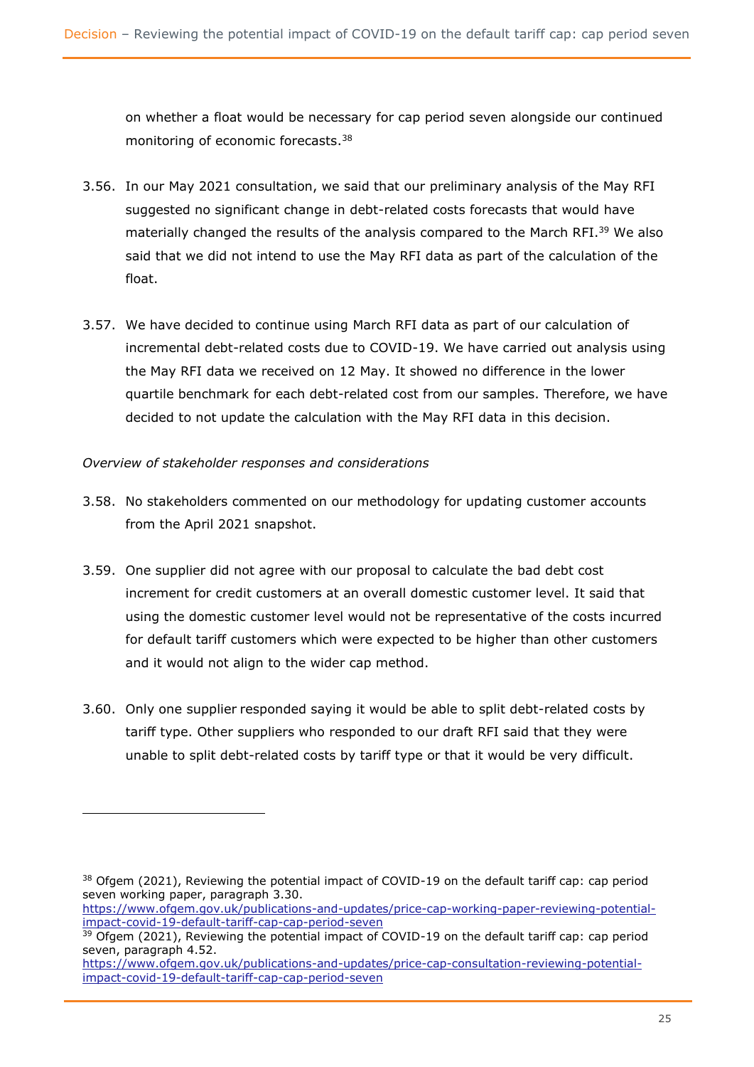on whether a float would be necessary for cap period seven alongside our continued monitoring of economic forecasts.[38]

3.56. In our May 2021 consultation, we said that our preliminary analysis of the May RFI suggested no significant change in debt-related costs forecasts that would have materially changed the results of the analysis compared to the March RFI.[39] We also said that we did not intend to use the May RFI data as part of the calculation of the float.

3.57. We have decided to continue using March RFI data as part of our calculation of incremental debt-related costs due to COVID-19. We have carried out analysis using the May RFI data we received on 12 May. It showed no difference in the lower quartile benchmark for each debt-related cost from our samples. Therefore, we have decided to not update the calculation with the May RFI data in this decision.

*Overview of stakeholder responses and considerations*

3.58. No stakeholders commented on our methodology for updating customer accounts from the April 2021 snapshot.

3.59. One supplier did not agree with our proposal to calculate the bad debt cost increment for credit customers at an overall domestic customer level. It said that using the domestic customer level would not be representative of the costs incurred for default tariff customers which were expected to be higher than other customers and it would not align to the wider cap method.

3.60. Only one supplier responded saying it would be able to split debt-related costs by tariff type. Other suppliers who responded to our draft RFI said that they were unable to split debt-related costs by tariff type or that it would be very difficult.

---

[38] Ofgem (2021), Reviewing the potential impact of COVID-19 on the default tariff cap: cap period seven working paper, paragraph 3.30. https://www.ofgem.gov.uk/publications-and-updates/price-cap-working-paper-reviewing-potential-impact-covid-19-default-tariff-cap-cap-period-seven

[39] Ofgem (2021), Reviewing the potential impact of COVID-19 on the default tariff cap: cap period seven, paragraph 4.52. https://www.ofgem.gov.uk/publications-and-updates/price-cap-consultation-reviewing-potential-impact-covid-19-default-tariff-cap-cap-period-seven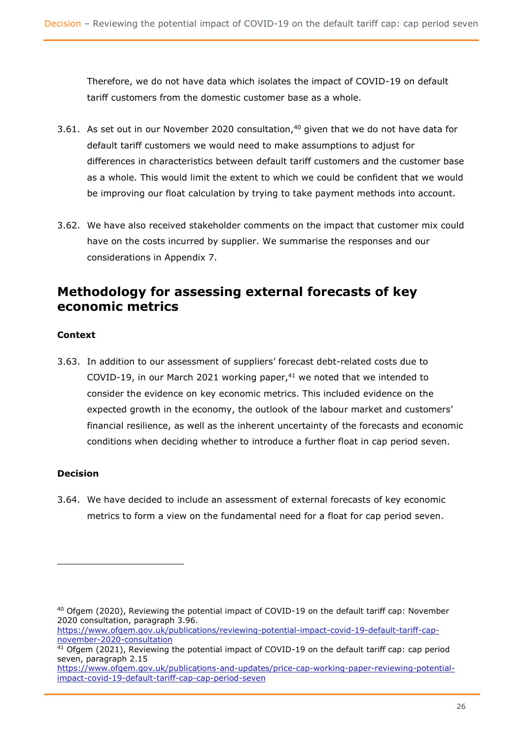Therefore, we do not have data which isolates the impact of COVID-19 on default tariff customers from the domestic customer base as a whole.

3.61. As set out in our November 2020 consultation,[40] given that we do not have data for default tariff customers we would need to make assumptions to adjust for differences in characteristics between default tariff customers and the customer base as a whole. This would limit the extent to which we could be confident that we would be improving our float calculation by trying to take payment methods into account.

3.62. We have also received stakeholder comments on the impact that customer mix could have on the costs incurred by supplier. We summarise the responses and our considerations in Appendix 7.

## Methodology for assessing external forecasts of key economic metrics

**Context**

3.63. In addition to our assessment of suppliers' forecast debt-related costs due to COVID-19, in our March 2021 working paper,[41] we noted that we intended to consider the evidence on key economic metrics. This included evidence on the expected growth in the economy, the outlook of the labour market and customers' financial resilience, as well as the inherent uncertainty of the forecasts and economic conditions when deciding whether to introduce a further float in cap period seven.

**Decision**

3.64. We have decided to include an assessment of external forecasts of key economic metrics to form a view on the fundamental need for a float for cap period seven.

---

[40] Ofgem (2020), Reviewing the potential impact of COVID-19 on the default tariff cap: November 2020 consultation, paragraph 3.96. https://www.ofgem.gov.uk/publications/reviewing-potential-impact-covid-19-default-tariff-cap-november-2020-consultation

[41] Ofgem (2021), Reviewing the potential impact of COVID-19 on the default tariff cap: cap period seven, paragraph 2.15 https://www.ofgem.gov.uk/publications-and-updates/price-cap-working-paper-reviewing-potential-impact-covid-19-default-tariff-cap-cap-period-seven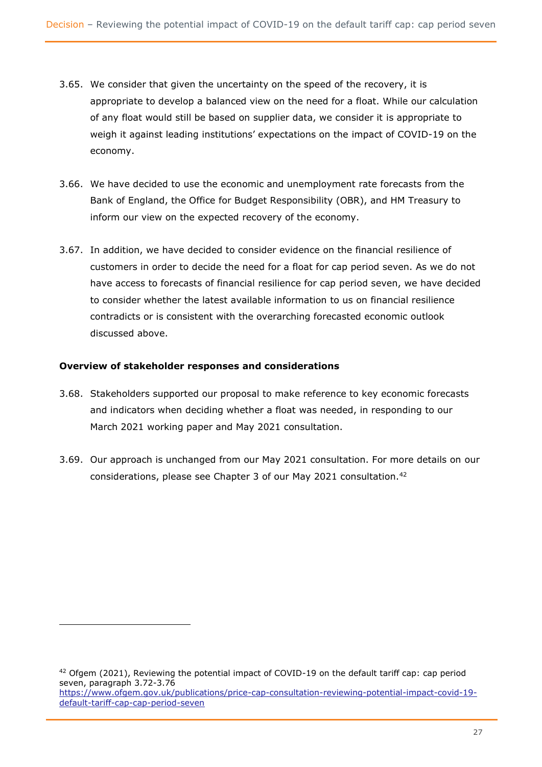3.65. We consider that given the uncertainty on the speed of the recovery, it is appropriate to develop a balanced view on the need for a float. While our calculation of any float would still be based on supplier data, we consider it is appropriate to weigh it against leading institutions' expectations on the impact of COVID-19 on the economy.

3.66. We have decided to use the economic and unemployment rate forecasts from the Bank of England, the Office for Budget Responsibility (OBR), and HM Treasury to inform our view on the expected recovery of the economy.

3.67. In addition, we have decided to consider evidence on the financial resilience of customers in order to decide the need for a float for cap period seven. As we do not have access to forecasts of financial resilience for cap period seven, we have decided to consider whether the latest available information to us on financial resilience contradicts or is consistent with the overarching forecasted economic outlook discussed above.

**Overview of stakeholder responses and considerations**

3.68. Stakeholders supported our proposal to make reference to key economic forecasts and indicators when deciding whether a float was needed, in responding to our March 2021 working paper and May 2021 consultation.

3.69. Our approach is unchanged from our May 2021 consultation. For more details on our considerations, please see Chapter 3 of our May 2021 consultation.[42]

[42] Ofgem (2021), Reviewing the potential impact of COVID-19 on the default tariff cap: cap period seven, paragraph 3.72-3.76 https://www.ofgem.gov.uk/publications/price-cap-consultation-reviewing-potential-impact-covid-19-default-tariff-cap-cap-period-seven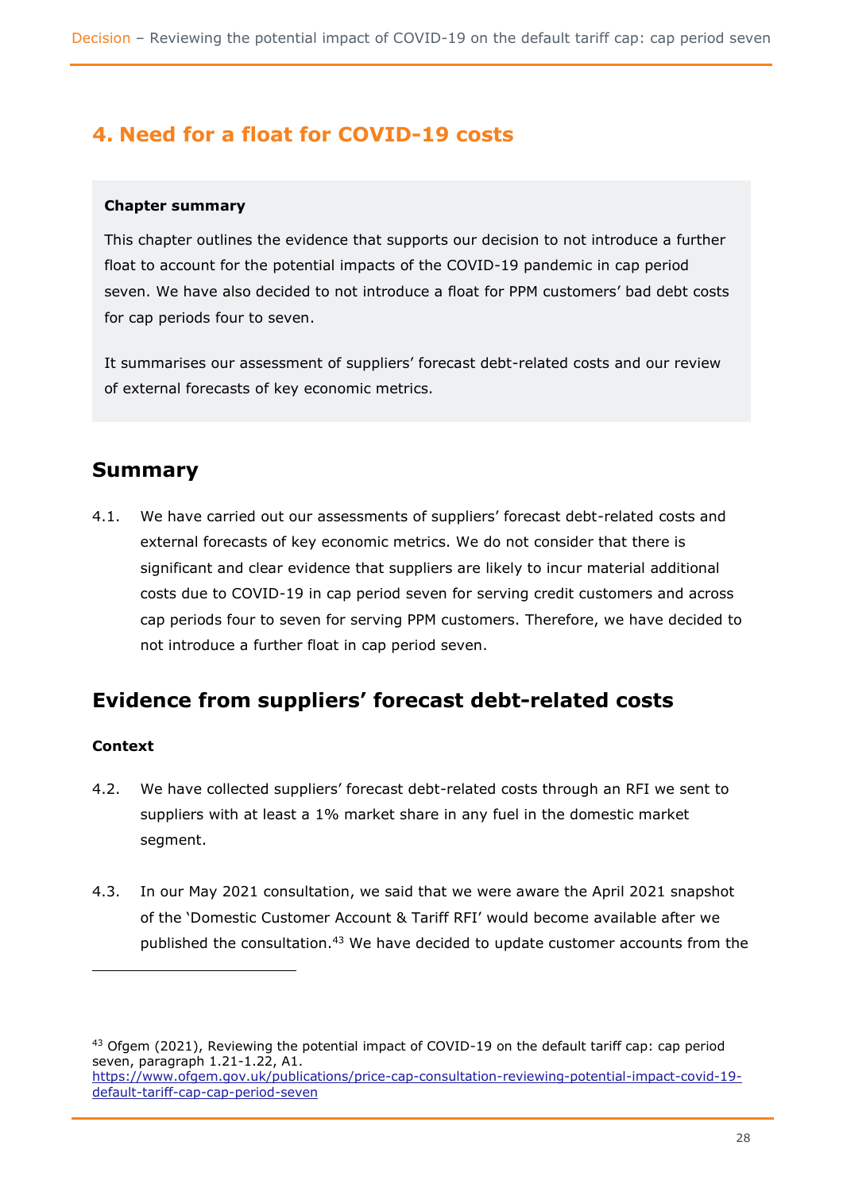# 4. Need for a float for COVID-19 costs

**Chapter summary**

This chapter outlines the evidence that supports our decision to not introduce a further float to account for the potential impacts of the COVID-19 pandemic in cap period seven. We have also decided to not introduce a float for PPM customers' bad debt costs for cap periods four to seven.

It summarises our assessment of suppliers' forecast debt-related costs and our review of external forecasts of key economic metrics.

## Summary

4.1. We have carried out our assessments of suppliers' forecast debt-related costs and external forecasts of key economic metrics. We do not consider that there is significant and clear evidence that suppliers are likely to incur material additional costs due to COVID-19 in cap period seven for serving credit customers and across cap periods four to seven for serving PPM customers. Therefore, we have decided to not introduce a further float in cap period seven.

## Evidence from suppliers' forecast debt-related costs

**Context**

4.2. We have collected suppliers' forecast debt-related costs through an RFI we sent to suppliers with at least a 1% market share in any fuel in the domestic market segment.

4.3. In our May 2021 consultation, we said that we were aware the April 2021 snapshot of the 'Domestic Customer Account & Tariff RFI' would become available after we published the consultation.[43] We have decided to update customer accounts from the

[43] Ofgem (2021), Reviewing the potential impact of COVID-19 on the default tariff cap: cap period seven, paragraph 1.21-1.22, A1. https://www.ofgem.gov.uk/publications/price-cap-consultation-reviewing-potential-impact-covid-19-default-tariff-cap-cap-period-seven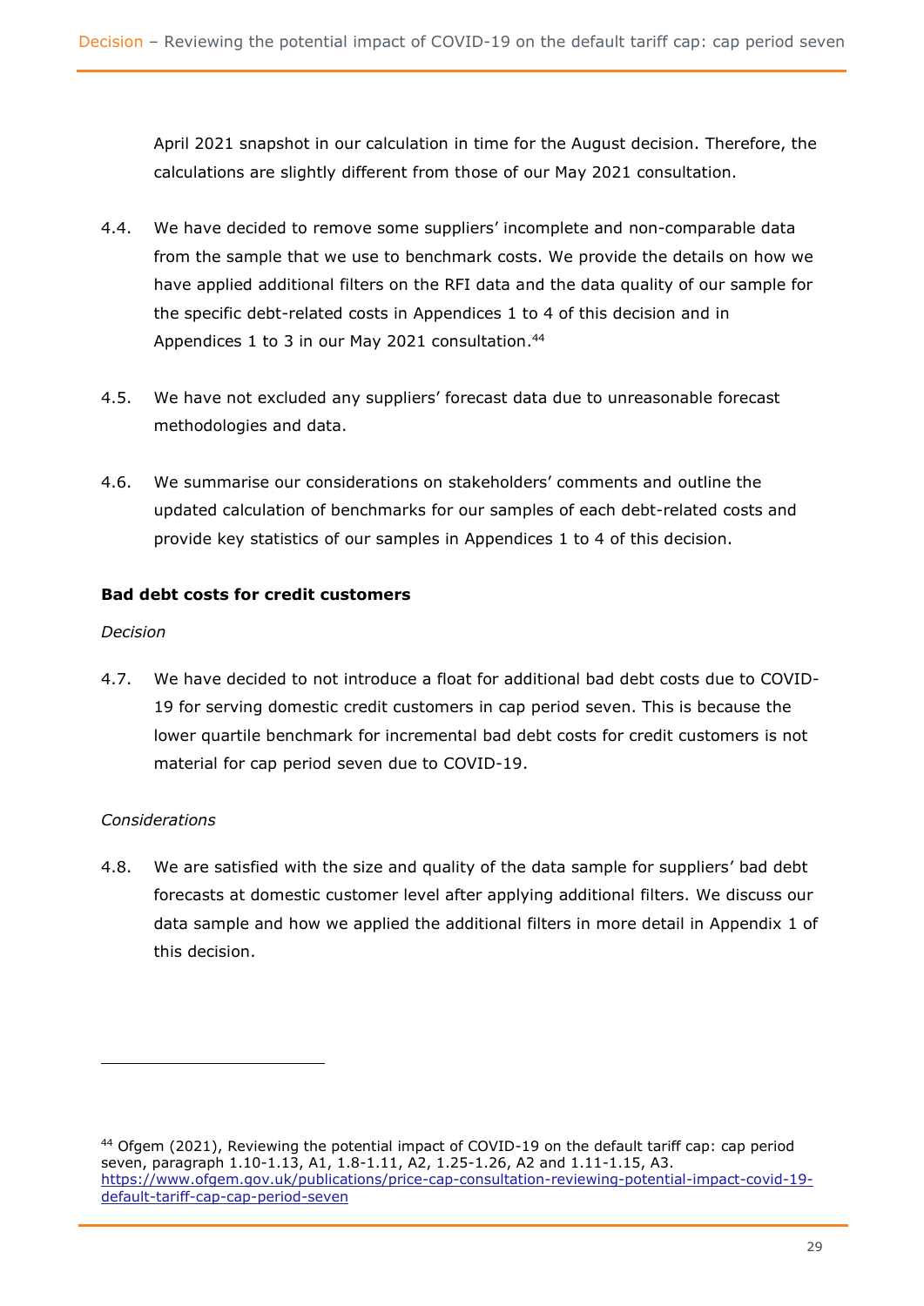April 2021 snapshot in our calculation in time for the August decision. Therefore, the calculations are slightly different from those of our May 2021 consultation.

4.4. We have decided to remove some suppliers' incomplete and non-comparable data from the sample that we use to benchmark costs. We provide the details on how we have applied additional filters on the RFI data and the data quality of our sample for the specific debt-related costs in Appendices 1 to 4 of this decision and in Appendices 1 to 3 in our May 2021 consultation.[44]

4.5. We have not excluded any suppliers' forecast data due to unreasonable forecast methodologies and data.

4.6. We summarise our considerations on stakeholders' comments and outline the updated calculation of benchmarks for our samples of each debt-related costs and provide key statistics of our samples in Appendices 1 to 4 of this decision.

**Bad debt costs for credit customers**

*Decision*

4.7. We have decided to not introduce a float for additional bad debt costs due to COVID-19 for serving domestic credit customers in cap period seven. This is because the lower quartile benchmark for incremental bad debt costs for credit customers is not material for cap period seven due to COVID-19.

*Considerations*

4.8. We are satisfied with the size and quality of the data sample for suppliers' bad debt forecasts at domestic customer level after applying additional filters. We discuss our data sample and how we applied the additional filters in more detail in Appendix 1 of this decision.

---

[44] Ofgem (2021), Reviewing the potential impact of COVID-19 on the default tariff cap: cap period seven, paragraph 1.10-1.13, A1, 1.8-1.11, A2, 1.25-1.26, A2 and 1.11-1.15, A3. https://www.ofgem.gov.uk/publications/price-cap-consultation-reviewing-potential-impact-covid-19-default-tariff-cap-cap-period-seven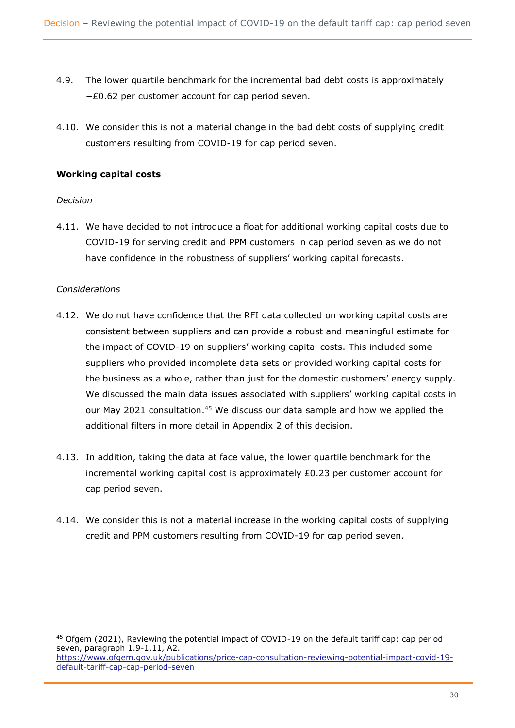4.9. The lower quartile benchmark for the incremental bad debt costs is approximately −£0.62 per customer account for cap period seven.

4.10. We consider this is not a material change in the bad debt costs of supplying credit customers resulting from COVID-19 for cap period seven.

**Working capital costs**

*Decision*

4.11. We have decided to not introduce a float for additional working capital costs due to COVID-19 for serving credit and PPM customers in cap period seven as we do not have confidence in the robustness of suppliers' working capital forecasts.

*Considerations*

4.12. We do not have confidence that the RFI data collected on working capital costs are consistent between suppliers and can provide a robust and meaningful estimate for the impact of COVID-19 on suppliers' working capital costs. This included some suppliers who provided incomplete data sets or provided working capital costs for the business as a whole, rather than just for the domestic customers' energy supply. We discussed the main data issues associated with suppliers' working capital costs in our May 2021 consultation.[45] We discuss our data sample and how we applied the additional filters in more detail in Appendix 2 of this decision.

4.13. In addition, taking the data at face value, the lower quartile benchmark for the incremental working capital cost is approximately £0.23 per customer account for cap period seven.

4.14. We consider this is not a material increase in the working capital costs of supplying credit and PPM customers resulting from COVID-19 for cap period seven.

---

[45] Ofgem (2021), Reviewing the potential impact of COVID-19 on the default tariff cap: cap period seven, paragraph 1.9-1.11, A2. https://www.ofgem.gov.uk/publications/price-cap-consultation-reviewing-potential-impact-covid-19-default-tariff-cap-cap-period-seven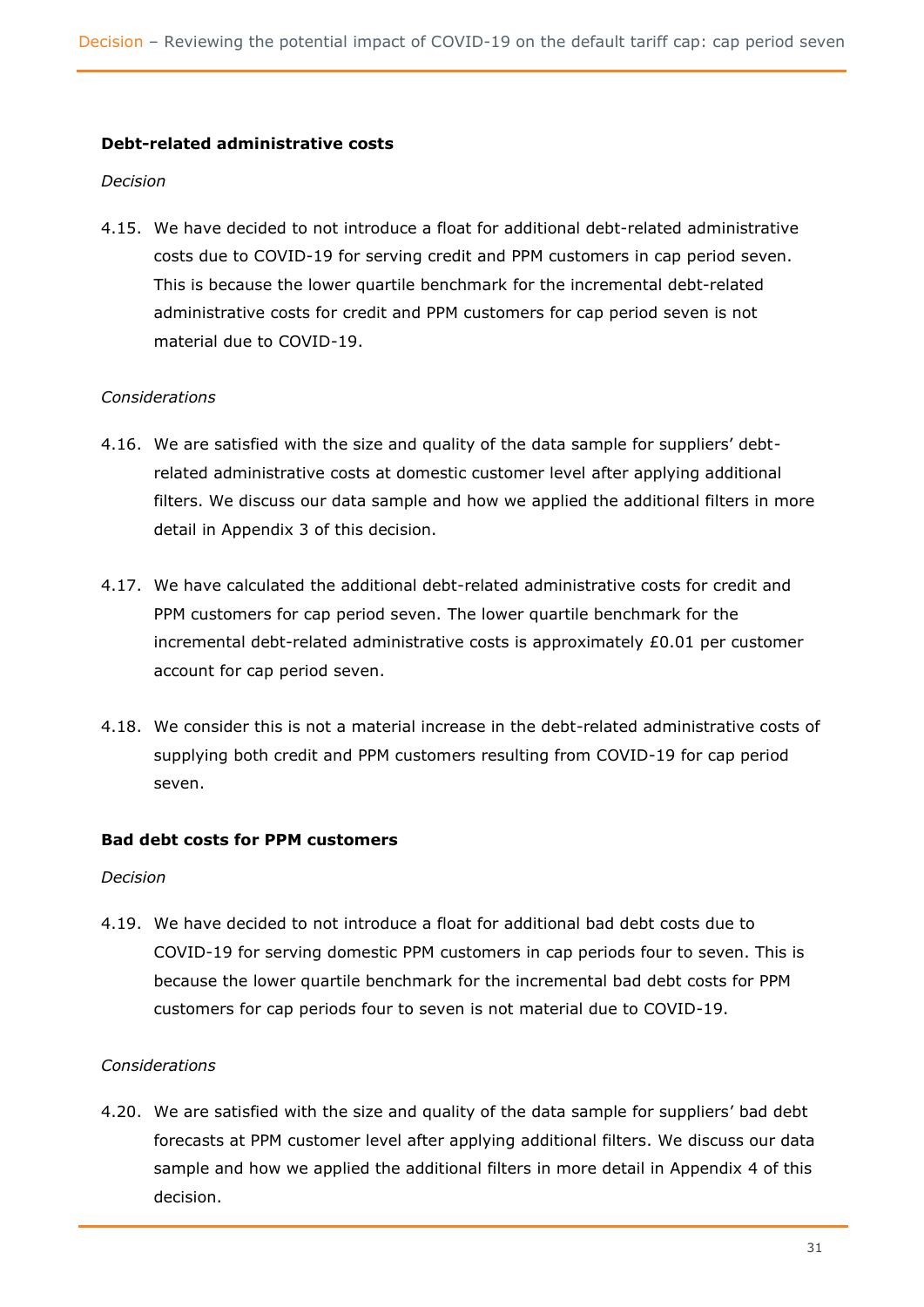### Debt-related administrative costs

*Decision*

4.15. We have decided to not introduce a float for additional debt-related administrative costs due to COVID-19 for serving credit and PPM customers in cap period seven. This is because the lower quartile benchmark for the incremental debt-related administrative costs for credit and PPM customers for cap period seven is not material due to COVID-19.

*Considerations*

4.16. We are satisfied with the size and quality of the data sample for suppliers' debt-related administrative costs at domestic customer level after applying additional filters. We discuss our data sample and how we applied the additional filters in more detail in Appendix 3 of this decision.

4.17. We have calculated the additional debt-related administrative costs for credit and PPM customers for cap period seven. The lower quartile benchmark for the incremental debt-related administrative costs is approximately £0.01 per customer account for cap period seven.

4.18. We consider this is not a material increase in the debt-related administrative costs of supplying both credit and PPM customers resulting from COVID-19 for cap period seven.

### Bad debt costs for PPM customers

*Decision*

4.19. We have decided to not introduce a float for additional bad debt costs due to COVID-19 for serving domestic PPM customers in cap periods four to seven. This is because the lower quartile benchmark for the incremental bad debt costs for PPM customers for cap periods four to seven is not material due to COVID-19.

*Considerations*

4.20. We are satisfied with the size and quality of the data sample for suppliers' bad debt forecasts at PPM customer level after applying additional filters. We discuss our data sample and how we applied the additional filters in more detail in Appendix 4 of this decision.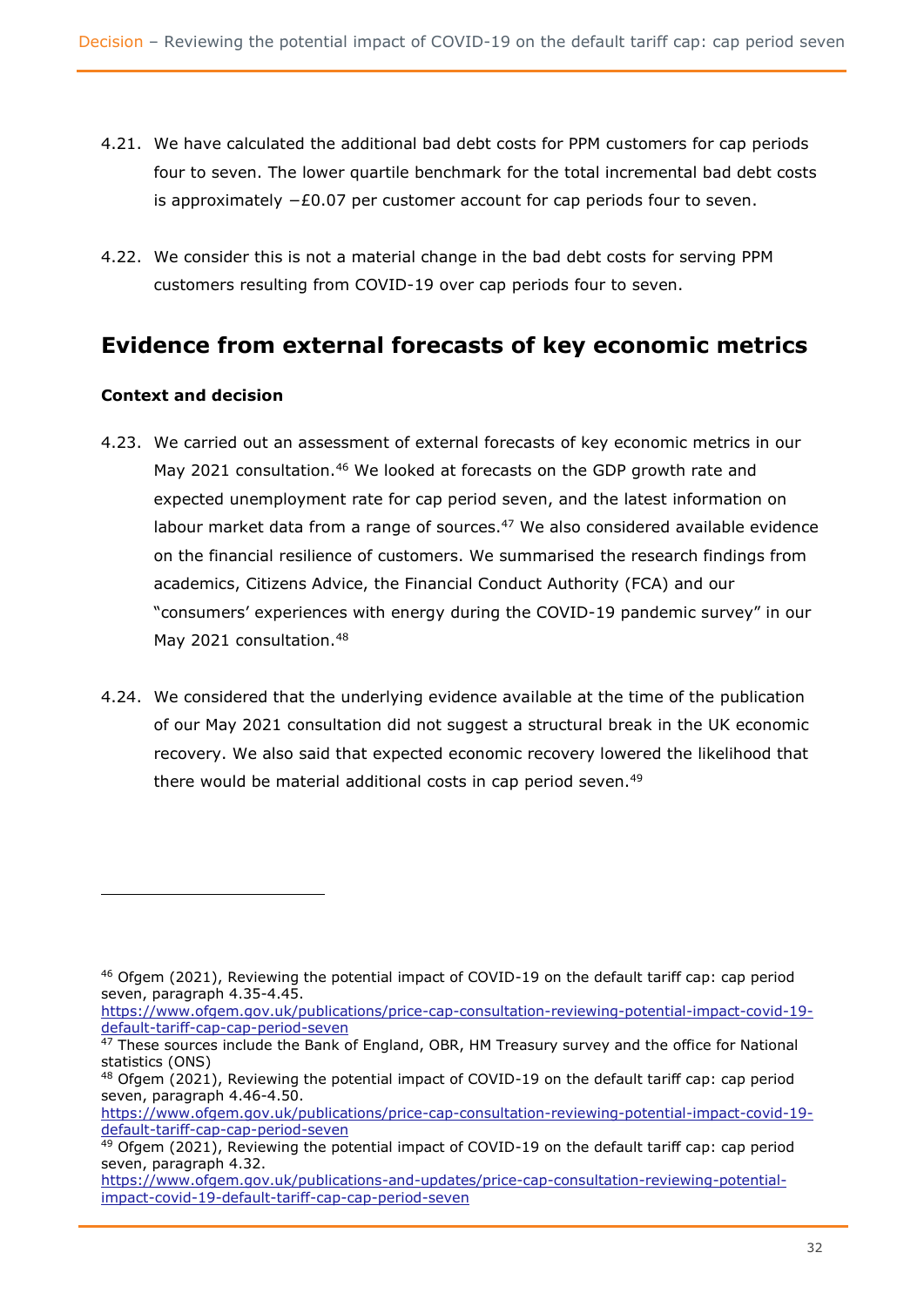4.21. We have calculated the additional bad debt costs for PPM customers for cap periods four to seven. The lower quartile benchmark for the total incremental bad debt costs is approximately −£0.07 per customer account for cap periods four to seven.

4.22. We consider this is not a material change in the bad debt costs for serving PPM customers resulting from COVID-19 over cap periods four to seven.

## Evidence from external forecasts of key economic metrics

### Context and decision

4.23. We carried out an assessment of external forecasts of key economic metrics in our May 2021 consultation.[46] We looked at forecasts on the GDP growth rate and expected unemployment rate for cap period seven, and the latest information on labour market data from a range of sources.[47] We also considered available evidence on the financial resilience of customers. We summarised the research findings from academics, Citizens Advice, the Financial Conduct Authority (FCA) and our "consumers' experiences with energy during the COVID-19 pandemic survey" in our May 2021 consultation.[48]

4.24. We considered that the underlying evidence available at the time of the publication of our May 2021 consultation did not suggest a structural break in the UK economic recovery. We also said that expected economic recovery lowered the likelihood that there would be material additional costs in cap period seven.[49]

---

[46] Ofgem (2021), Reviewing the potential impact of COVID-19 on the default tariff cap: cap period seven, paragraph 4.35-4.45. https://www.ofgem.gov.uk/publications/price-cap-consultation-reviewing-potential-impact-covid-19-default-tariff-cap-cap-period-seven

[47] These sources include the Bank of England, OBR, HM Treasury survey and the office for National statistics (ONS)

[48] Ofgem (2021), Reviewing the potential impact of COVID-19 on the default tariff cap: cap period seven, paragraph 4.46-4.50. https://www.ofgem.gov.uk/publications/price-cap-consultation-reviewing-potential-impact-covid-19-default-tariff-cap-cap-period-seven

[49] Ofgem (2021), Reviewing the potential impact of COVID-19 on the default tariff cap: cap period seven, paragraph 4.32. https://www.ofgem.gov.uk/publications-and-updates/price-cap-consultation-reviewing-potential-impact-covid-19-default-tariff-cap-cap-period-seven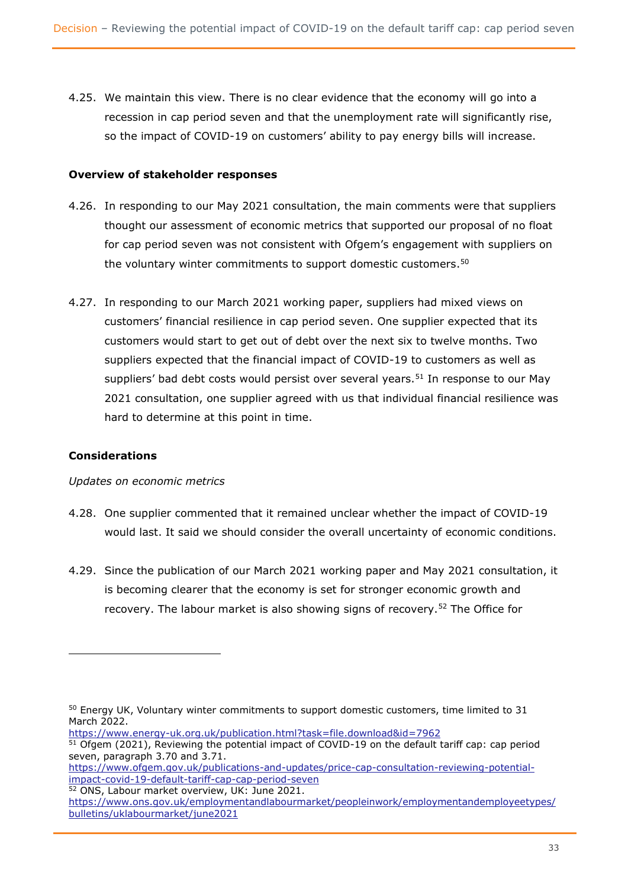4.25. We maintain this view. There is no clear evidence that the economy will go into a recession in cap period seven and that the unemployment rate will significantly rise, so the impact of COVID-19 on customers' ability to pay energy bills will increase.

**Overview of stakeholder responses**

4.26. In responding to our May 2021 consultation, the main comments were that suppliers thought our assessment of economic metrics that supported our proposal of no float for cap period seven was not consistent with Ofgem's engagement with suppliers on the voluntary winter commitments to support domestic customers.[50]

4.27. In responding to our March 2021 working paper, suppliers had mixed views on customers' financial resilience in cap period seven. One supplier expected that its customers would start to get out of debt over the next six to twelve months. Two suppliers expected that the financial impact of COVID-19 to customers as well as suppliers' bad debt costs would persist over several years.[51] In response to our May 2021 consultation, one supplier agreed with us that individual financial resilience was hard to determine at this point in time.

**Considerations**

*Updates on economic metrics*

4.28. One supplier commented that it remained unclear whether the impact of COVID-19 would last. It said we should consider the overall uncertainty of economic conditions.

4.29. Since the publication of our March 2021 working paper and May 2021 consultation, it is becoming clearer that the economy is set for stronger economic growth and recovery. The labour market is also showing signs of recovery.[52] The Office for

---

[50] Energy UK, Voluntary winter commitments to support domestic customers, time limited to 31 March 2022.
https://www.energy-uk.org.uk/publication.html?task=file.download&id=7962

[51] Ofgem (2021), Reviewing the potential impact of COVID-19 on the default tariff cap: cap period seven, paragraph 3.70 and 3.71.
https://www.ofgem.gov.uk/publications-and-updates/price-cap-consultation-reviewing-potential-impact-covid-19-default-tariff-cap-cap-period-seven

[52] ONS, Labour market overview, UK: June 2021.
https://www.ons.gov.uk/employmentandlabourmarket/peopleinwork/employmentandemployeetypes/bulletins/uklabourmarket/june2021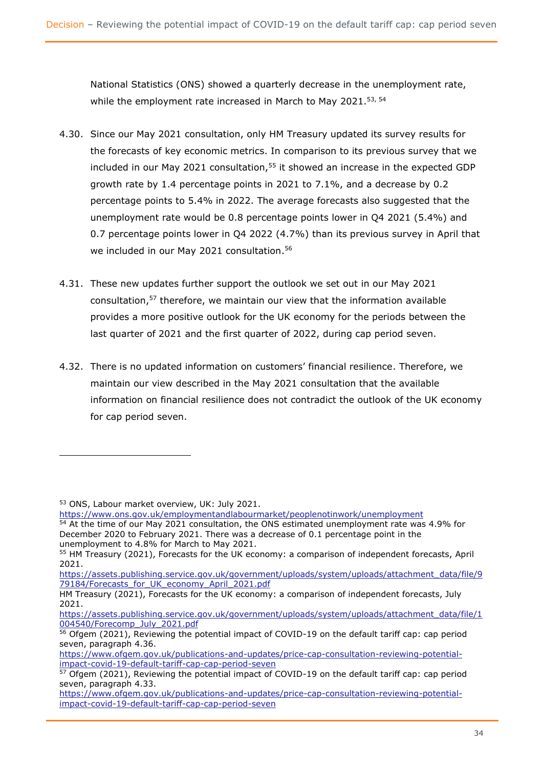National Statistics (ONS) showed a quarterly decrease in the unemployment rate, while the employment rate increased in March to May 2021.[53, 54]

4.30. Since our May 2021 consultation, only HM Treasury updated its survey results for the forecasts of key economic metrics. In comparison to its previous survey that we included in our May 2021 consultation,[55] it showed an increase in the expected GDP growth rate by 1.4 percentage points in 2021 to 7.1%, and a decrease by 0.2 percentage points to 5.4% in 2022. The average forecasts also suggested that the unemployment rate would be 0.8 percentage points lower in Q4 2021 (5.4%) and 0.7 percentage points lower in Q4 2022 (4.7%) than its previous survey in April that we included in our May 2021 consultation.[56]

4.31. These new updates further support the outlook we set out in our May 2021 consultation,[57] therefore, we maintain our view that the information available provides a more positive outlook for the UK economy for the periods between the last quarter of 2021 and the first quarter of 2022, during cap period seven.

4.32. There is no updated information on customers' financial resilience. Therefore, we maintain our view described in the May 2021 consultation that the available information on financial resilience does not contradict the outlook of the UK economy for cap period seven.

---

[53] ONS, Labour market overview, UK: July 2021. https://www.ons.gov.uk/employmentandlabourmarket/peoplenotinwork/unemployment

[54] At the time of our May 2021 consultation, the ONS estimated unemployment rate was 4.9% for December 2020 to February 2021. There was a decrease of 0.1 percentage point in the unemployment to 4.8% for March to May 2021.

[55] HM Treasury (2021), Forecasts for the UK economy: a comparison of independent forecasts, April 2021. https://assets.publishing.service.gov.uk/government/uploads/system/uploads/attachment_data/file/979184/Forecasts_for_UK_economy_April_2021.pdf
HM Treasury (2021), Forecasts for the UK economy: a comparison of independent forecasts, July 2021. https://assets.publishing.service.gov.uk/government/uploads/system/uploads/attachment_data/file/1004540/Forecomp_July_2021.pdf

[56] Ofgem (2021), Reviewing the potential impact of COVID-19 on the default tariff cap: cap period seven, paragraph 4.36. https://www.ofgem.gov.uk/publications-and-updates/price-cap-consultation-reviewing-potential-impact-covid-19-default-tariff-cap-cap-period-seven

[57] Ofgem (2021), Reviewing the potential impact of COVID-19 on the default tariff cap: cap period seven, paragraph 4.33. https://www.ofgem.gov.uk/publications-and-updates/price-cap-consultation-reviewing-potential-impact-covid-19-default-tariff-cap-cap-period-seven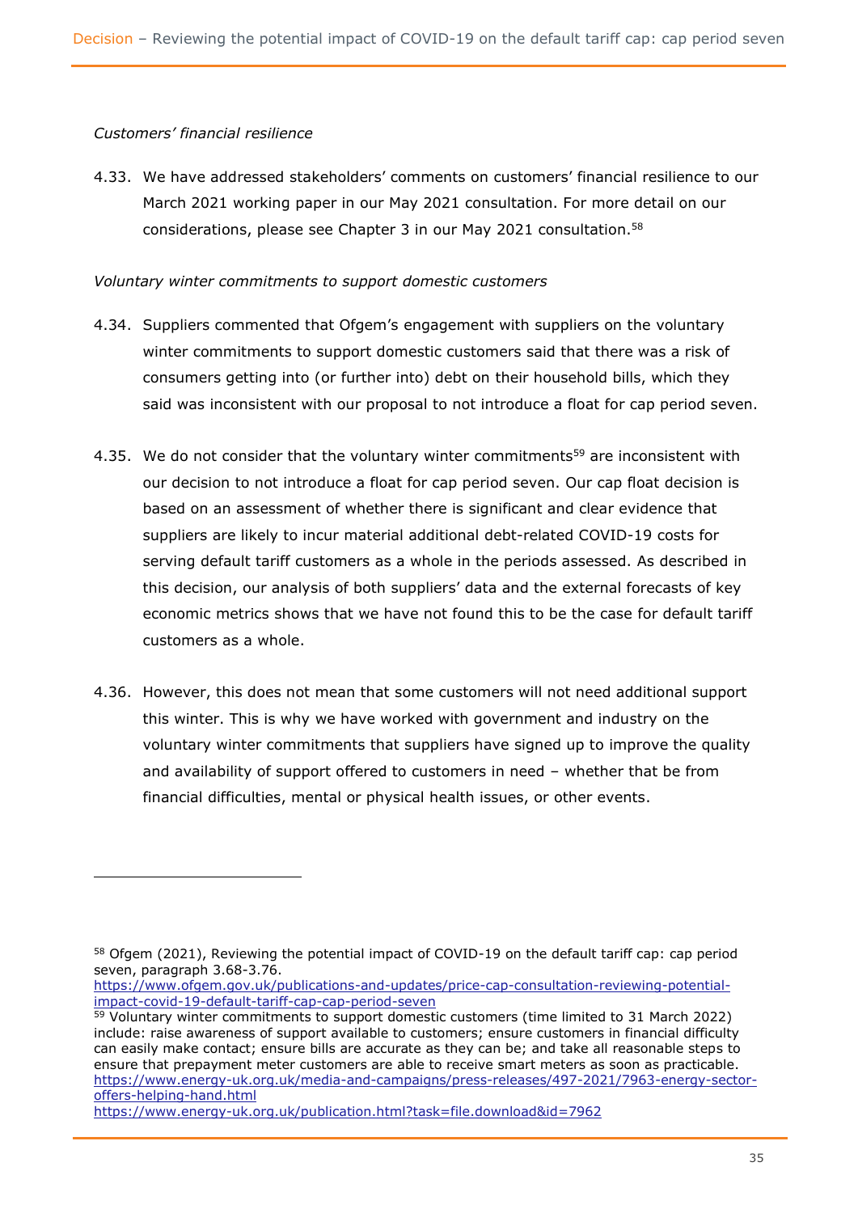*Customers' financial resilience*

4.33. We have addressed stakeholders' comments on customers' financial resilience to our March 2021 working paper in our May 2021 consultation. For more detail on our considerations, please see Chapter 3 in our May 2021 consultation.[58]

*Voluntary winter commitments to support domestic customers*

4.34. Suppliers commented that Ofgem's engagement with suppliers on the voluntary winter commitments to support domestic customers said that there was a risk of consumers getting into (or further into) debt on their household bills, which they said was inconsistent with our proposal to not introduce a float for cap period seven.

4.35. We do not consider that the voluntary winter commitments[59] are inconsistent with our decision to not introduce a float for cap period seven. Our cap float decision is based on an assessment of whether there is significant and clear evidence that suppliers are likely to incur material additional debt-related COVID-19 costs for serving default tariff customers as a whole in the periods assessed. As described in this decision, our analysis of both suppliers' data and the external forecasts of key economic metrics shows that we have not found this to be the case for default tariff customers as a whole.

4.36. However, this does not mean that some customers will not need additional support this winter. This is why we have worked with government and industry on the voluntary winter commitments that suppliers have signed up to improve the quality and availability of support offered to customers in need – whether that be from financial difficulties, mental or physical health issues, or other events.

---

[58] Ofgem (2021), Reviewing the potential impact of COVID-19 on the default tariff cap: cap period seven, paragraph 3.68-3.76. https://www.ofgem.gov.uk/publications-and-updates/price-cap-consultation-reviewing-potential-impact-covid-19-default-tariff-cap-cap-period-seven

[59] Voluntary winter commitments to support domestic customers (time limited to 31 March 2022) include: raise awareness of support available to customers; ensure customers in financial difficulty can easily make contact; ensure bills are accurate as they can be; and take all reasonable steps to ensure that prepayment meter customers are able to receive smart meters as soon as practicable. https://www.energy-uk.org.uk/media-and-campaigns/press-releases/497-2021/7963-energy-sector-offers-helping-hand.html https://www.energy-uk.org.uk/publication.html?task=file.download&id=7962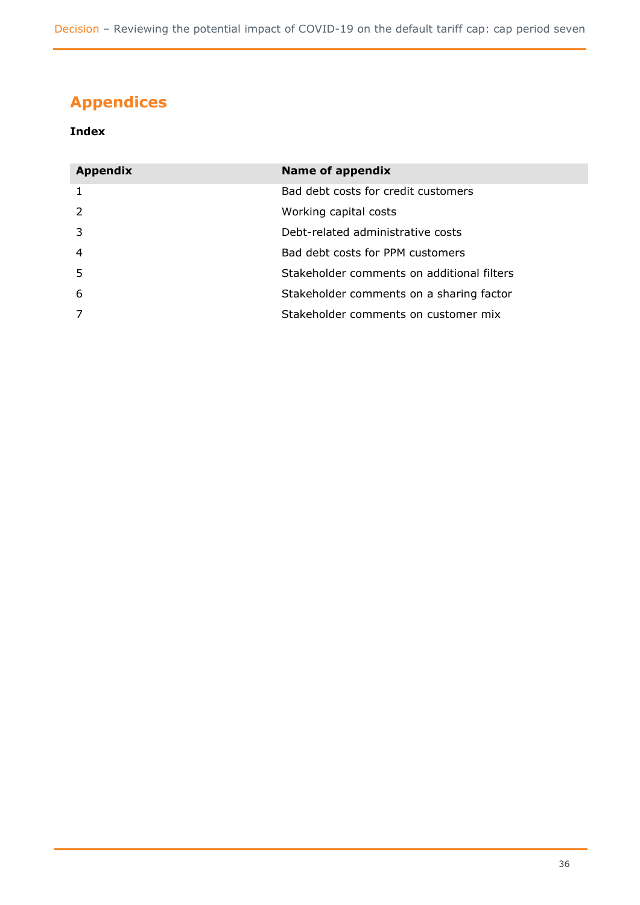# Appendices

**Index**

| Appendix | Name of appendix |
|---|---|
| 1 | Bad debt costs for credit customers |
| 2 | Working capital costs |
| 3 | Debt-related administrative costs |
| 4 | Bad debt costs for PPM customers |
| 5 | Stakeholder comments on additional filters |
| 6 | Stakeholder comments on a sharing factor |
| 7 | Stakeholder comments on customer mix |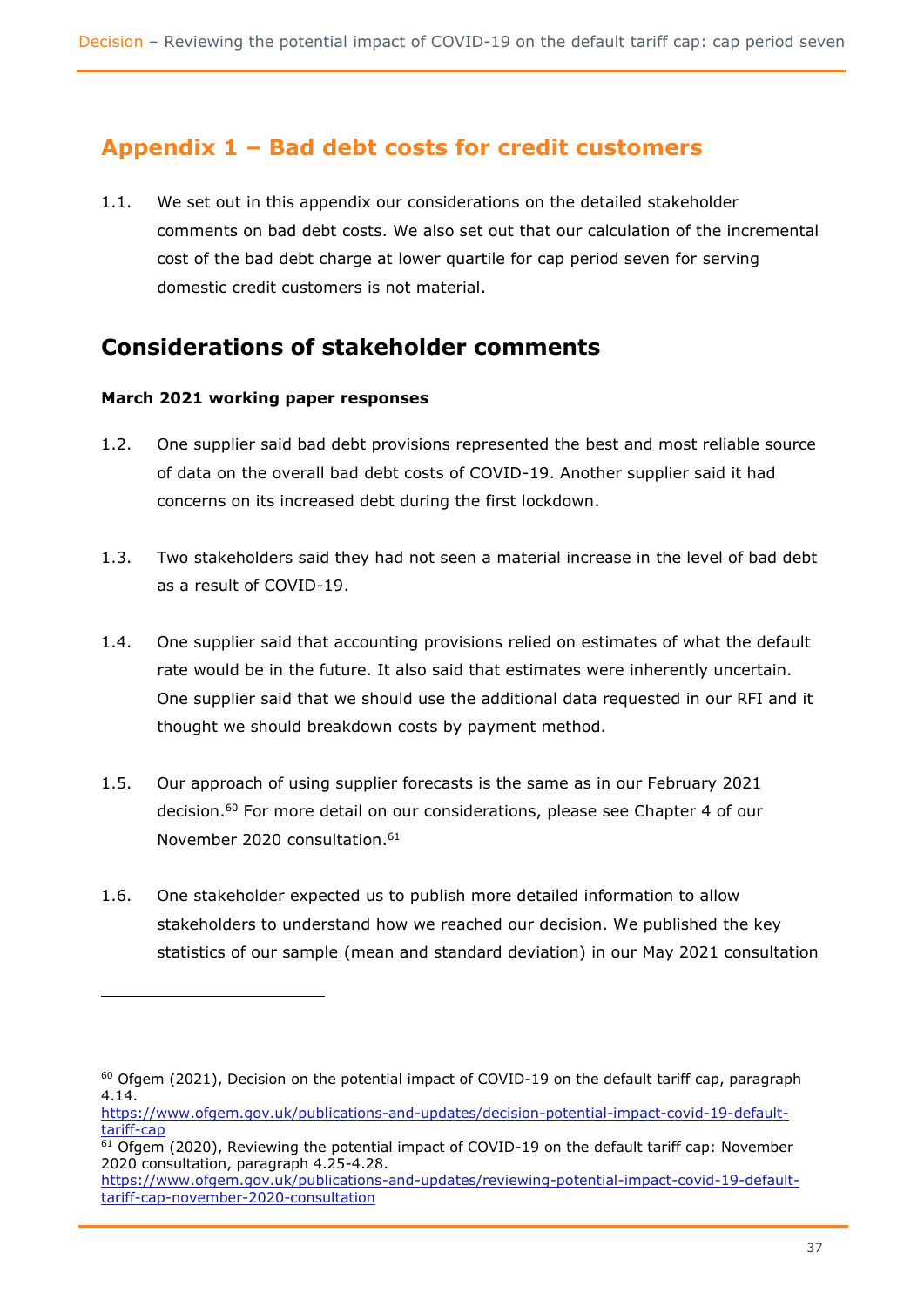# Appendix 1 – Bad debt costs for credit customers

1.1. We set out in this appendix our considerations on the detailed stakeholder comments on bad debt costs. We also set out that our calculation of the incremental cost of the bad debt charge at lower quartile for cap period seven for serving domestic credit customers is not material.

## Considerations of stakeholder comments

**March 2021 working paper responses**

1.2. One supplier said bad debt provisions represented the best and most reliable source of data on the overall bad debt costs of COVID-19. Another supplier said it had concerns on its increased debt during the first lockdown.

1.3. Two stakeholders said they had not seen a material increase in the level of bad debt as a result of COVID-19.

1.4. One supplier said that accounting provisions relied on estimates of what the default rate would be in the future. It also said that estimates were inherently uncertain. One supplier said that we should use the additional data requested in our RFI and it thought we should breakdown costs by payment method.

1.5. Our approach of using supplier forecasts is the same as in our February 2021 decision.[60] For more detail on our considerations, please see Chapter 4 of our November 2020 consultation.[61]

1.6. One stakeholder expected us to publish more detailed information to allow stakeholders to understand how we reached our decision. We published the key statistics of our sample (mean and standard deviation) in our May 2021 consultation

---

[60] Ofgem (2021), Decision on the potential impact of COVID-19 on the default tariff cap, paragraph 4.14.
https://www.ofgem.gov.uk/publications-and-updates/decision-potential-impact-covid-19-default-tariff-cap

[61] Ofgem (2020), Reviewing the potential impact of COVID-19 on the default tariff cap: November 2020 consultation, paragraph 4.25-4.28.
https://www.ofgem.gov.uk/publications-and-updates/reviewing-potential-impact-covid-19-default-tariff-cap-november-2020-consultation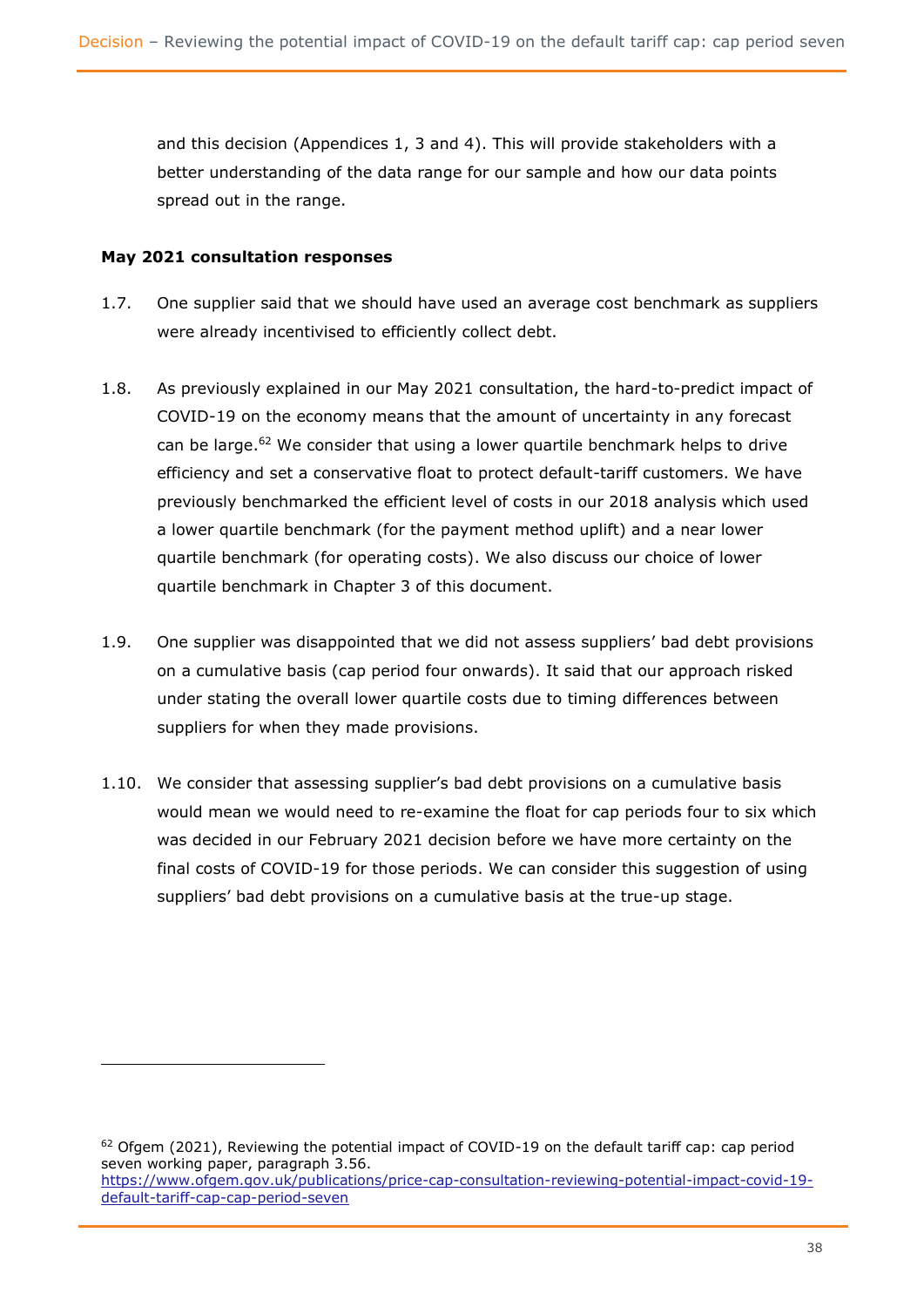and this decision (Appendices 1, 3 and 4). This will provide stakeholders with a better understanding of the data range for our sample and how our data points spread out in the range.

**May 2021 consultation responses**

1.7. One supplier said that we should have used an average cost benchmark as suppliers were already incentivised to efficiently collect debt.

1.8. As previously explained in our May 2021 consultation, the hard-to-predict impact of COVID-19 on the economy means that the amount of uncertainty in any forecast can be large.[62] We consider that using a lower quartile benchmark helps to drive efficiency and set a conservative float to protect default-tariff customers. We have previously benchmarked the efficient level of costs in our 2018 analysis which used a lower quartile benchmark (for the payment method uplift) and a near lower quartile benchmark (for operating costs). We also discuss our choice of lower quartile benchmark in Chapter 3 of this document.

1.9. One supplier was disappointed that we did not assess suppliers' bad debt provisions on a cumulative basis (cap period four onwards). It said that our approach risked under stating the overall lower quartile costs due to timing differences between suppliers for when they made provisions.

1.10. We consider that assessing supplier's bad debt provisions on a cumulative basis would mean we would need to re-examine the float for cap periods four to six which was decided in our February 2021 decision before we have more certainty on the final costs of COVID-19 for those periods. We can consider this suggestion of using suppliers' bad debt provisions on a cumulative basis at the true-up stage.

---

[62] Ofgem (2021), Reviewing the potential impact of COVID-19 on the default tariff cap: cap period seven working paper, paragraph 3.56. https://www.ofgem.gov.uk/publications/price-cap-consultation-reviewing-potential-impact-covid-19-default-tariff-cap-cap-period-seven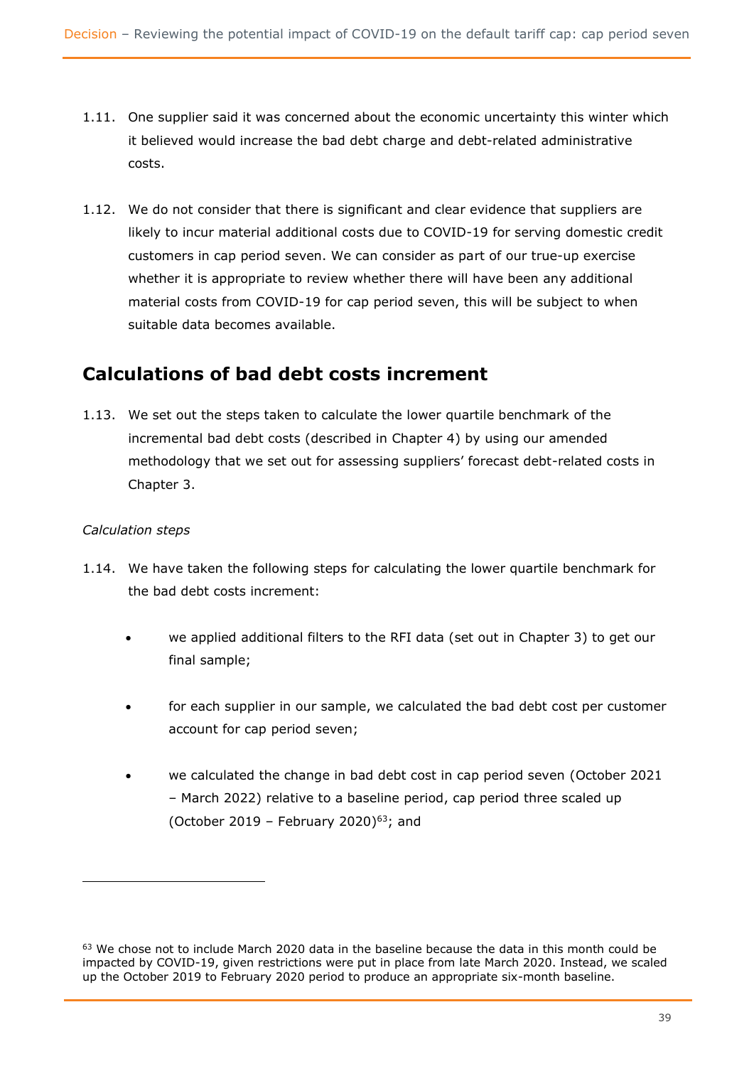1.11. One supplier said it was concerned about the economic uncertainty this winter which it believed would increase the bad debt charge and debt-related administrative costs.

1.12. We do not consider that there is significant and clear evidence that suppliers are likely to incur material additional costs due to COVID-19 for serving domestic credit customers in cap period seven. We can consider as part of our true-up exercise whether it is appropriate to review whether there will have been any additional material costs from COVID-19 for cap period seven, this will be subject to when suitable data becomes available.

## Calculations of bad debt costs increment

1.13. We set out the steps taken to calculate the lower quartile benchmark of the incremental bad debt costs (described in Chapter 4) by using our amended methodology that we set out for assessing suppliers' forecast debt-related costs in Chapter 3.

*Calculation steps*

1.14. We have taken the following steps for calculating the lower quartile benchmark for the bad debt costs increment:

- we applied additional filters to the RFI data (set out in Chapter 3) to get our final sample;
- for each supplier in our sample, we calculated the bad debt cost per customer account for cap period seven;
- we calculated the change in bad debt cost in cap period seven (October 2021 – March 2022) relative to a baseline period, cap period three scaled up (October 2019 – February 2020)[63]; and

[63] We chose not to include March 2020 data in the baseline because the data in this month could be impacted by COVID-19, given restrictions were put in place from late March 2020. Instead, we scaled up the October 2019 to February 2020 period to produce an appropriate six-month baseline.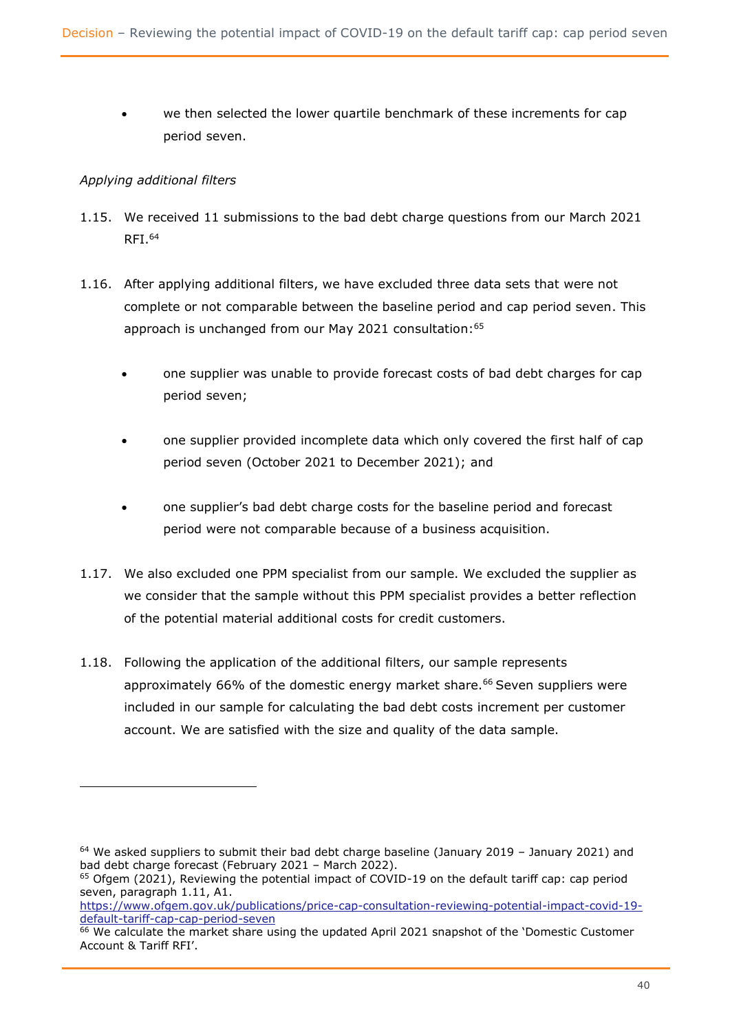- we then selected the lower quartile benchmark of these increments for cap period seven.

*Applying additional filters*

1.15. We received 11 submissions to the bad debt charge questions from our March 2021 RFI.[64]

1.16. After applying additional filters, we have excluded three data sets that were not complete or not comparable between the baseline period and cap period seven. This approach is unchanged from our May 2021 consultation:[65]

- one supplier was unable to provide forecast costs of bad debt charges for cap period seven;
- one supplier provided incomplete data which only covered the first half of cap period seven (October 2021 to December 2021); and
- one supplier's bad debt charge costs for the baseline period and forecast period were not comparable because of a business acquisition.

1.17. We also excluded one PPM specialist from our sample. We excluded the supplier as we consider that the sample without this PPM specialist provides a better reflection of the potential material additional costs for credit customers.

1.18. Following the application of the additional filters, our sample represents approximately 66% of the domestic energy market share.[66] Seven suppliers were included in our sample for calculating the bad debt costs increment per customer account. We are satisfied with the size and quality of the data sample.

---

[64] We asked suppliers to submit their bad debt charge baseline (January 2019 – January 2021) and bad debt charge forecast (February 2021 – March 2022).

[65] Ofgem (2021), Reviewing the potential impact of COVID-19 on the default tariff cap: cap period seven, paragraph 1.11, A1. https://www.ofgem.gov.uk/publications/price-cap-consultation-reviewing-potential-impact-covid-19-default-tariff-cap-cap-period-seven

[66] We calculate the market share using the updated April 2021 snapshot of the 'Domestic Customer Account & Tariff RFI'.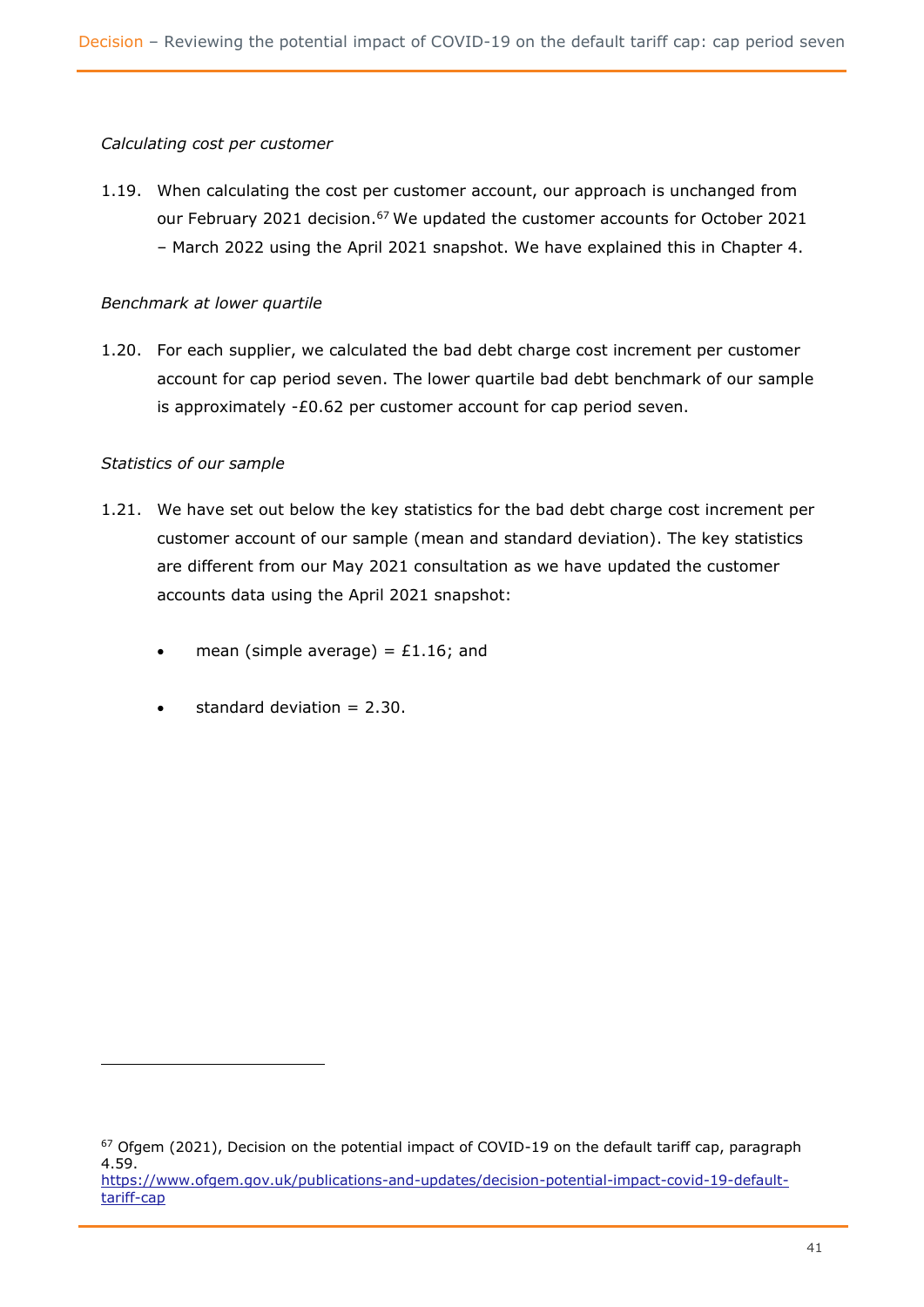*Calculating cost per customer*

1.19. When calculating the cost per customer account, our approach is unchanged from our February 2021 decision.[67] We updated the customer accounts for October 2021 – March 2022 using the April 2021 snapshot. We have explained this in Chapter 4.

*Benchmark at lower quartile*

1.20. For each supplier, we calculated the bad debt charge cost increment per customer account for cap period seven. The lower quartile bad debt benchmark of our sample is approximately -£0.62 per customer account for cap period seven.

*Statistics of our sample*

1.21. We have set out below the key statistics for the bad debt charge cost increment per customer account of our sample (mean and standard deviation). The key statistics are different from our May 2021 consultation as we have updated the customer accounts data using the April 2021 snapshot:

- mean (simple average) = £1.16; and
- standard deviation = 2.30.

[67] Ofgem (2021), Decision on the potential impact of COVID-19 on the default tariff cap, paragraph 4.59. https://www.ofgem.gov.uk/publications-and-updates/decision-potential-impact-covid-19-default-tariff-cap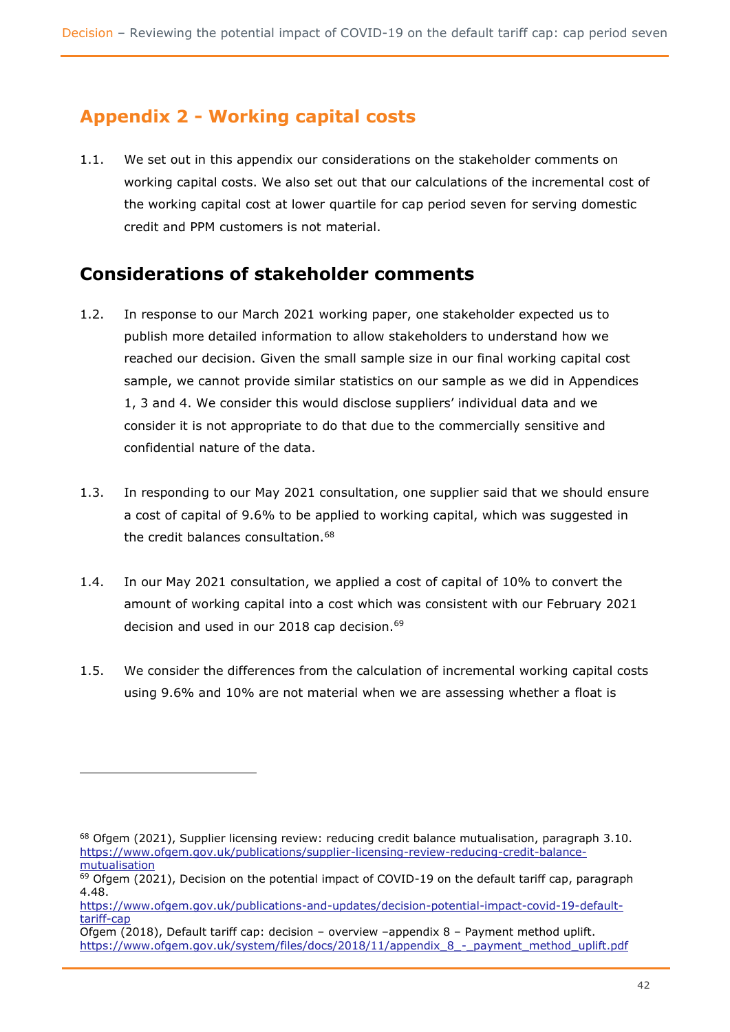## Appendix 2 - Working capital costs

1.1. We set out in this appendix our considerations on the stakeholder comments on working capital costs. We also set out that our calculations of the incremental cost of the working capital cost at lower quartile for cap period seven for serving domestic credit and PPM customers is not material.

## Considerations of stakeholder comments

1.2. In response to our March 2021 working paper, one stakeholder expected us to publish more detailed information to allow stakeholders to understand how we reached our decision. Given the small sample size in our final working capital cost sample, we cannot provide similar statistics on our sample as we did in Appendices 1, 3 and 4. We consider this would disclose suppliers' individual data and we consider it is not appropriate to do that due to the commercially sensitive and confidential nature of the data.

1.3. In responding to our May 2021 consultation, one supplier said that we should ensure a cost of capital of 9.6% to be applied to working capital, which was suggested in the credit balances consultation.[68]

1.4. In our May 2021 consultation, we applied a cost of capital of 10% to convert the amount of working capital into a cost which was consistent with our February 2021 decision and used in our 2018 cap decision.[69]

1.5. We consider the differences from the calculation of incremental working capital costs using 9.6% and 10% are not material when we are assessing whether a float is

---

[68] Ofgem (2021), Supplier licensing review: reducing credit balance mutualisation, paragraph 3.10. https://www.ofgem.gov.uk/publications/supplier-licensing-review-reducing-credit-balance-mutualisation

[69] Ofgem (2021), Decision on the potential impact of COVID-19 on the default tariff cap, paragraph 4.48. https://www.ofgem.gov.uk/publications-and-updates/decision-potential-impact-covid-19-default-tariff-cap
Ofgem (2018), Default tariff cap: decision – overview –appendix 8 – Payment method uplift. https://www.ofgem.gov.uk/system/files/docs/2018/11/appendix_8_-_payment_method_uplift.pdf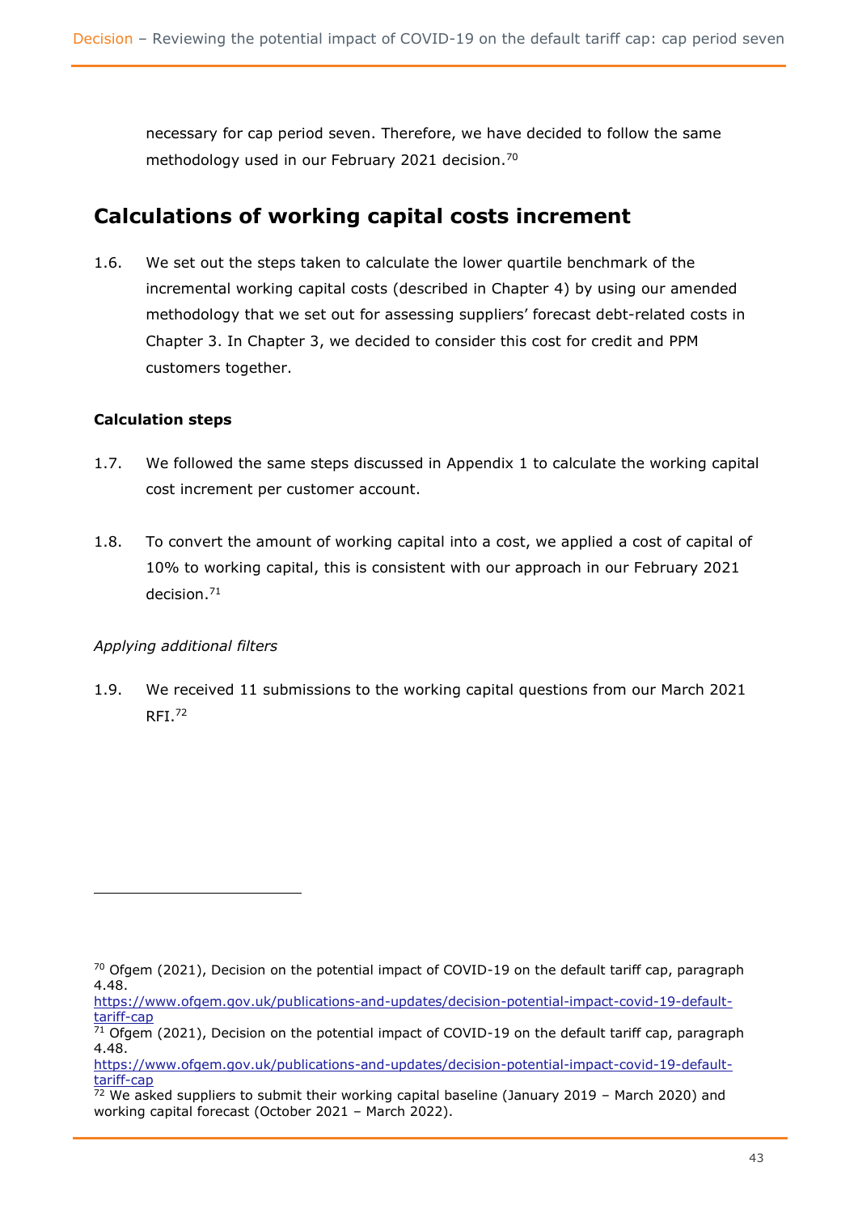necessary for cap period seven. Therefore, we have decided to follow the same methodology used in our February 2021 decision.[70]

## Calculations of working capital costs increment

1.6. We set out the steps taken to calculate the lower quartile benchmark of the incremental working capital costs (described in Chapter 4) by using our amended methodology that we set out for assessing suppliers' forecast debt-related costs in Chapter 3. In Chapter 3, we decided to consider this cost for credit and PPM customers together.

### Calculation steps

1.7. We followed the same steps discussed in Appendix 1 to calculate the working capital cost increment per customer account.

1.8. To convert the amount of working capital into a cost, we applied a cost of capital of 10% to working capital, this is consistent with our approach in our February 2021 decision.[71]

*Applying additional filters*

1.9. We received 11 submissions to the working capital questions from our March 2021 RFI.[72]

---

[70] Ofgem (2021), Decision on the potential impact of COVID-19 on the default tariff cap, paragraph 4.48. https://www.ofgem.gov.uk/publications-and-updates/decision-potential-impact-covid-19-default-tariff-cap

[71] Ofgem (2021), Decision on the potential impact of COVID-19 on the default tariff cap, paragraph 4.48. https://www.ofgem.gov.uk/publications-and-updates/decision-potential-impact-covid-19-default-tariff-cap

[72] We asked suppliers to submit their working capital baseline (January 2019 – March 2020) and working capital forecast (October 2021 – March 2022).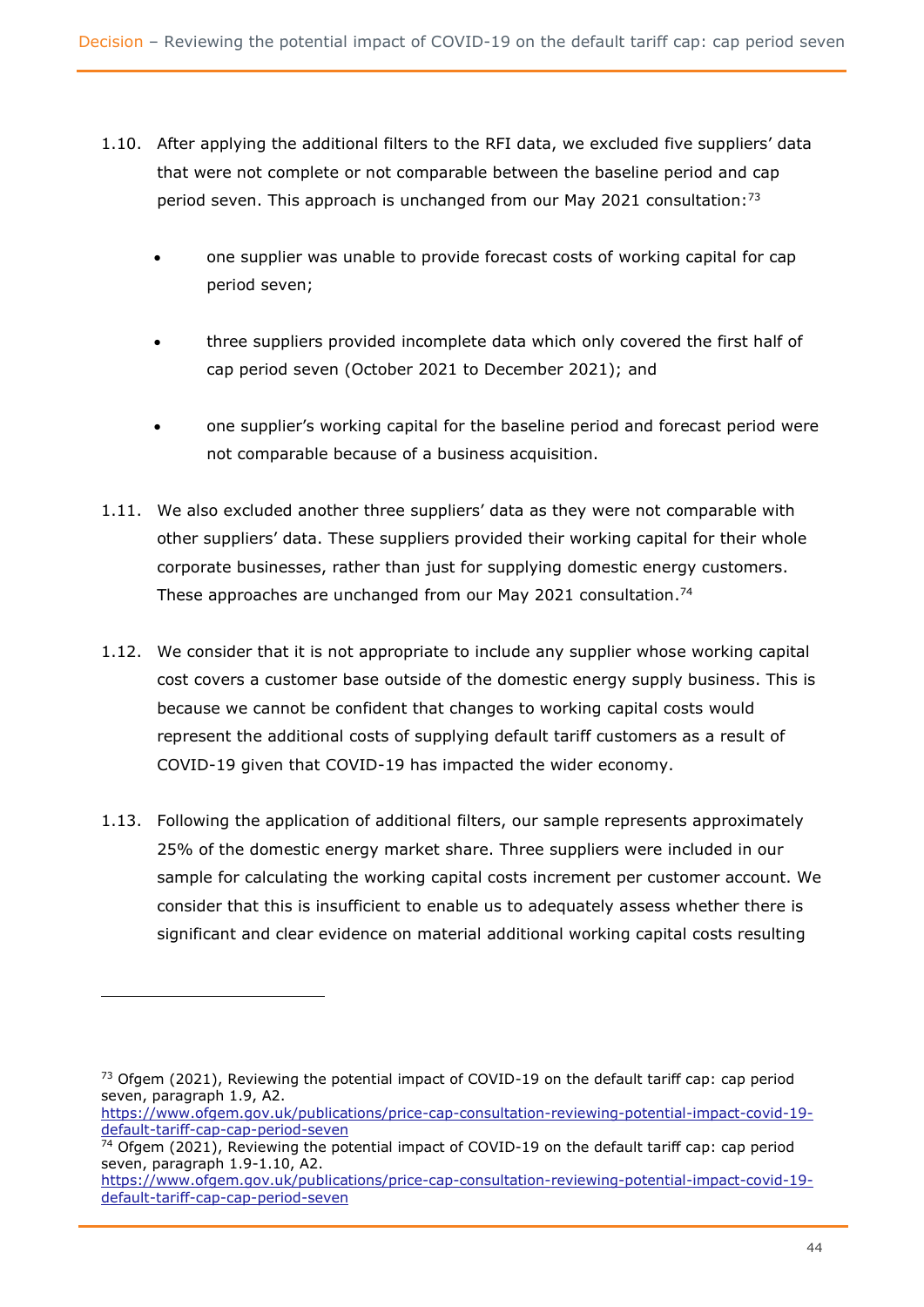1.10. After applying the additional filters to the RFI data, we excluded five suppliers' data that were not complete or not comparable between the baseline period and cap period seven. This approach is unchanged from our May 2021 consultation:[73]

- one supplier was unable to provide forecast costs of working capital for cap period seven;
- three suppliers provided incomplete data which only covered the first half of cap period seven (October 2021 to December 2021); and
- one supplier's working capital for the baseline period and forecast period were not comparable because of a business acquisition.

1.11. We also excluded another three suppliers' data as they were not comparable with other suppliers' data. These suppliers provided their working capital for their whole corporate businesses, rather than just for supplying domestic energy customers. These approaches are unchanged from our May 2021 consultation.[74]

1.12. We consider that it is not appropriate to include any supplier whose working capital cost covers a customer base outside of the domestic energy supply business. This is because we cannot be confident that changes to working capital costs would represent the additional costs of supplying default tariff customers as a result of COVID-19 given that COVID-19 has impacted the wider economy.

1.13. Following the application of additional filters, our sample represents approximately 25% of the domestic energy market share. Three suppliers were included in our sample for calculating the working capital costs increment per customer account. We consider that this is insufficient to enable us to adequately assess whether there is significant and clear evidence on material additional working capital costs resulting

---

[73] Ofgem (2021), Reviewing the potential impact of COVID-19 on the default tariff cap: cap period seven, paragraph 1.9, A2.
https://www.ofgem.gov.uk/publications/price-cap-consultation-reviewing-potential-impact-covid-19-default-tariff-cap-cap-period-seven

[74] Ofgem (2021), Reviewing the potential impact of COVID-19 on the default tariff cap: cap period seven, paragraph 1.9-1.10, A2.
https://www.ofgem.gov.uk/publications/price-cap-consultation-reviewing-potential-impact-covid-19-default-tariff-cap-cap-period-seven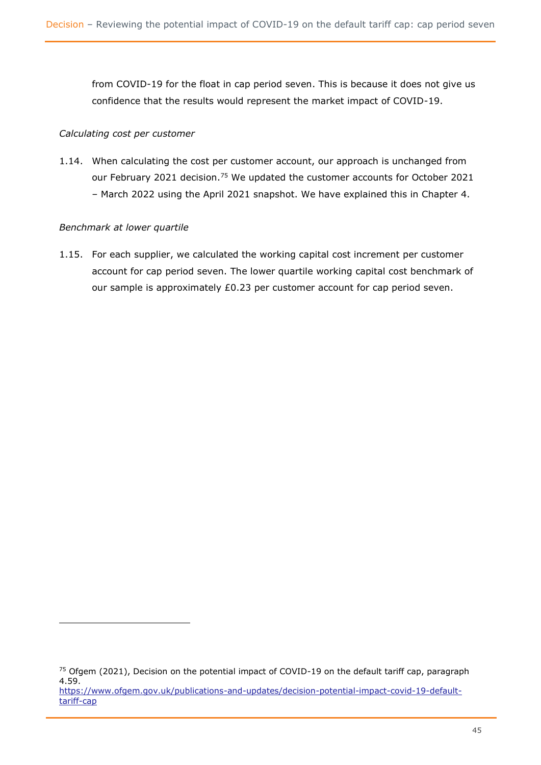from COVID-19 for the float in cap period seven. This is because it does not give us confidence that the results would represent the market impact of COVID-19.

*Calculating cost per customer*

1.14. When calculating the cost per customer account, our approach is unchanged from our February 2021 decision.[75] We updated the customer accounts for October 2021 – March 2022 using the April 2021 snapshot. We have explained this in Chapter 4.

*Benchmark at lower quartile*

1.15. For each supplier, we calculated the working capital cost increment per customer account for cap period seven. The lower quartile working capital cost benchmark of our sample is approximately £0.23 per customer account for cap period seven.

---

[75] Ofgem (2021), Decision on the potential impact of COVID-19 on the default tariff cap, paragraph 4.59.
https://www.ofgem.gov.uk/publications-and-updates/decision-potential-impact-covid-19-default-tariff-cap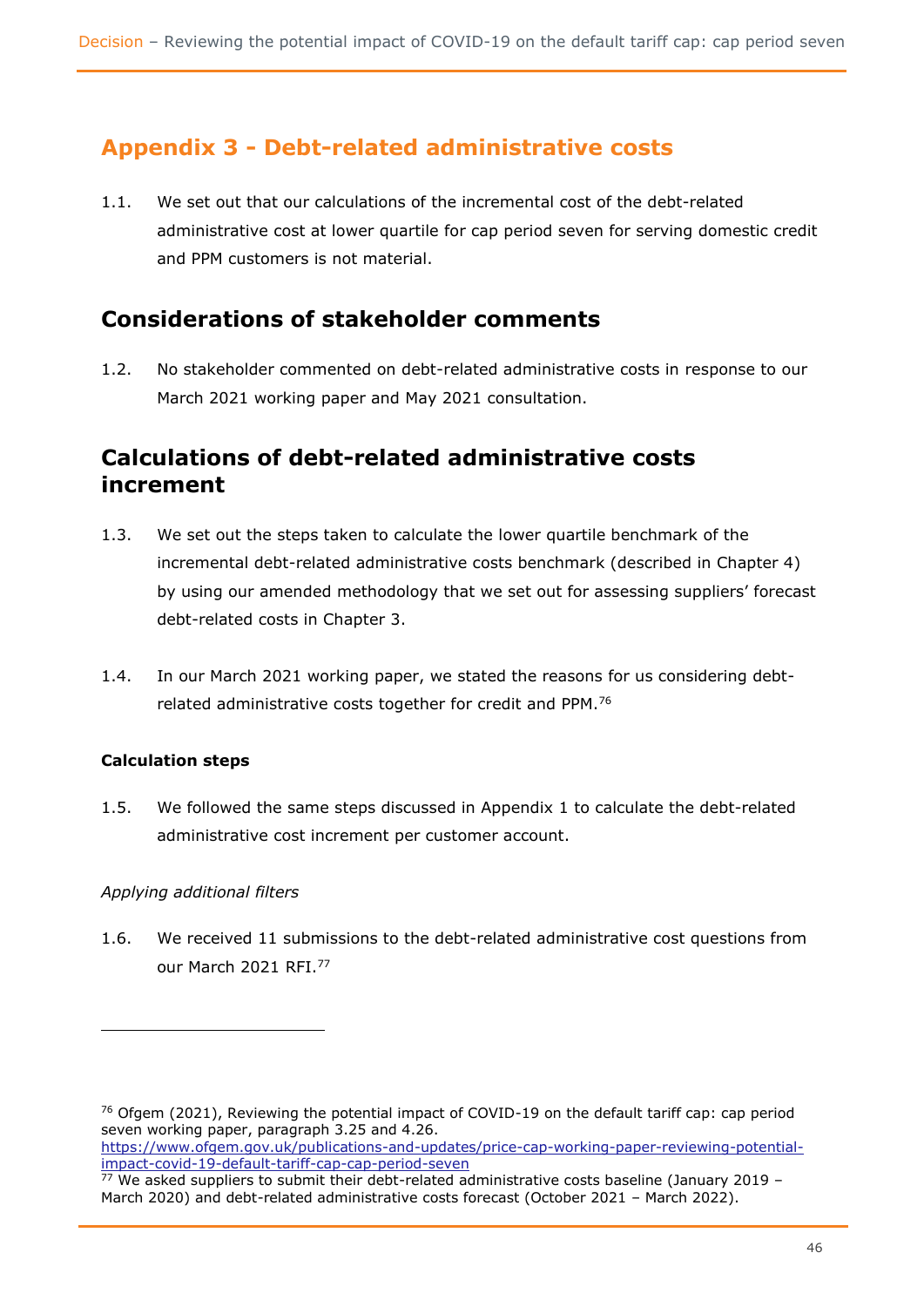## Appendix 3 - Debt-related administrative costs

1.1. We set out that our calculations of the incremental cost of the debt-related administrative cost at lower quartile for cap period seven for serving domestic credit and PPM customers is not material.

## Considerations of stakeholder comments

1.2. No stakeholder commented on debt-related administrative costs in response to our March 2021 working paper and May 2021 consultation.

## Calculations of debt-related administrative costs increment

1.3. We set out the steps taken to calculate the lower quartile benchmark of the incremental debt-related administrative costs benchmark (described in Chapter 4) by using our amended methodology that we set out for assessing suppliers' forecast debt-related costs in Chapter 3.

1.4. In our March 2021 working paper, we stated the reasons for us considering debt-related administrative costs together for credit and PPM.[76]

### Calculation steps

1.5. We followed the same steps discussed in Appendix 1 to calculate the debt-related administrative cost increment per customer account.

*Applying additional filters*

1.6. We received 11 submissions to the debt-related administrative cost questions from our March 2021 RFI.[77]

---

[76] Ofgem (2021), Reviewing the potential impact of COVID-19 on the default tariff cap: cap period seven working paper, paragraph 3.25 and 4.26. https://www.ofgem.gov.uk/publications-and-updates/price-cap-working-paper-reviewing-potential-impact-covid-19-default-tariff-cap-cap-period-seven

[77] We asked suppliers to submit their debt-related administrative costs baseline (January 2019 – March 2020) and debt-related administrative costs forecast (October 2021 – March 2022).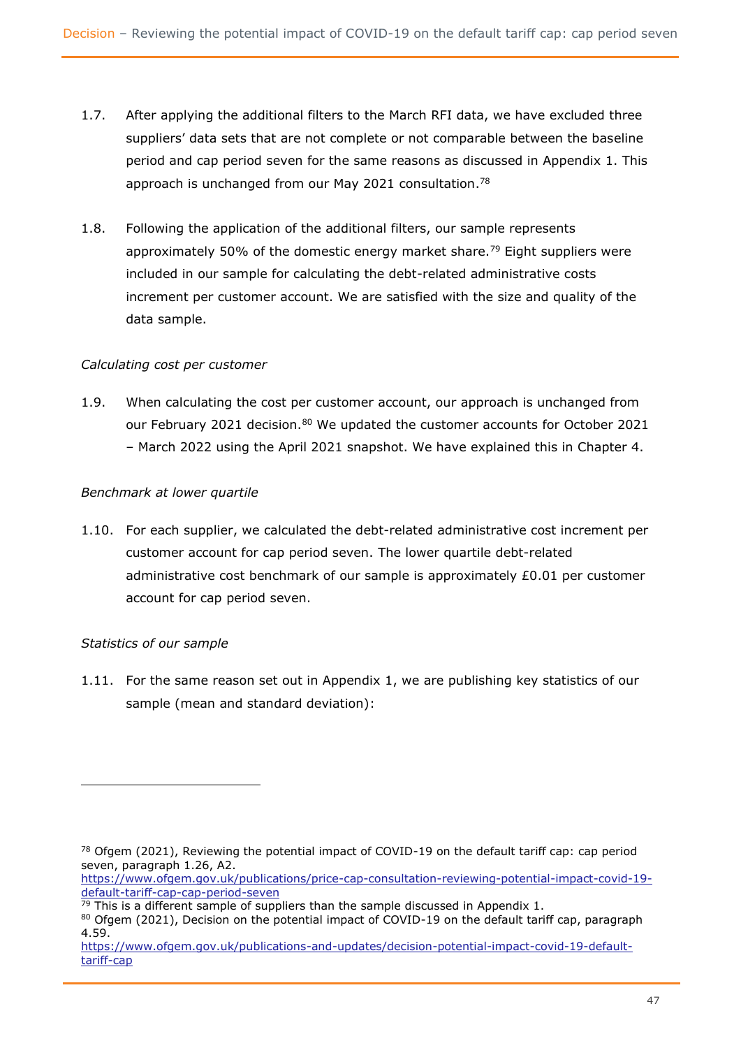1.7. After applying the additional filters to the March RFI data, we have excluded three suppliers' data sets that are not complete or not comparable between the baseline period and cap period seven for the same reasons as discussed in Appendix 1. This approach is unchanged from our May 2021 consultation.[78]

1.8. Following the application of the additional filters, our sample represents approximately 50% of the domestic energy market share.[79] Eight suppliers were included in our sample for calculating the debt-related administrative costs increment per customer account. We are satisfied with the size and quality of the data sample.

*Calculating cost per customer*

1.9. When calculating the cost per customer account, our approach is unchanged from our February 2021 decision.[80] We updated the customer accounts for October 2021 – March 2022 using the April 2021 snapshot. We have explained this in Chapter 4.

*Benchmark at lower quartile*

1.10. For each supplier, we calculated the debt-related administrative cost increment per customer account for cap period seven. The lower quartile debt-related administrative cost benchmark of our sample is approximately £0.01 per customer account for cap period seven.

*Statistics of our sample*

1.11. For the same reason set out in Appendix 1, we are publishing key statistics of our sample (mean and standard deviation):

---

[78] Ofgem (2021), Reviewing the potential impact of COVID-19 on the default tariff cap: cap period seven, paragraph 1.26, A2. https://www.ofgem.gov.uk/publications/price-cap-consultation-reviewing-potential-impact-covid-19-default-tariff-cap-cap-period-seven

[79] This is a different sample of suppliers than the sample discussed in Appendix 1.

[80] Ofgem (2021), Decision on the potential impact of COVID-19 on the default tariff cap, paragraph 4.59. https://www.ofgem.gov.uk/publications-and-updates/decision-potential-impact-covid-19-default-tariff-cap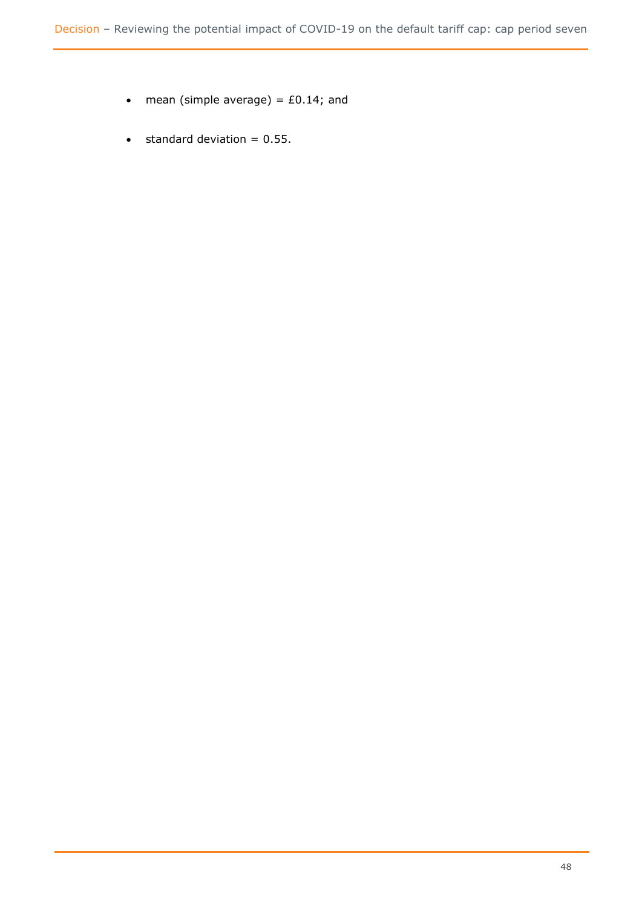- mean (simple average) = £0.14; and
- standard deviation = 0.55.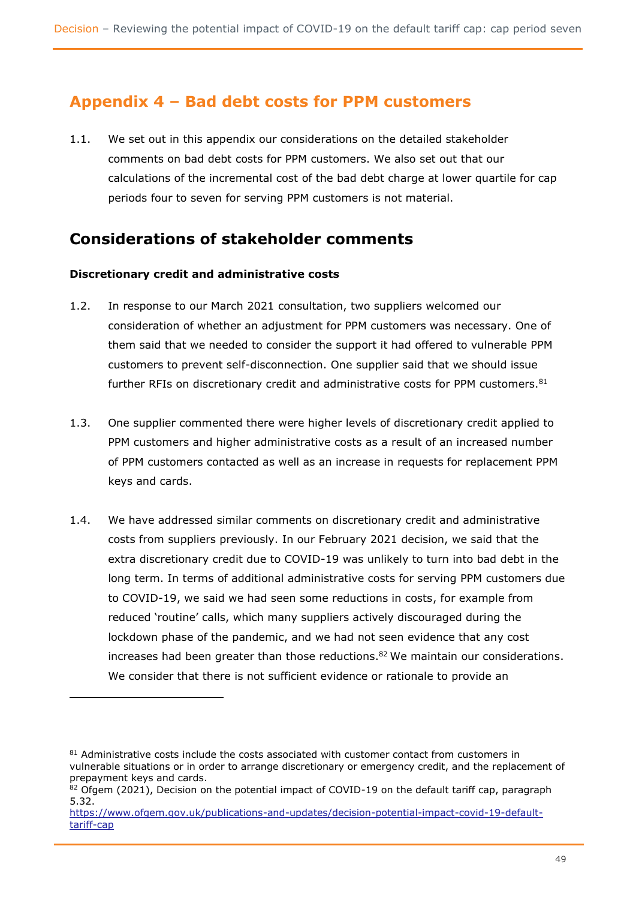# Appendix 4 – Bad debt costs for PPM customers

1.1. We set out in this appendix our considerations on the detailed stakeholder comments on bad debt costs for PPM customers. We also set out that our calculations of the incremental cost of the bad debt charge at lower quartile for cap periods four to seven for serving PPM customers is not material.

## Considerations of stakeholder comments

**Discretionary credit and administrative costs**

1.2. In response to our March 2021 consultation, two suppliers welcomed our consideration of whether an adjustment for PPM customers was necessary. One of them said that we needed to consider the support it had offered to vulnerable PPM customers to prevent self-disconnection. One supplier said that we should issue further RFIs on discretionary credit and administrative costs for PPM customers.[81]

1.3. One supplier commented there were higher levels of discretionary credit applied to PPM customers and higher administrative costs as a result of an increased number of PPM customers contacted as well as an increase in requests for replacement PPM keys and cards.

1.4. We have addressed similar comments on discretionary credit and administrative costs from suppliers previously. In our February 2021 decision, we said that the extra discretionary credit due to COVID-19 was unlikely to turn into bad debt in the long term. In terms of additional administrative costs for serving PPM customers due to COVID-19, we said we had seen some reductions in costs, for example from reduced 'routine' calls, which many suppliers actively discouraged during the lockdown phase of the pandemic, and we had not seen evidence that any cost increases had been greater than those reductions.[82] We maintain our considerations. We consider that there is not sufficient evidence or rationale to provide an

[81] Administrative costs include the costs associated with customer contact from customers in vulnerable situations or in order to arrange discretionary or emergency credit, and the replacement of prepayment keys and cards.

[82] Ofgem (2021), Decision on the potential impact of COVID-19 on the default tariff cap, paragraph 5.32.
https://www.ofgem.gov.uk/publications-and-updates/decision-potential-impact-covid-19-default-tariff-cap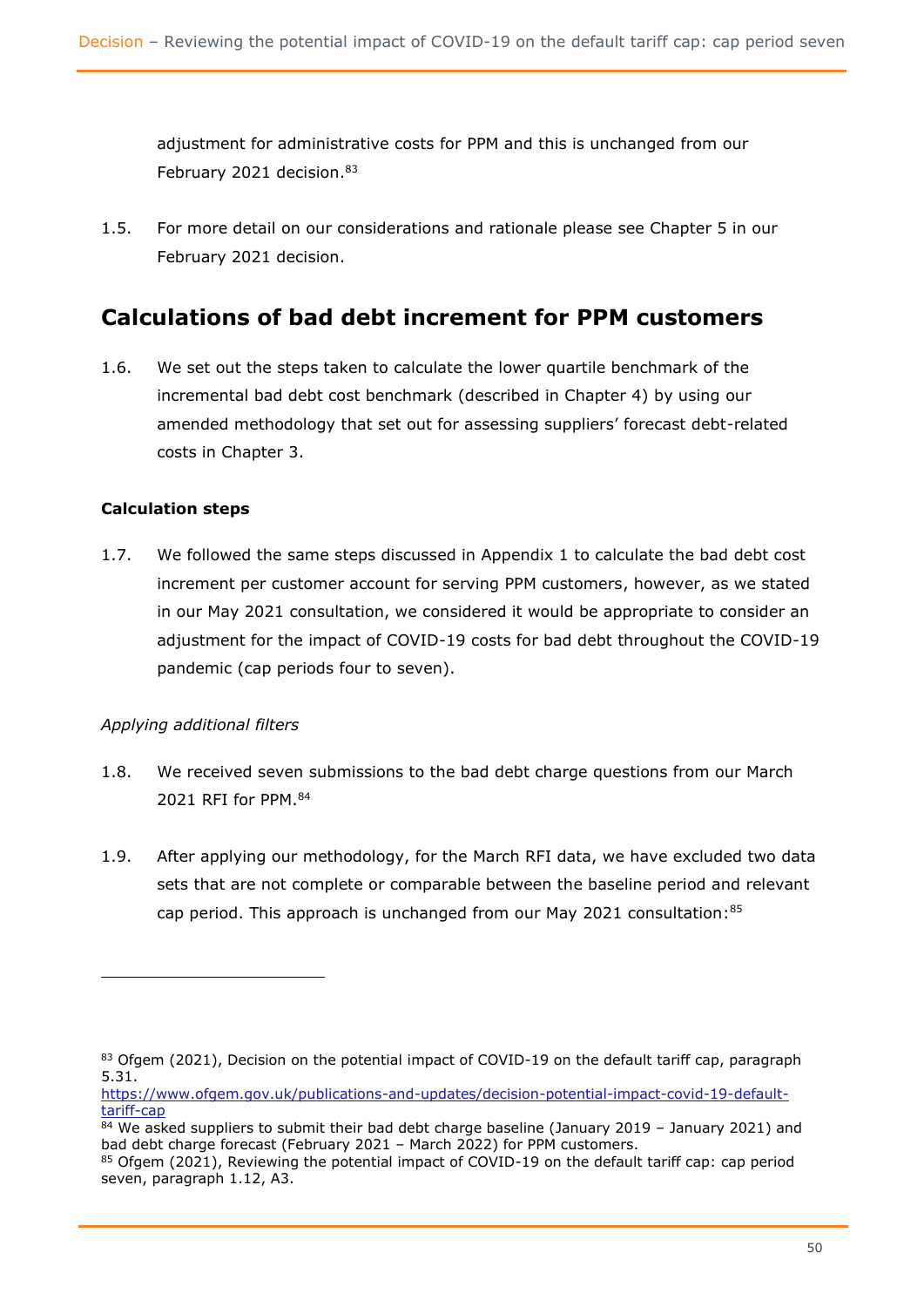adjustment for administrative costs for PPM and this is unchanged from our February 2021 decision.[83]

1.5. For more detail on our considerations and rationale please see Chapter 5 in our February 2021 decision.

## Calculations of bad debt increment for PPM customers

1.6. We set out the steps taken to calculate the lower quartile benchmark of the incremental bad debt cost benchmark (described in Chapter 4) by using our amended methodology that set out for assessing suppliers' forecast debt-related costs in Chapter 3.

### Calculation steps

1.7. We followed the same steps discussed in Appendix 1 to calculate the bad debt cost increment per customer account for serving PPM customers, however, as we stated in our May 2021 consultation, we considered it would be appropriate to consider an adjustment for the impact of COVID-19 costs for bad debt throughout the COVID-19 pandemic (cap periods four to seven).

*Applying additional filters*

1.8. We received seven submissions to the bad debt charge questions from our March 2021 RFI for PPM.[84]

1.9. After applying our methodology, for the March RFI data, we have excluded two data sets that are not complete or comparable between the baseline period and relevant cap period. This approach is unchanged from our May 2021 consultation:[85]

---

[83] Ofgem (2021), Decision on the potential impact of COVID-19 on the default tariff cap, paragraph 5.31. https://www.ofgem.gov.uk/publications-and-updates/decision-potential-impact-covid-19-default-tariff-cap

[84] We asked suppliers to submit their bad debt charge baseline (January 2019 – January 2021) and bad debt charge forecast (February 2021 – March 2022) for PPM customers.

[85] Ofgem (2021), Reviewing the potential impact of COVID-19 on the default tariff cap: cap period seven, paragraph 1.12, A3.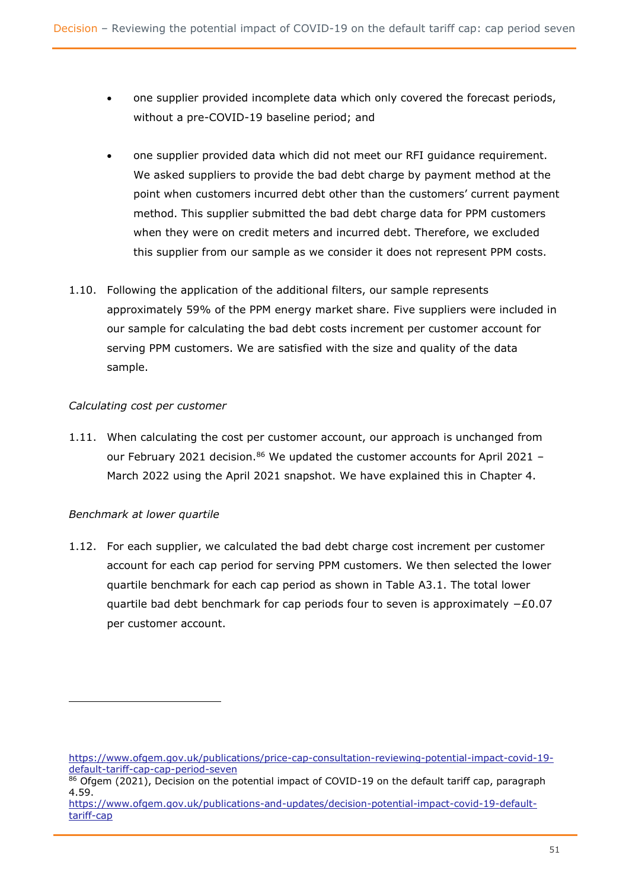- one supplier provided incomplete data which only covered the forecast periods, without a pre-COVID-19 baseline period; and
- one supplier provided data which did not meet our RFI guidance requirement. We asked suppliers to provide the bad debt charge by payment method at the point when customers incurred debt other than the customers' current payment method. This supplier submitted the bad debt charge data for PPM customers when they were on credit meters and incurred debt. Therefore, we excluded this supplier from our sample as we consider it does not represent PPM costs.

1.10. Following the application of the additional filters, our sample represents approximately 59% of the PPM energy market share. Five suppliers were included in our sample for calculating the bad debt costs increment per customer account for serving PPM customers. We are satisfied with the size and quality of the data sample.

*Calculating cost per customer*

1.11. When calculating the cost per customer account, our approach is unchanged from our February 2021 decision.[86] We updated the customer accounts for April 2021 – March 2022 using the April 2021 snapshot. We have explained this in Chapter 4.

*Benchmark at lower quartile*

1.12. For each supplier, we calculated the bad debt charge cost increment per customer account for each cap period for serving PPM customers. We then selected the lower quartile benchmark for each cap period as shown in Table A3.1. The total lower quartile bad debt benchmark for cap periods four to seven is approximately −£0.07 per customer account.

---

https://www.ofgem.gov.uk/publications/price-cap-consultation-reviewing-potential-impact-covid-19-default-tariff-cap-cap-period-seven

[86] Ofgem (2021), Decision on the potential impact of COVID-19 on the default tariff cap, paragraph 4.59.
https://www.ofgem.gov.uk/publications-and-updates/decision-potential-impact-covid-19-default-tariff-cap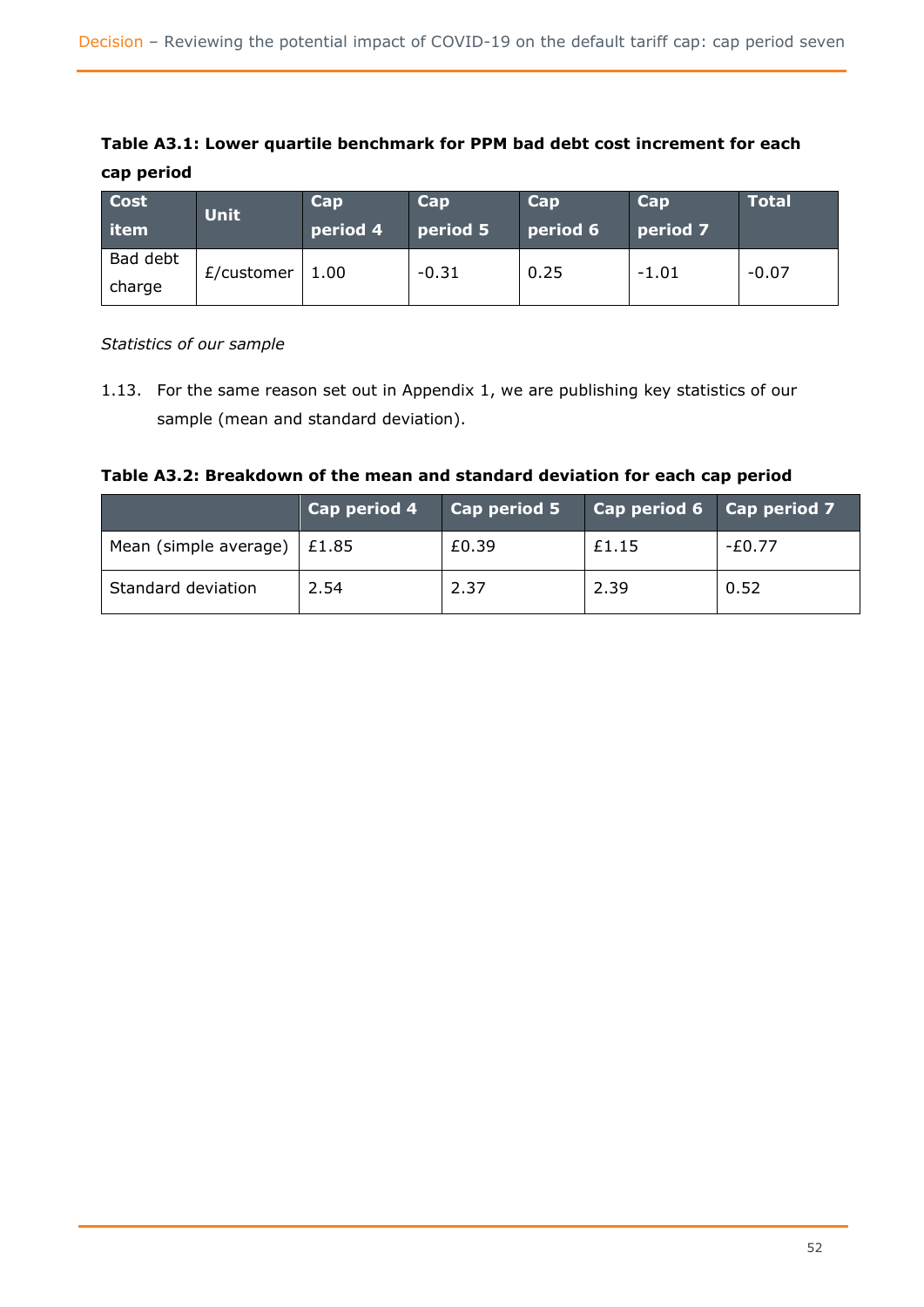**Table A3.1: Lower quartile benchmark for PPM bad debt cost increment for each cap period**

| Cost item | Unit | Cap period 4 | Cap period 5 | Cap period 6 | Cap period 7 | Total |
|---|---|---|---|---|---|---|
| Bad debt charge | £/customer | 1.00 | -0.31 | 0.25 | -1.01 | -0.07 |

*Statistics of our sample*

1.13. For the same reason set out in Appendix 1, we are publishing key statistics of our sample (mean and standard deviation).

**Table A3.2: Breakdown of the mean and standard deviation for each cap period**

| | Cap period 4 | Cap period 5 | Cap period 6 | Cap period 7 |
|---|---|---|---|---|
| Mean (simple average) | £1.85 | £0.39 | £1.15 | -£0.77 |
| Standard deviation | 2.54 | 2.37 | 2.39 | 0.52 |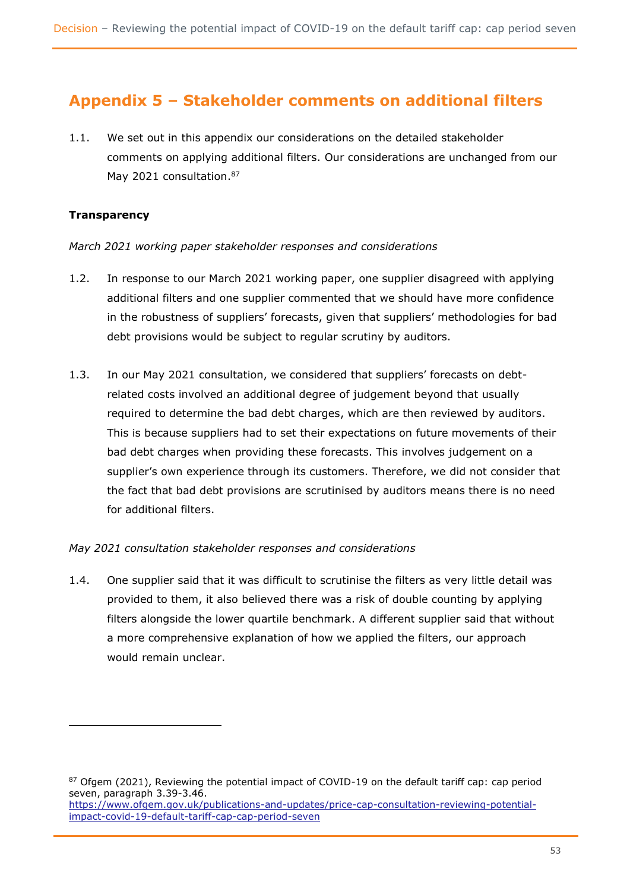# Appendix 5 – Stakeholder comments on additional filters

1.1. We set out in this appendix our considerations on the detailed stakeholder comments on applying additional filters. Our considerations are unchanged from our May 2021 consultation.[87]

**Transparency**

*March 2021 working paper stakeholder responses and considerations*

1.2. In response to our March 2021 working paper, one supplier disagreed with applying additional filters and one supplier commented that we should have more confidence in the robustness of suppliers' forecasts, given that suppliers' methodologies for bad debt provisions would be subject to regular scrutiny by auditors.

1.3. In our May 2021 consultation, we considered that suppliers' forecasts on debt-related costs involved an additional degree of judgement beyond that usually required to determine the bad debt charges, which are then reviewed by auditors. This is because suppliers had to set their expectations on future movements of their bad debt charges when providing these forecasts. This involves judgement on a supplier's own experience through its customers. Therefore, we did not consider that the fact that bad debt provisions are scrutinised by auditors means there is no need for additional filters.

*May 2021 consultation stakeholder responses and considerations*

1.4. One supplier said that it was difficult to scrutinise the filters as very little detail was provided to them, it also believed there was a risk of double counting by applying filters alongside the lower quartile benchmark. A different supplier said that without a more comprehensive explanation of how we applied the filters, our approach would remain unclear.

---

[87] Ofgem (2021), Reviewing the potential impact of COVID-19 on the default tariff cap: cap period seven, paragraph 3.39-3.46.
https://www.ofgem.gov.uk/publications-and-updates/price-cap-consultation-reviewing-potential-impact-covid-19-default-tariff-cap-cap-period-seven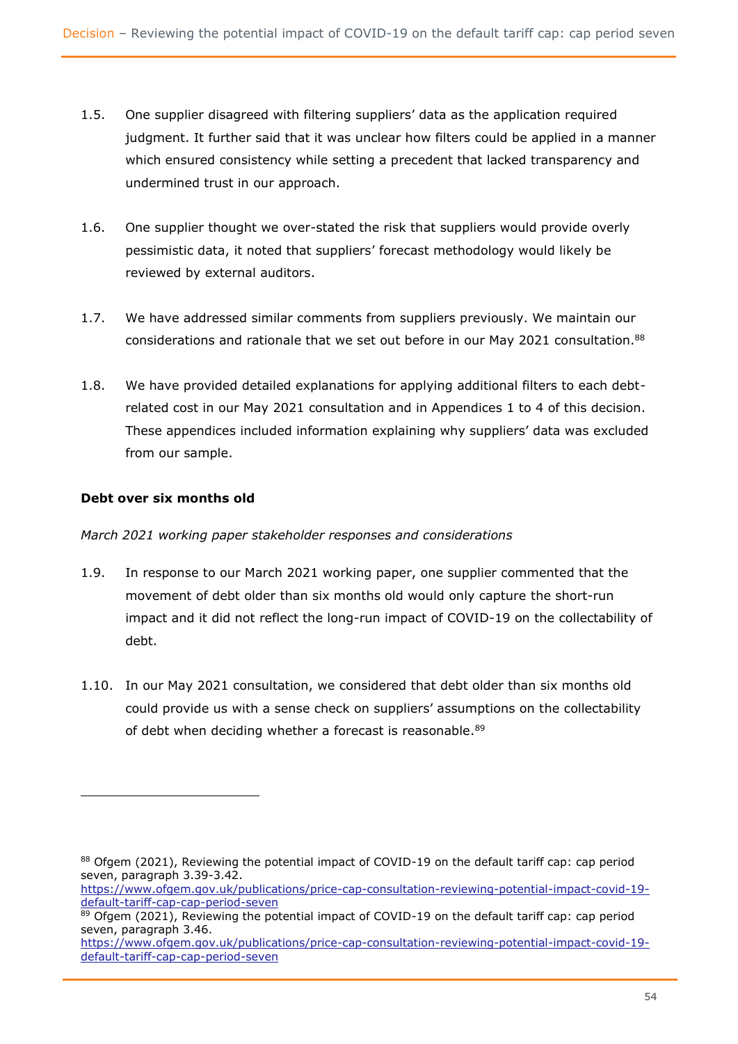1.5. One supplier disagreed with filtering suppliers' data as the application required judgment. It further said that it was unclear how filters could be applied in a manner which ensured consistency while setting a precedent that lacked transparency and undermined trust in our approach.

1.6. One supplier thought we over-stated the risk that suppliers would provide overly pessimistic data, it noted that suppliers' forecast methodology would likely be reviewed by external auditors.

1.7. We have addressed similar comments from suppliers previously. We maintain our considerations and rationale that we set out before in our May 2021 consultation.[88]

1.8. We have provided detailed explanations for applying additional filters to each debt-related cost in our May 2021 consultation and in Appendices 1 to 4 of this decision. These appendices included information explaining why suppliers' data was excluded from our sample.

**Debt over six months old**

*March 2021 working paper stakeholder responses and considerations*

1.9. In response to our March 2021 working paper, one supplier commented that the movement of debt older than six months old would only capture the short-run impact and it did not reflect the long-run impact of COVID-19 on the collectability of debt.

1.10. In our May 2021 consultation, we considered that debt older than six months old could provide us with a sense check on suppliers' assumptions on the collectability of debt when deciding whether a forecast is reasonable.[89]

---

[88] Ofgem (2021), Reviewing the potential impact of COVID-19 on the default tariff cap: cap period seven, paragraph 3.39-3.42. https://www.ofgem.gov.uk/publications/price-cap-consultation-reviewing-potential-impact-covid-19-default-tariff-cap-cap-period-seven

[89] Ofgem (2021), Reviewing the potential impact of COVID-19 on the default tariff cap: cap period seven, paragraph 3.46. https://www.ofgem.gov.uk/publications/price-cap-consultation-reviewing-potential-impact-covid-19-default-tariff-cap-cap-period-seven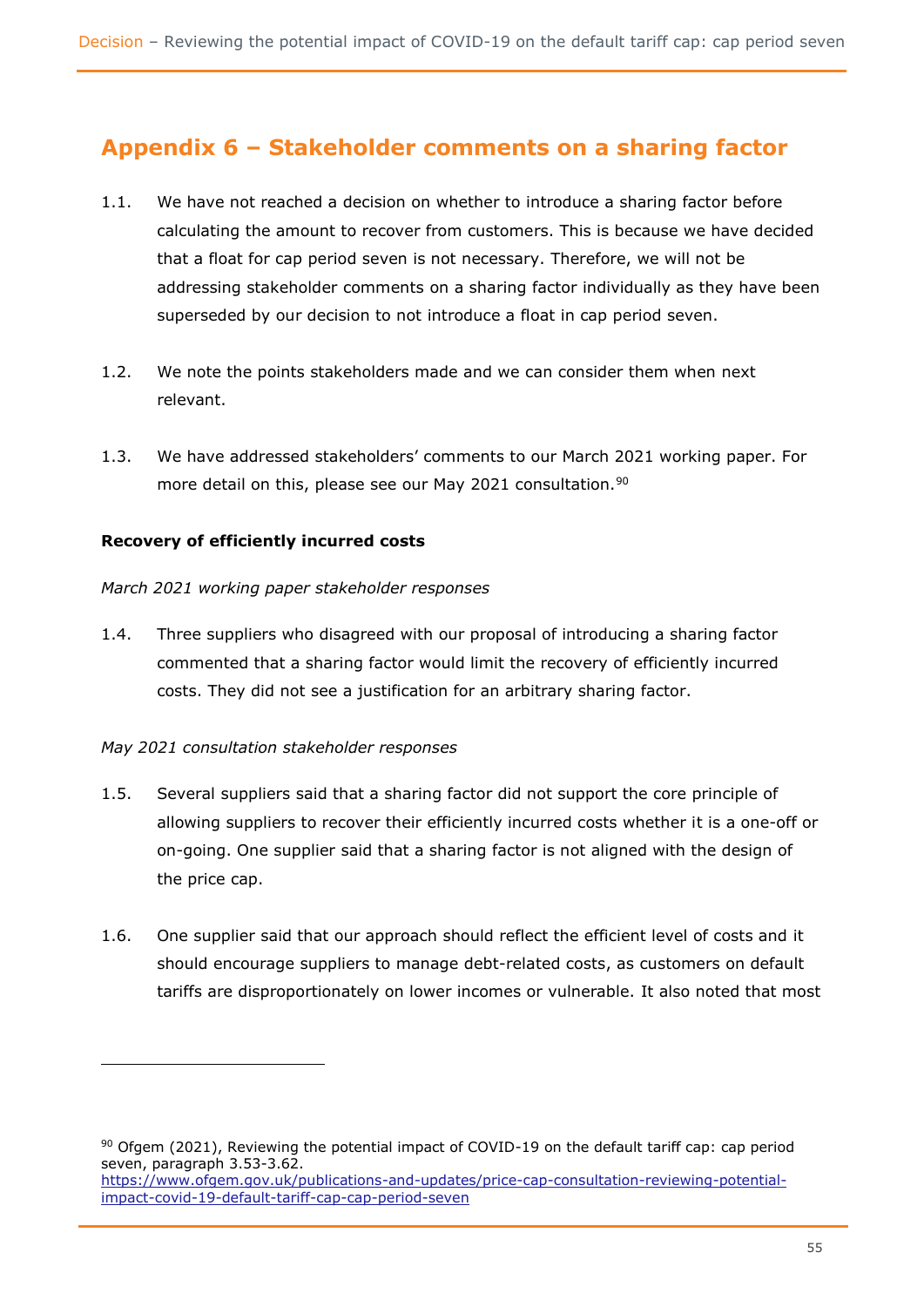## Appendix 6 – Stakeholder comments on a sharing factor

1.1. We have not reached a decision on whether to introduce a sharing factor before calculating the amount to recover from customers. This is because we have decided that a float for cap period seven is not necessary. Therefore, we will not be addressing stakeholder comments on a sharing factor individually as they have been superseded by our decision to not introduce a float in cap period seven.

1.2. We note the points stakeholders made and we can consider them when next relevant.

1.3. We have addressed stakeholders' comments to our March 2021 working paper. For more detail on this, please see our May 2021 consultation.[90]

**Recovery of efficiently incurred costs**

*March 2021 working paper stakeholder responses*

1.4. Three suppliers who disagreed with our proposal of introducing a sharing factor commented that a sharing factor would limit the recovery of efficiently incurred costs. They did not see a justification for an arbitrary sharing factor.

*May 2021 consultation stakeholder responses*

1.5. Several suppliers said that a sharing factor did not support the core principle of allowing suppliers to recover their efficiently incurred costs whether it is a one-off or on-going. One supplier said that a sharing factor is not aligned with the design of the price cap.

1.6. One supplier said that our approach should reflect the efficient level of costs and it should encourage suppliers to manage debt-related costs, as customers on default tariffs are disproportionately on lower incomes or vulnerable. It also noted that most

---

[90] Ofgem (2021), Reviewing the potential impact of COVID-19 on the default tariff cap: cap period seven, paragraph 3.53-3.62.
https://www.ofgem.gov.uk/publications-and-updates/price-cap-consultation-reviewing-potential-impact-covid-19-default-tariff-cap-cap-period-seven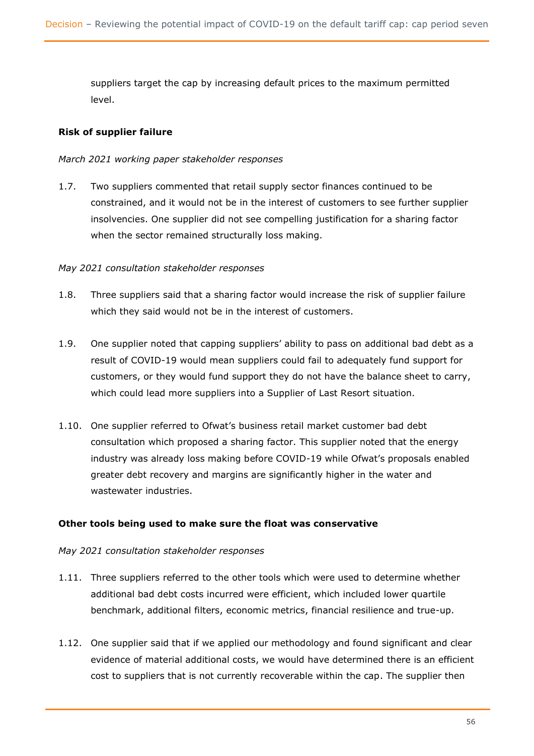suppliers target the cap by increasing default prices to the maximum permitted level.

**Risk of supplier failure**

*March 2021 working paper stakeholder responses*

1.7. Two suppliers commented that retail supply sector finances continued to be constrained, and it would not be in the interest of customers to see further supplier insolvencies. One supplier did not see compelling justification for a sharing factor when the sector remained structurally loss making.

*May 2021 consultation stakeholder responses*

1.8. Three suppliers said that a sharing factor would increase the risk of supplier failure which they said would not be in the interest of customers.

1.9. One supplier noted that capping suppliers' ability to pass on additional bad debt as a result of COVID-19 would mean suppliers could fail to adequately fund support for customers, or they would fund support they do not have the balance sheet to carry, which could lead more suppliers into a Supplier of Last Resort situation.

1.10. One supplier referred to Ofwat's business retail market customer bad debt consultation which proposed a sharing factor. This supplier noted that the energy industry was already loss making before COVID-19 while Ofwat's proposals enabled greater debt recovery and margins are significantly higher in the water and wastewater industries.

**Other tools being used to make sure the float was conservative**

*May 2021 consultation stakeholder responses*

1.11. Three suppliers referred to the other tools which were used to determine whether additional bad debt costs incurred were efficient, which included lower quartile benchmark, additional filters, economic metrics, financial resilience and true-up.

1.12. One supplier said that if we applied our methodology and found significant and clear evidence of material additional costs, we would have determined there is an efficient cost to suppliers that is not currently recoverable within the cap. The supplier then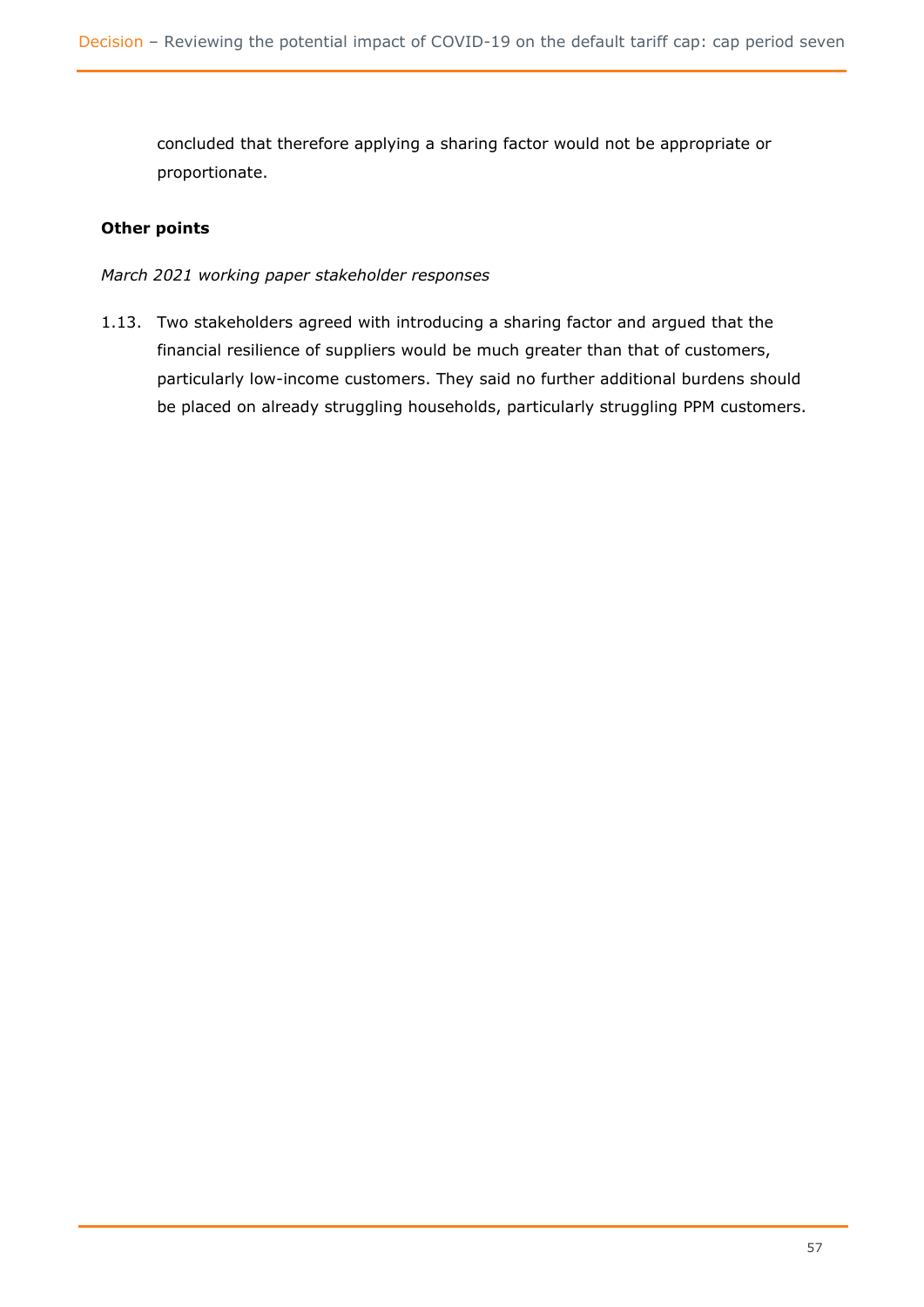concluded that therefore applying a sharing factor would not be appropriate or proportionate.

**Other points**

*March 2021 working paper stakeholder responses*

1.13. Two stakeholders agreed with introducing a sharing factor and argued that the financial resilience of suppliers would be much greater than that of customers, particularly low-income customers. They said no further additional burdens should be placed on already struggling households, particularly struggling PPM customers.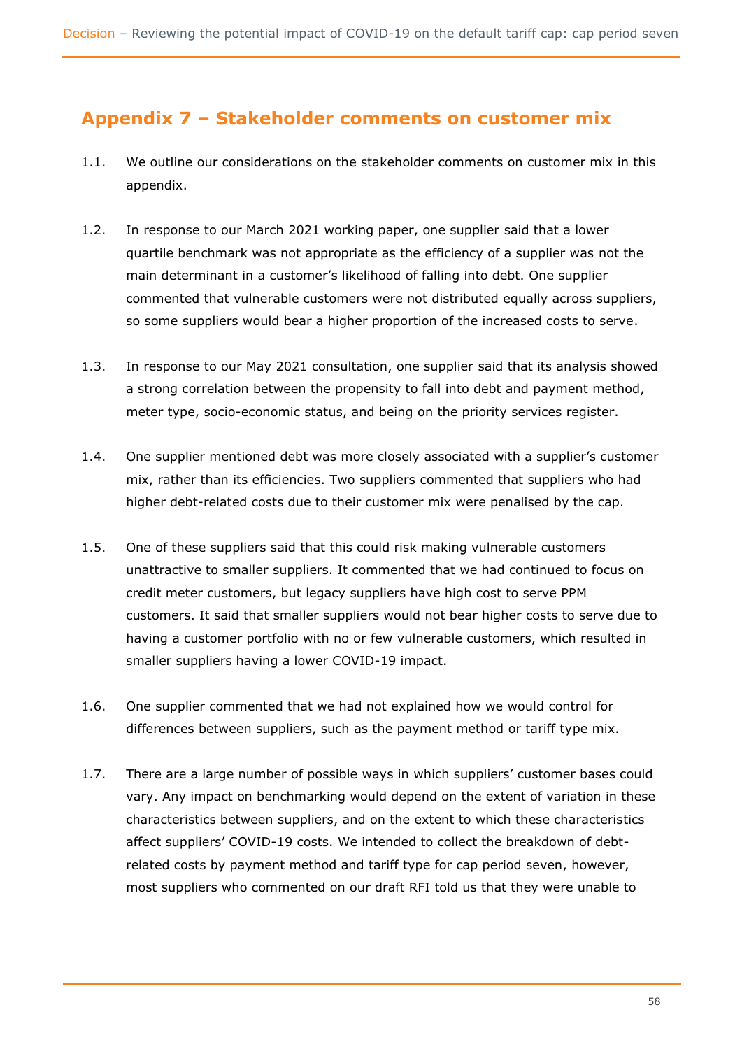## Appendix 7 – Stakeholder comments on customer mix

1.1. We outline our considerations on the stakeholder comments on customer mix in this appendix.

1.2. In response to our March 2021 working paper, one supplier said that a lower quartile benchmark was not appropriate as the efficiency of a supplier was not the main determinant in a customer's likelihood of falling into debt. One supplier commented that vulnerable customers were not distributed equally across suppliers, so some suppliers would bear a higher proportion of the increased costs to serve.

1.3. In response to our May 2021 consultation, one supplier said that its analysis showed a strong correlation between the propensity to fall into debt and payment method, meter type, socio-economic status, and being on the priority services register.

1.4. One supplier mentioned debt was more closely associated with a supplier's customer mix, rather than its efficiencies. Two suppliers commented that suppliers who had higher debt-related costs due to their customer mix were penalised by the cap.

1.5. One of these suppliers said that this could risk making vulnerable customers unattractive to smaller suppliers. It commented that we had continued to focus on credit meter customers, but legacy suppliers have high cost to serve PPM customers. It said that smaller suppliers would not bear higher costs to serve due to having a customer portfolio with no or few vulnerable customers, which resulted in smaller suppliers having a lower COVID-19 impact.

1.6. One supplier commented that we had not explained how we would control for differences between suppliers, such as the payment method or tariff type mix.

1.7. There are a large number of possible ways in which suppliers' customer bases could vary. Any impact on benchmarking would depend on the extent of variation in these characteristics between suppliers, and on the extent to which these characteristics affect suppliers' COVID-19 costs. We intended to collect the breakdown of debt-related costs by payment method and tariff type for cap period seven, however, most suppliers who commented on our draft RFI told us that they were unable to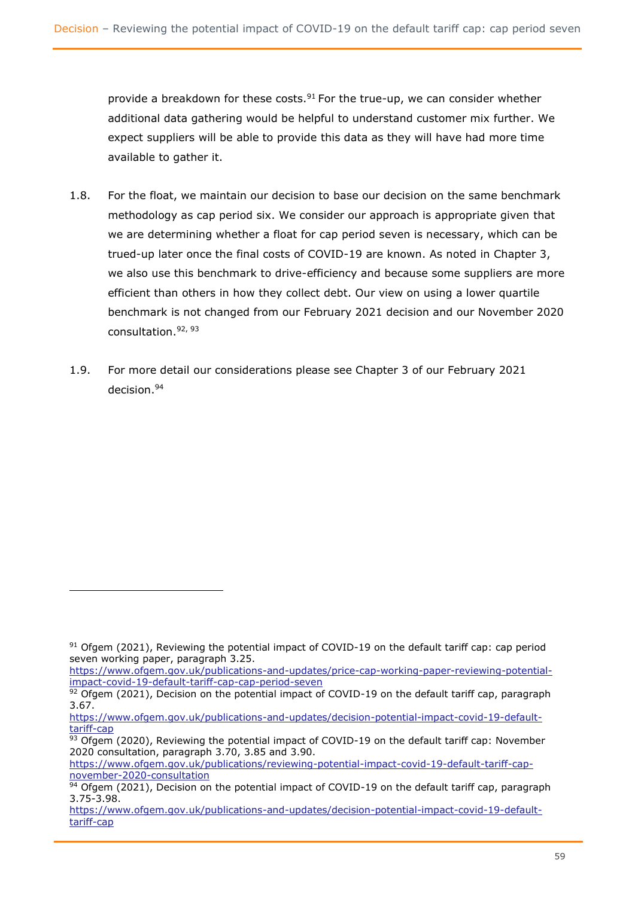provide a breakdown for these costs.[91] For the true-up, we can consider whether additional data gathering would be helpful to understand customer mix further. We expect suppliers will be able to provide this data as they will have had more time available to gather it.

1.8. For the float, we maintain our decision to base our decision on the same benchmark methodology as cap period six. We consider our approach is appropriate given that we are determining whether a float for cap period seven is necessary, which can be trued-up later once the final costs of COVID-19 are known. As noted in Chapter 3, we also use this benchmark to drive-efficiency and because some suppliers are more efficient than others in how they collect debt. Our view on using a lower quartile benchmark is not changed from our February 2021 decision and our November 2020 consultation.[92, 93]

1.9. For more detail our considerations please see Chapter 3 of our February 2021 decision.[94]

---

[91] Ofgem (2021), Reviewing the potential impact of COVID-19 on the default tariff cap: cap period seven working paper, paragraph 3.25. https://www.ofgem.gov.uk/publications-and-updates/price-cap-working-paper-reviewing-potential-impact-covid-19-default-tariff-cap-cap-period-seven

[92] Ofgem (2021), Decision on the potential impact of COVID-19 on the default tariff cap, paragraph 3.67. https://www.ofgem.gov.uk/publications-and-updates/decision-potential-impact-covid-19-default-tariff-cap

[93] Ofgem (2020), Reviewing the potential impact of COVID-19 on the default tariff cap: November 2020 consultation, paragraph 3.70, 3.85 and 3.90. https://www.ofgem.gov.uk/publications/reviewing-potential-impact-covid-19-default-tariff-cap-november-2020-consultation

[94] Ofgem (2021), Decision on the potential impact of COVID-19 on the default tariff cap, paragraph 3.75-3.98. https://www.ofgem.gov.uk/publications-and-updates/decision-potential-impact-covid-19-default-tariff-cap